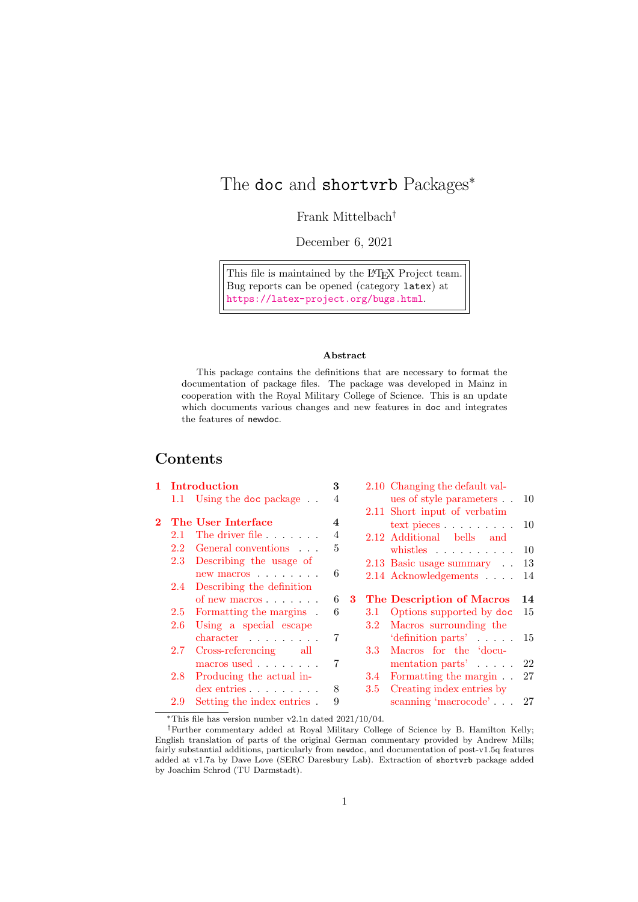# The `doc` and `shortvrb` Packages*

Frank Mittelbach†

December 6, 2021

> This file is maintained by the LaTeX Project team.
> Bug reports can be opened (category `latex`) at
> https://latex-project.org/bugs.html.

### Abstract

This package contains the definitions that are necessary to format the documentation of package files. The package was developed in Mainz in cooperation with the Royal Military College of Science. This is an update which documents various changes and new features in `doc` and integrates the features of `newdoc`.

## Contents

- **1 Introduction** — 3
  - 1.1 Using the `doc` package — 4
- **2 The User Interface** — 4
  - 2.1 The driver file — 4
  - 2.2 General conventions — 5
  - 2.3 Describing the usage of new macros — 6
  - 2.4 Describing the definition of new macros — 6
  - 2.5 Formatting the margins — 6
  - 2.6 Using a special escape character — 7
  - 2.7 Cross-referencing all macros used — 7
  - 2.8 Producing the actual index entries — 8
  - 2.9 Setting the index entries — 9
  - 2.10 Changing the default values of style parameters — 10
  - 2.11 Short input of verbatim text pieces — 10
  - 2.12 Additional bells and whistles — 10
  - 2.13 Basic usage summary — 13
  - 2.14 Acknowledgements — 14
- **3 The Description of Macros** — 14
  - 3.1 Options supported by `doc` — 15
  - 3.2 Macros surrounding the 'definition parts' — 15
  - 3.3 Macros for the 'documentation parts' — 22
  - 3.4 Formatting the margin — 27
  - 3.5 Creating index entries by scanning 'macrocode' — 27

---

*This file has version number v2.1n dated 2021/10/04.

†Further commentary added at Royal Military College of Science by B. Hamilton Kelly; English translation of parts of the original German commentary provided by Andrew Mills; fairly substantial additions, particularly from `newdoc`, and documentation of post-v1.5q features added at v1.7a by Dave Love (SERC Daresbury Lab). Extraction of `shortvrb` package added by Joachim Schrod (TU Darmstadt).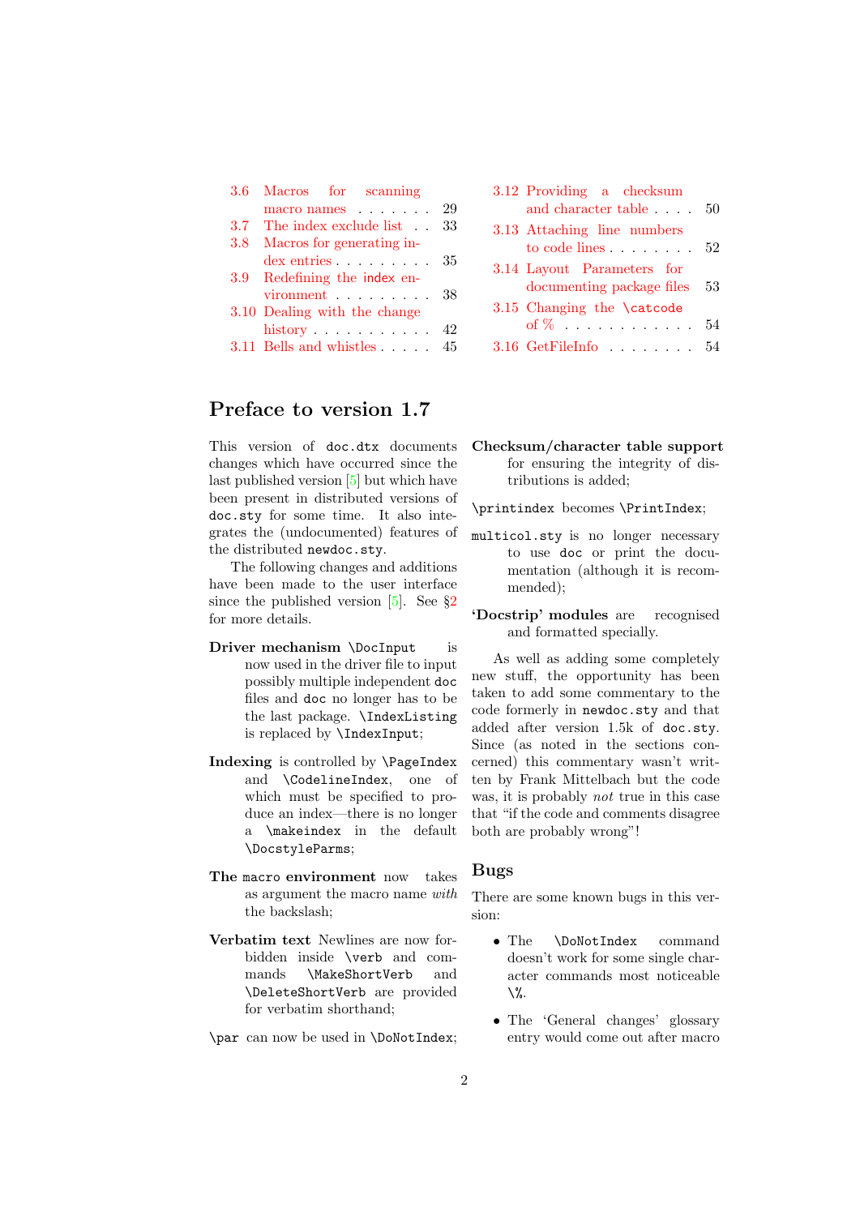3.6 Macros for scanning macro names . . . . . . . 29
3.7 The index exclude list . . 33
3.8 Macros for generating index entries . . . . . . . . . 35
3.9 Redefining the `index` environment . . . . . . . . . 38
3.10 Dealing with the change history . . . . . . . . . . . 42
3.11 Bells and whistles . . . . . 45
3.12 Providing a checksum and character table . . . . 50
3.13 Attaching line numbers to code lines . . . . . . . . 52
3.14 Layout Parameters for documenting package files 53
3.15 Changing the `\catcode` of % . . . . . . . . . . . . 54
3.16 GetFileInfo . . . . . . . . 54

## Preface to version 1.7

This version of `doc.dtx` documents changes which have occurred since the last published version [5] but which have been present in distributed versions of `doc.sty` for some time. It also integrates the (undocumented) features of the distributed `newdoc.sty`.

The following changes and additions have been made to the user interface since the published version [5]. See §2 for more details.

**Driver mechanism** `\DocInput` is now used in the driver file to input possibly multiple independent `doc` files and `doc` no longer has to be the last package. `\IndexListing` is replaced by `\IndexInput`;

**Indexing** is controlled by `\PageIndex` and `\CodelineIndex`, one of which must be specified to produce an index—there is no longer a `\makeindex` in the default `\DocstyleParms`;

**The `macro` environment** now takes as argument the macro name *with* the backslash;

**Verbatim text** Newlines are now forbidden inside `\verb` and commands `\MakeShortVerb` and `\DeleteShortVerb` are provided for verbatim shorthand;

`\par` can now be used in `\DoNotIndex`;

**Checksum/character table support** for ensuring the integrity of distributions is added;

`\printindex` becomes `\PrintIndex`;

`multicol.sty` is no longer necessary to use `doc` or print the documentation (although it is recommended);

**'Docstrip' modules** are recognised and formatted specially.

As well as adding some completely new stuff, the opportunity has been taken to add some commentary to the code formerly in `newdoc.sty` and that added after version 1.5k of `doc.sty`. Since (as noted in the sections concerned) this commentary wasn't written by Frank Mittelbach but the code was, it is probably *not* true in this case that "if the code and comments disagree both are probably wrong"!

## Bugs

There are some known bugs in this version:

- The `\DoNotIndex` command doesn't work for some single character commands most noticeable `\%`.
- The 'General changes' glossary entry would come out after macro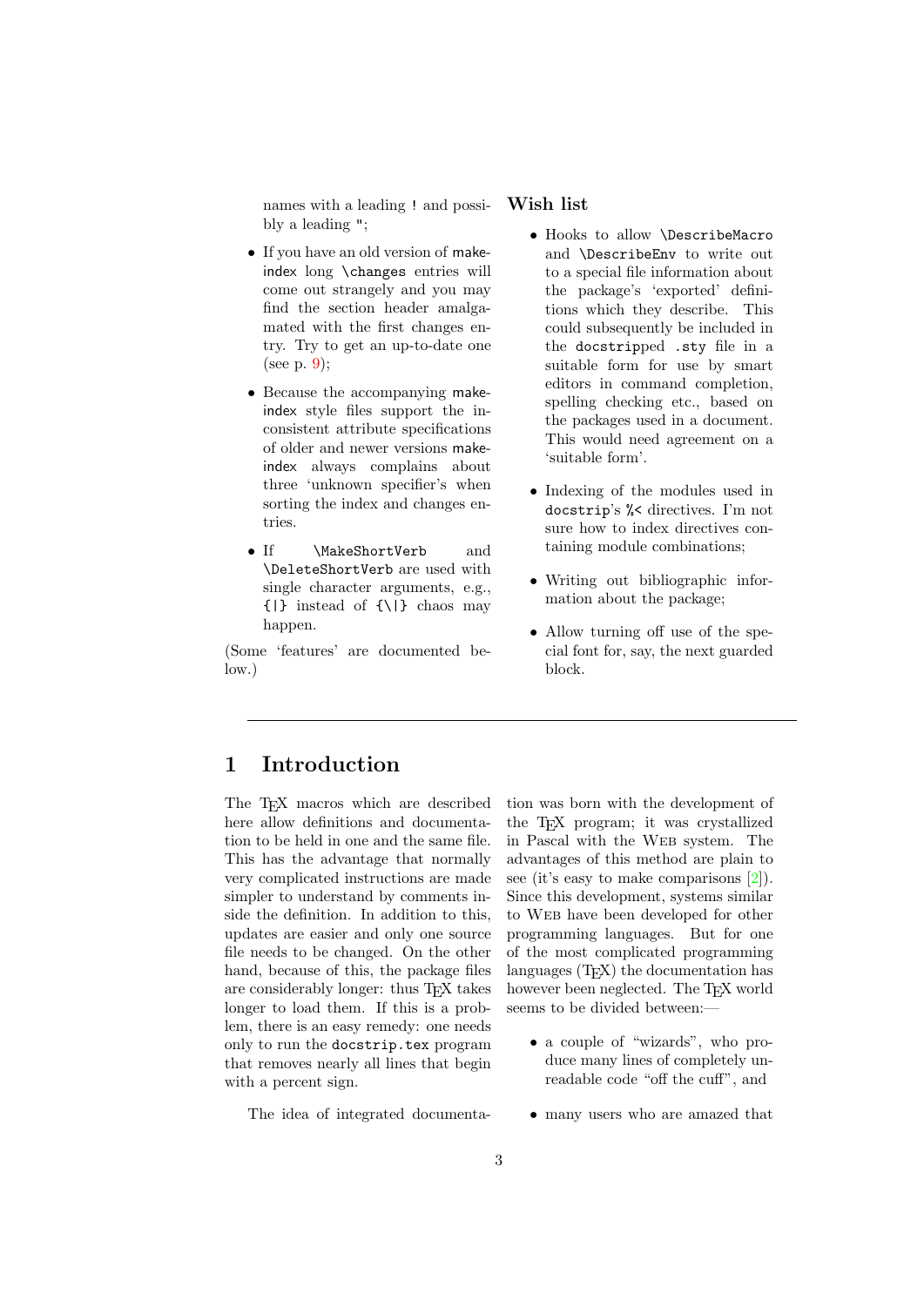names with a leading `!` and possibly a leading `"`;

- If you have an old version of makeindex long `\changes` entries will come out strangely and you may find the section header amalgamated with the first changes entry. Try to get an up-to-date one (see p. 9);
- Because the accompanying makeindex style files support the inconsistent attribute specifications of older and newer versions makeindex always complains about three 'unknown specifier's when sorting the index and changes entries.
- If `\MakeShortVerb` and `\DeleteShortVerb` are used with single character arguments, e.g., `{|}` instead of `{\|}` chaos may happen.

(Some 'features' are documented below.)

## Wish list

- Hooks to allow `\DescribeMacro` and `\DescribeEnv` to write out to a special file information about the package's 'exported' definitions which they describe. This could subsequently be included in the `docstripped .sty` file in a suitable form for use by smart editors in command completion, spelling checking etc., based on the packages used in a document. This would need agreement on a 'suitable form'.
- Indexing of the modules used in `docstrip`'s `%<` directives. I'm not sure how to index directives containing module combinations;
- Writing out bibliographic information about the package;
- Allow turning off use of the special font for, say, the next guarded block.

---

# 1 Introduction

The TeX macros which are described here allow definitions and documentation to be held in one and the same file. This has the advantage that normally very complicated instructions are made simpler to understand by comments inside the definition. In addition to this, updates are easier and only one source file needs to be changed. On the other hand, because of this, the package files are considerably longer: thus TeX takes longer to load them. If this is a problem, there is an easy remedy: one needs only to run the `docstrip.tex` program that removes nearly all lines that begin with a percent sign.

The idea of integrated documentation was born with the development of the TeX program; it was crystallized in Pascal with the WEB system. The advantages of this method are plain to see (it's easy to make comparisons [2]). Since this development, systems similar to WEB have been developed for other programming languages. But for one of the most complicated programming languages (TeX) the documentation has however been neglected. The TeX world seems to be divided between:—

- a couple of "wizards", who produce many lines of completely unreadable code "off the cuff", and
- many users who are amazed that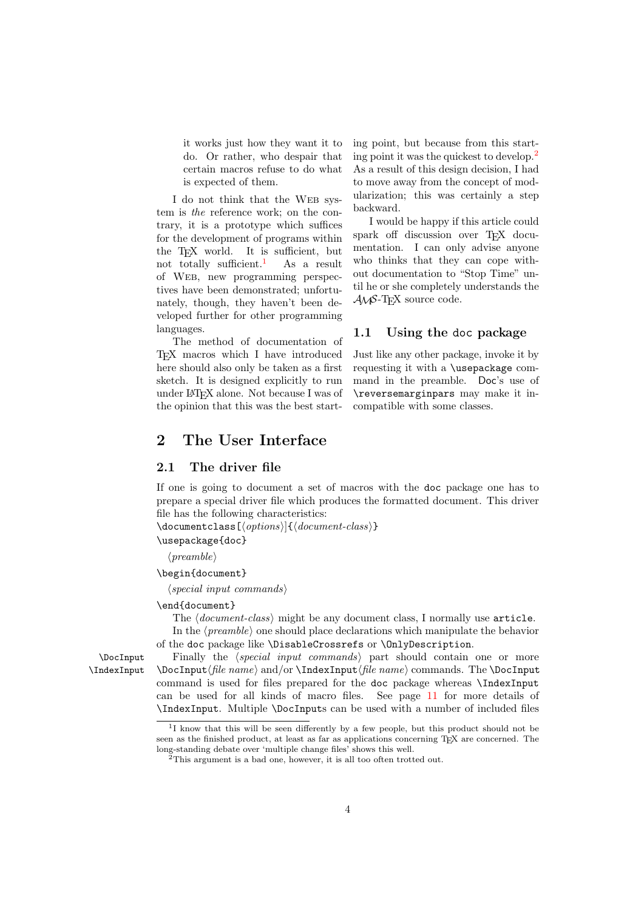> it works just how they want it to do. Or rather, who despair that certain macros refuse to do what is expected of them.

I do not think that the WEB system is *the* reference work; on the contrary, it is a prototype which suffices for the development of programs within the TEX world. It is sufficient, but not totally sufficient.[1] As a result of WEB, new programming perspectives have been demonstrated; unfortunately, though, they haven't been developed further for other programming languages.

The method of documentation of TEX macros which I have introduced here should also only be taken as a first sketch. It is designed explicitly to run under LaTeX alone. Not because I was of the opinion that this was the best starting point, but because from this starting point it was the quickest to develop.[2] As a result of this design decision, I had to move away from the concept of modularization; this was certainly a step backward.

I would be happy if this article could spark off discussion over TEX documentation. I can only advise anyone who thinks that they can cope without documentation to "Stop Time" until he or she completely understands the AMS-TEX source code.

### 1.1 Using the `doc` package

Just like any other package, invoke it by requesting it with a `\usepackage` command in the preamble. `Doc`'s use of `\reversemarginpars` may make it incompatible with some classes.

## 2 The User Interface

### 2.1 The driver file

If one is going to document a set of macros with the `doc` package one has to prepare a special driver file which produces the formatted document. This driver file has the following characteristics:

```
\documentclass[⟨options⟩]{⟨document-class⟩}
\usepackage{doc}
  ⟨preamble⟩
\begin{document}
  ⟨special input commands⟩
\end{document}
```

The ⟨*document-class*⟩ might be any document class, I normally use `article`.

In the ⟨*preamble*⟩ one should place declarations which manipulate the behavior of the `doc` package like `\DisableCrossrefs` or `\OnlyDescription`.

`\DocInput` `\IndexInput` Finally the ⟨*special input commands*⟩ part should contain one or more `\DocInput`⟨*file name*⟩ and/or `\IndexInput`⟨*file name*⟩ commands. The `\DocInput` command is used for files prepared for the `doc` package whereas `\IndexInput` can be used for all kinds of macro files. See page 11 for more details of `\IndexInput`. Multiple `\DocInput`s can be used with a number of included files

---

[1] I know that this will be seen differently by a few people, but this product should not be seen as the finished product, at least as far as applications concerning TEX are concerned. The long-standing debate over 'multiple change files' shows this well.

[2] This argument is a bad one, however, it is all too often trotted out.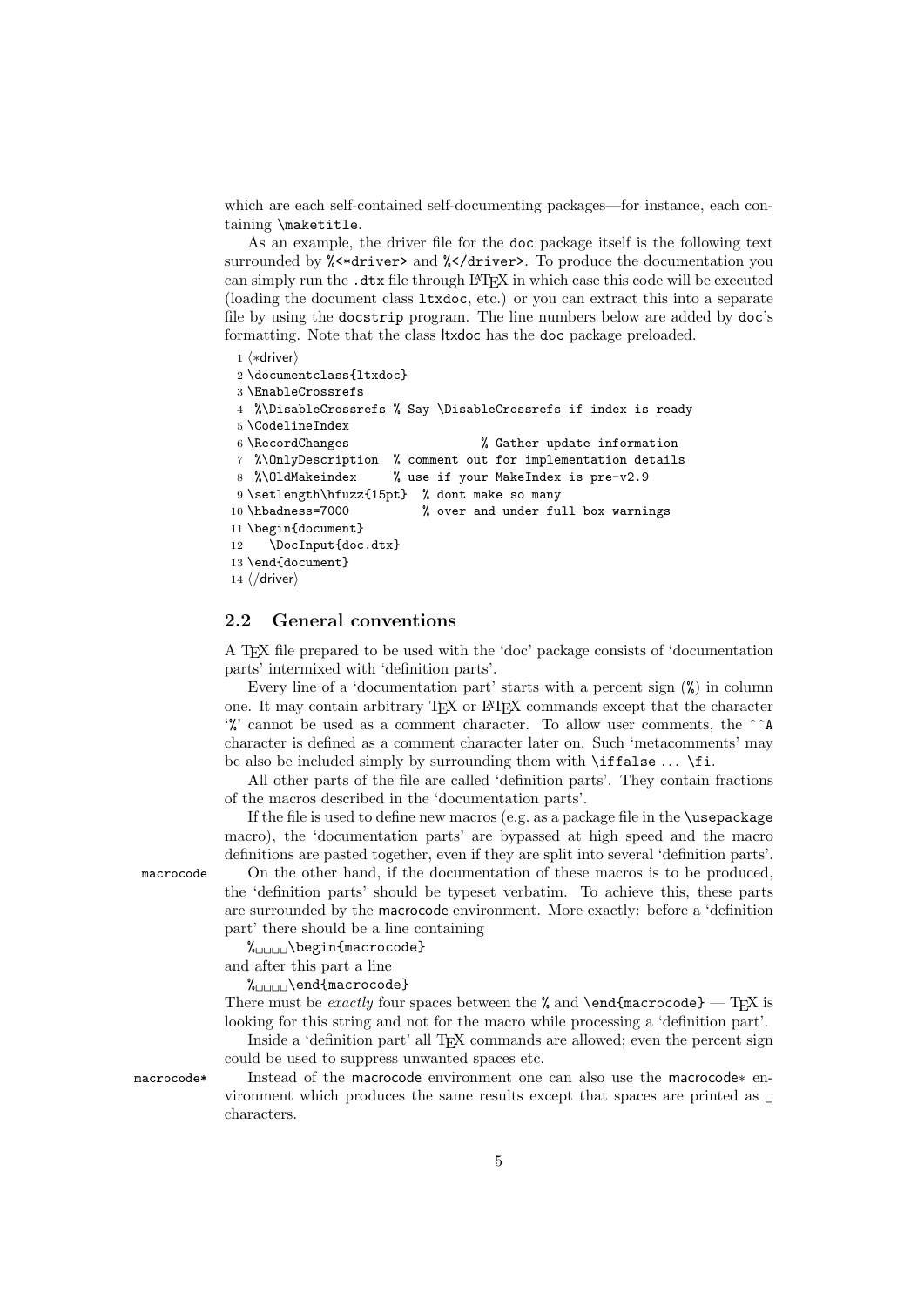which are each self-contained self-documenting packages—for instance, each containing `\maketitle`.

As an example, the driver file for the `doc` package itself is the following text surrounded by `%<*driver>` and `%</driver>`. To produce the documentation you can simply run the `.dtx` file through LaTeX in which case this code will be executed (loading the document class `ltxdoc`, etc.) or you can extract this into a separate file by using the `docstrip` program. The line numbers below are added by `doc`'s formatting. Note that the class ltxdoc has the `doc` package preloaded.

```
 1 ⟨*driver⟩
 2 \documentclass{ltxdoc}
 3 \EnableCrossrefs
 4  %\DisableCrossrefs % Say \DisableCrossrefs if index is ready
 5 \CodelineIndex
 6 \RecordChanges                  % Gather update information
 7  %\OnlyDescription  % comment out for implementation details
 8  %\OldMakeindex     % use if your MakeIndex is pre-v2.9
 9 \setlength\hfuzz{15pt}  % dont make so many
10 \hbadness=7000          % over and under full box warnings
11 \begin{document}
12    \DocInput{doc.dtx}
13 \end{document}
14 ⟨/driver⟩
```

## 2.2 General conventions

A TeX file prepared to be used with the 'doc' package consists of 'documentation parts' intermixed with 'definition parts'.

Every line of a 'documentation part' starts with a percent sign (`%`) in column one. It may contain arbitrary TeX or LaTeX commands except that the character '`%`' cannot be used as a comment character. To allow user comments, the `^^A` character is defined as a comment character later on. Such 'metacomments' may be also be included simply by surrounding them with `\iffalse` ... `\fi`.

All other parts of the file are called 'definition parts'. They contain fractions of the macros described in the 'documentation parts'.

If the file is used to define new macros (e.g. as a package file in the `\usepackage` macro), the 'documentation parts' are bypassed at high speed and the macro definitions are pasted together, even if they are split into several 'definition parts'.

`macrocode` On the other hand, if the documentation of these macros is to be produced, the 'definition parts' should be typeset verbatim. To achieve this, these parts are surrounded by the macrocode environment. More exactly: before a 'definition part' there should be a line containing

`%␣␣␣␣\begin{macrocode}`

and after this part a line

`%␣␣␣␣\end{macrocode}`

There must be *exactly* four spaces between the `%` and `\end{macrocode}` — TeX is looking for this string and not for the macro while processing a 'definition part'.

Inside a 'definition part' all TeX commands are allowed; even the percent sign could be used to suppress unwanted spaces etc.

`macrocode*` Instead of the macrocode environment one can also use the macrocode∗ environment which produces the same results except that spaces are printed as ␣ characters.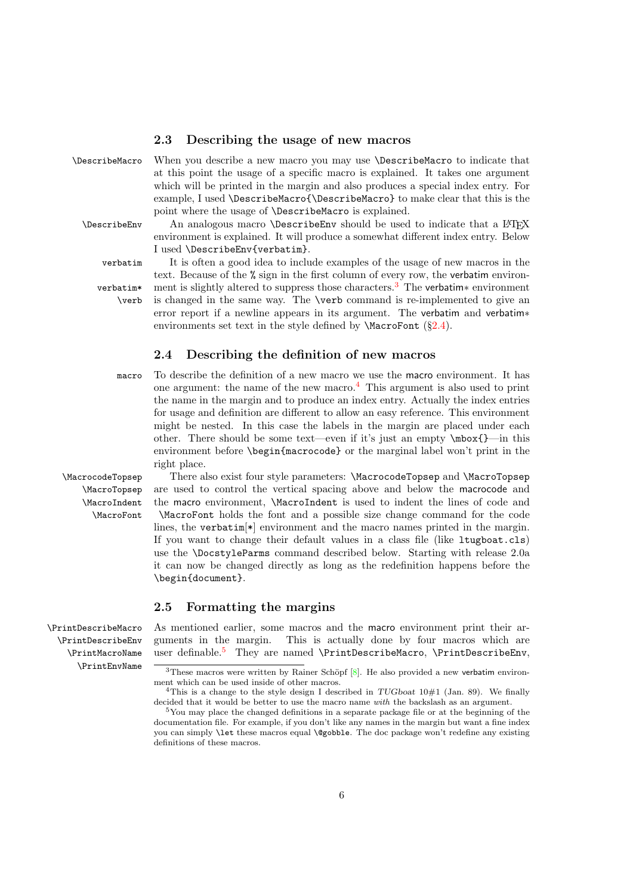## 2.3 Describing the usage of new macros

\DescribeMacro

When you describe a new macro you may use \DescribeMacro to indicate that at this point the usage of a specific macro is explained. It takes one argument which will be printed in the margin and also produces a special index entry. For example, I used \DescribeMacro{\DescribeMacro} to make clear that this is the point where the usage of \DescribeMacro is explained.

\DescribeEnv

An analogous macro \DescribeEnv should be used to indicate that a LaTeX environment is explained. It will produce a somewhat different index entry. Below I used \DescribeEnv{verbatim}.

verbatim
verbatim*
\verb

It is often a good idea to include examples of the usage of new macros in the text. Because of the % sign in the first column of every row, the verbatim environment is slightly altered to suppress those characters.[3] The verbatim∗ environment is changed in the same way. The \verb command is re-implemented to give an error report if a newline appears in its argument. The verbatim and verbatim∗ environments set text in the style defined by \MacroFont (§2.4).

## 2.4 Describing the definition of new macros

macro

To describe the definition of a new macro we use the macro environment. It has one argument: the name of the new macro.[4] This argument is also used to print the name in the margin and to produce an index entry. Actually the index entries for usage and definition are different to allow an easy reference. This environment might be nested. In this case the labels in the margin are placed under each other. There should be some text—even if it's just an empty \mbox{}—in this environment before \begin{macrocode} or the marginal label won't print in the right place.

\MacrocodeTopsep
\MacroTopsep
\MacroIndent
\MacroFont

There also exist four style parameters: \MacrocodeTopsep and \MacroTopsep are used to control the vertical spacing above and below the macrocode and the macro environment, \MacroIndent is used to indent the lines of code and \MacroFont holds the font and a possible size change command for the code lines, the verbatim[*] environment and the macro names printed in the margin. If you want to change their default values in a class file (like ltugboat.cls) use the \DocstyleParms command described below. Starting with release 2.0a it can now be changed directly as long as the redefinition happens before the \begin{document}.

## 2.5 Formatting the margins

\PrintDescribeMacro
\PrintDescribeEnv
\PrintMacroName
\PrintEnvName

As mentioned earlier, some macros and the macro environment print their arguments in the margin. This is actually done by four macros which are user definable.[5] They are named \PrintDescribeMacro, \PrintDescribeEnv,

---

[3] These macros were written by Rainer Schöpf [8]. He also provided a new verbatim environment which can be used inside of other macros.

[4] This is a change to the style design I described in *TUGboat* 10#1 (Jan. 89). We finally decided that it would be better to use the macro name *with* the backslash as an argument.

[5] You may place the changed definitions in a separate package file or at the beginning of the documentation file. For example, if you don't like any names in the margin but want a fine index you can simply \let these macros equal \@gobble. The doc package won't redefine any existing definitions of these macros.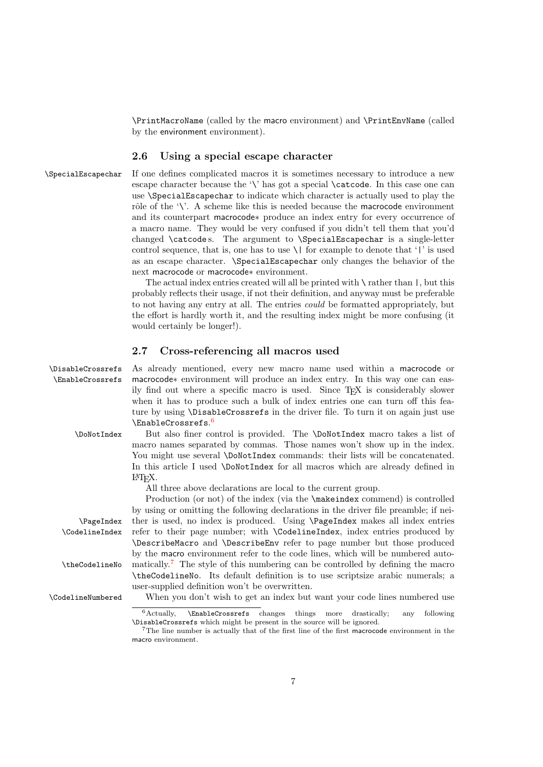\PrintMacroName (called by the macro environment) and \PrintEnvName (called by the environment environment).

### 2.6 Using a special escape character

\SpecialEscapechar

If one defines complicated macros it is sometimes necessary to introduce a new escape character because the '\' has got a special \catcode. In this case one can use \SpecialEscapechar to indicate which character is actually used to play the rôle of the '\'. A scheme like this is needed because the macrocode environment and its counterpart macrocode* produce an index entry for every occurrence of a macro name. They would be very confused if you didn't tell them that you'd changed \catcode s. The argument to \SpecialEscapechar is a single-letter control sequence, that is, one has to use \| for example to denote that '|' is used as an escape character. \SpecialEscapechar only changes the behavior of the next macrocode or macrocode* environment.

The actual index entries created will all be printed with \ rather than |, but this probably reflects their usage, if not their definition, and anyway must be preferable to not having any entry at all. The entries *could* be formatted appropriately, but the effort is hardly worth it, and the resulting index might be more confusing (it would certainly be longer!).

### 2.7 Cross-referencing all macros used

\DisableCrossrefs
\EnableCrossrefs

As already mentioned, every new macro name used within a macrocode or macrocode* environment will produce an index entry. In this way one can easily find out where a specific macro is used. Since TeX is considerably slower when it has to produce such a bulk of index entries one can turn off this feature by using \DisableCrossrefs in the driver file. To turn it on again just use \EnableCrossrefs.[6]

\DoNotIndex

But also finer control is provided. The \DoNotIndex macro takes a list of macro names separated by commas. Those names won't show up in the index. You might use several \DoNotIndex commands: their lists will be concatenated. In this article I used \DoNotIndex for all macros which are already defined in LaTeX.

All three above declarations are local to the current group.

\PageIndex
\CodelineIndex
\theCodelineNo

Production (or not) of the index (via the \makeindex commend) is controlled by using or omitting the following declarations in the driver file preamble; if neither is used, no index is produced. Using \PageIndex makes all index entries refer to their page number; with \CodelineIndex, index entries produced by \DescribeMacro and \DescribeEnv refer to page number but those produced by the macro environment refer to the code lines, which will be numbered automatically.[7] The style of this numbering can be controlled by defining the macro \theCodelineNo. Its default definition is to use scriptsize arabic numerals; a user-supplied definition won't be overwritten.

\CodelineNumbered

When you don't wish to get an index but want your code lines numbered use

---

[6] Actually, \EnableCrossrefs changes things more drastically; any following \DisableCrossrefs which might be present in the source will be ignored.

[7] The line number is actually that of the first line of the first macrocode environment in the macro environment.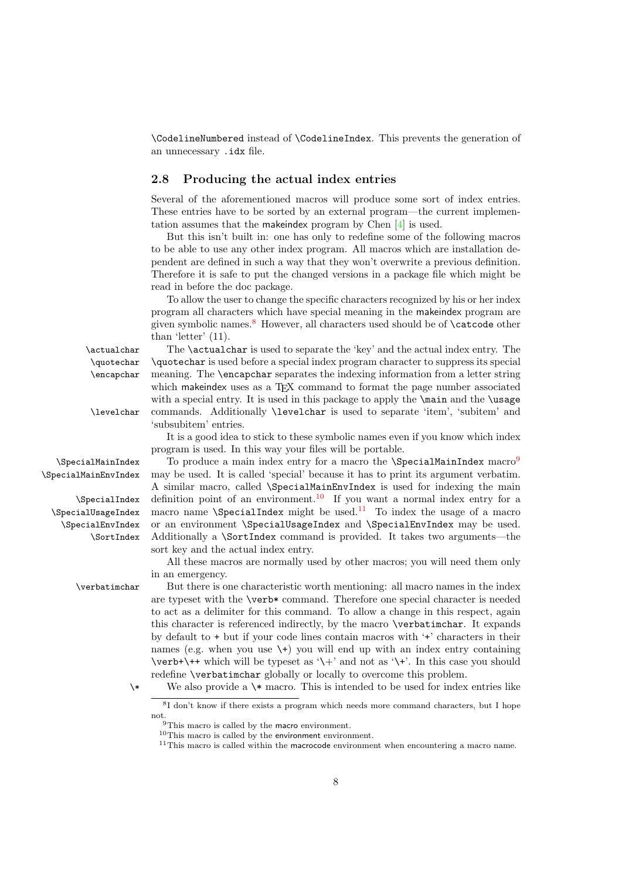`\CodelineNumbered` instead of `\CodelineIndex`. This prevents the generation of an unnecessary `.idx` file.

## 2.8 Producing the actual index entries

Several of the aforementioned macros will produce some sort of index entries. These entries have to be sorted by an external program—the current implementation assumes that the makeindex program by Chen [4] is used.

But this isn't built in: one has only to redefine some of the following macros to be able to use any other index program. All macros which are installation dependent are defined in such a way that they won't overwrite a previous definition. Therefore it is safe to put the changed versions in a package file which might be read in before the doc package.

To allow the user to change the specific characters recognized by his or her index program all characters which have special meaning in the makeindex program are given symbolic names.[8] However, all characters used should be of `\catcode` other than 'letter' (11).

`\actualchar` `\quotechar` `\encapchar` `\levelchar` The `\actualchar` is used to separate the 'key' and the actual index entry. The `\quotechar` is used before a special index program character to suppress its special meaning. The `\encapchar` separates the indexing information from a letter string which makeindex uses as a TeX command to format the page number associated with a special entry. It is used in this package to apply the `\main` and the `\usage` commands. Additionally `\levelchar` is used to separate 'item', 'subitem' and 'subsubitem' entries.

It is a good idea to stick to these symbolic names even if you know which index program is used. In this way your files will be portable.

`\SpecialMainIndex` `\SpecialMainEnvIndex` `\SpecialIndex` `\SpecialUsageIndex` `\SpecialEnvIndex` `\SortIndex` To produce a main index entry for a macro the `\SpecialMainIndex` macro[9] may be used. It is called 'special' because it has to print its argument verbatim. A similar macro, called `\SpecialMainEnvIndex` is used for indexing the main definition point of an environment.[10] If you want a normal index entry for a macro name `\SpecialIndex` might be used.[11] To index the usage of a macro or an environment `\SpecialUsageIndex` and `\SpecialEnvIndex` may be used. Additionally a `\SortIndex` command is provided. It takes two arguments—the sort key and the actual index entry.

All these macros are normally used by other macros; you will need them only in an emergency.

`\verbatimchar` But there is one characteristic worth mentioning: all macro names in the index are typeset with the `\verb*` command. Therefore one special character is needed to act as a delimiter for this command. To allow a change in this respect, again this character is referenced indirectly, by the macro `\verbatimchar`. It expands by default to `+` but if your code lines contain macros with '`+`' characters in their names (e.g. when you use `\+`) you will end up with an index entry containing `\verb+\++` which will be typeset as '\+' and not as '`\+`'. In this case you should redefine `\verbatimchar` globally or locally to overcome this problem.

`\*` We also provide a `\*` macro. This is intended to be used for index entries like

---

[8] I don't know if there exists a program which needs more command characters, but I hope not.

[9] This macro is called by the macro environment.

[10] This macro is called by the environment environment.

[11] This macro is called within the macrocode environment when encountering a macro name.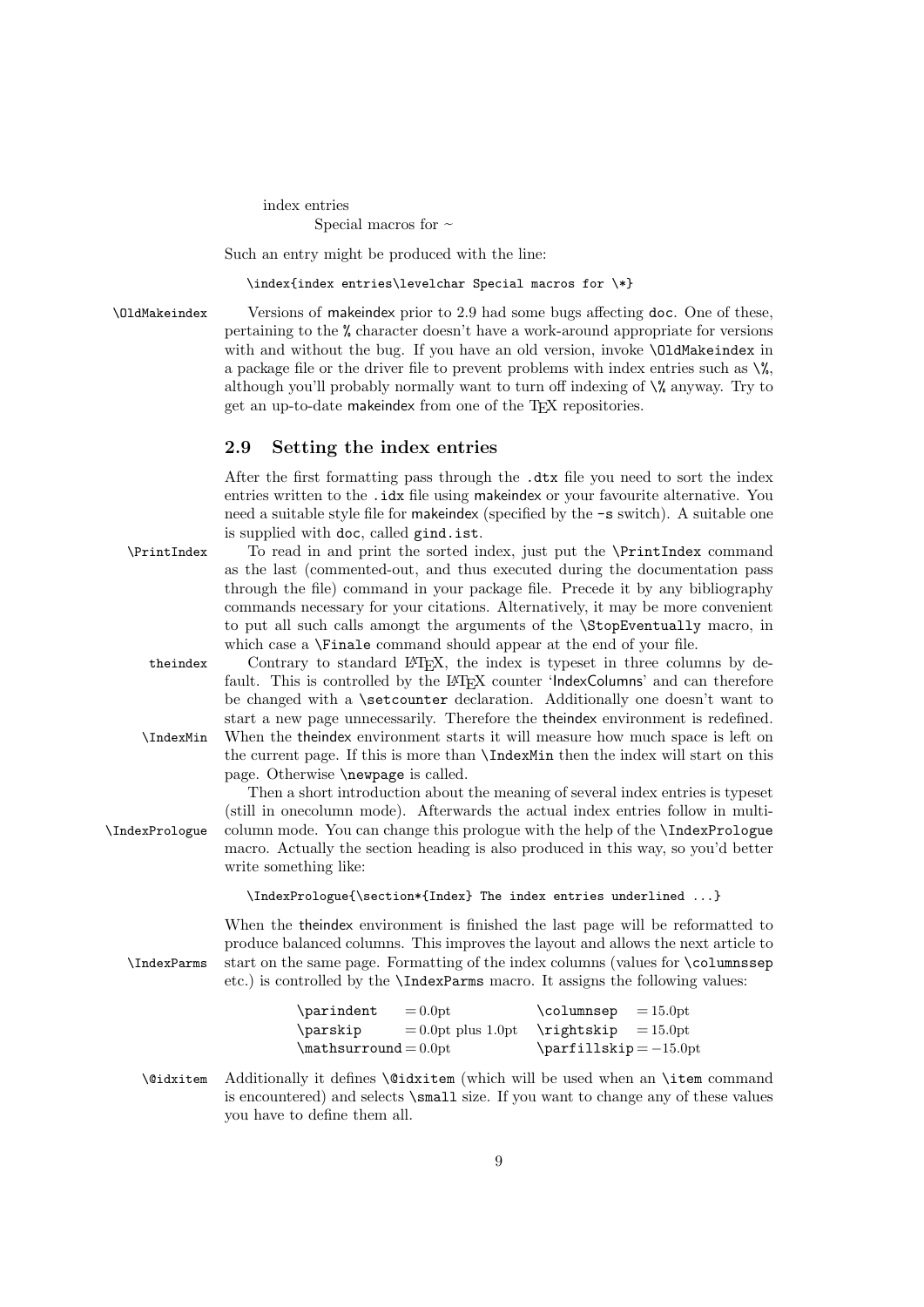index entries

    Special macros for ~

Such an entry might be produced with the line:

```
\index{index entries\levelchar Special macros for \*}
```

\OldMakeindex Versions of makeindex prior to 2.9 had some bugs affecting doc. One of these, pertaining to the % character doesn't have a work-around appropriate for versions with and without the bug. If you have an old version, invoke `\OldMakeindex` in a package file or the driver file to prevent problems with index entries such as `\%`, although you'll probably normally want to turn off indexing of `\%` anyway. Try to get an up-to-date makeindex from one of the TeX repositories.

## 2.9 Setting the index entries

After the first formatting pass through the `.dtx` file you need to sort the index entries written to the `.idx` file using makeindex or your favourite alternative. You need a suitable style file for makeindex (specified by the `-s` switch). A suitable one is supplied with doc, called `gind.ist`.

\PrintIndex To read in and print the sorted index, just put the `\PrintIndex` command as the last (commented-out, and thus executed during the documentation pass through the file) command in your package file. Precede it by any bibliography commands necessary for your citations. Alternatively, it may be more convenient to put all such calls amongst the arguments of the `\StopEventually` macro, in which case a `\Finale` command should appear at the end of your file.

theindex Contrary to standard LaTeX, the index is typeset in three columns by default. This is controlled by the LaTeX counter 'IndexColumns' and can therefore be changed with a `\setcounter` declaration. Additionally one doesn't want to start a new page unnecessarily. Therefore the theindex environment is redefined.

\IndexMin When the theindex environment starts it will measure how much space is left on the current page. If this is more than `\IndexMin` then the index will start on this page. Otherwise `\newpage` is called.

Then a short introduction about the meaning of several index entries is typeset (still in onecolumn mode). Afterwards the actual index entries follow in multi-

\IndexPrologue column mode. You can change this prologue with the help of the `\IndexPrologue` macro. Actually the section heading is also produced in this way, so you'd better write something like:

```
\IndexPrologue{\section*{Index} The index entries underlined ...}
```

When the theindex environment is finished the last page will be reformatted to produce balanced columns. This improves the layout and allows the next article to

\IndexParms start on the same page. Formatting of the index columns (values for `\columnssep` etc.) is controlled by the `\IndexParms` macro. It assigns the following values:

| | | | |
|---|---|---|---|
| `\parindent` | = 0.0pt | `\columnsep` | = 15.0pt |
| `\parskip` | = 0.0pt plus 1.0pt | `\rightskip` | = 15.0pt |
| `\mathsurround` | = 0.0pt | `\parfillskip` | = −15.0pt |

\@idxitem Additionally it defines `\@idxitem` (which will be used when an `\item` command is encountered) and selects `\small` size. If you want to change any of these values you have to define them all.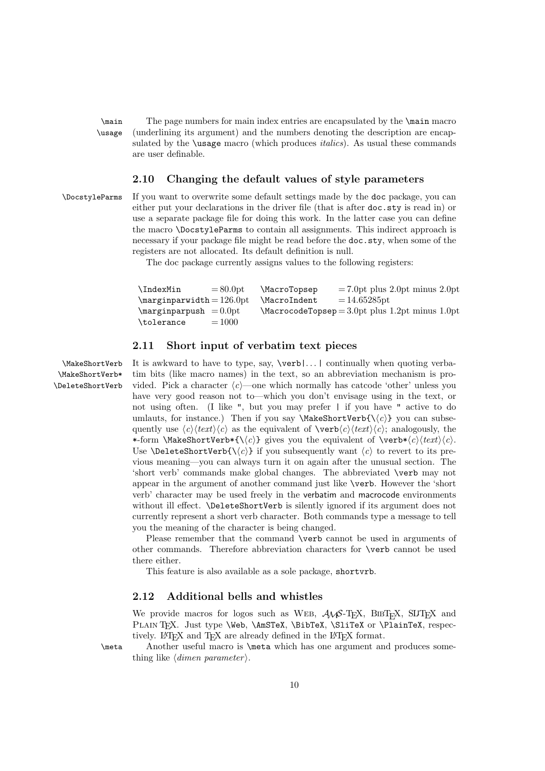`\main` `\usage` The page numbers for main index entries are encapsulated by the `\main` macro (underlining its argument) and the numbers denoting the description are encapsulated by the `\usage` macro (which produces *italics*). As usual these commands are user definable.

### 2.10 Changing the default values of style parameters

`\DocstyleParms` If you want to overwrite some default settings made by the doc package, you can either put your declarations in the driver file (that is after `doc.sty` is read in) or use a separate package file for doing this work. In the latter case you can define the macro `\DocstyleParms` to contain all assignments. This indirect approach is necessary if your package file might be read before the `doc.sty`, when some of the registers are not allocated. Its default definition is null.

The doc package currently assigns values to the following registers:

| | | | |
|---|---|---|---|
| `\IndexMin` | = 80.0pt | `\MacroTopsep` | = 7.0pt plus 2.0pt minus 2.0pt |
| `\marginparwidth` | = 126.0pt | `\MacroIndent` | = 14.65285pt |
| `\marginparpush` | = 0.0pt | `\MacrocodeTopsep` | = 3.0pt plus 1.2pt minus 1.0pt |
| `\tolerance` | = 1000 | | |

### 2.11 Short input of verbatim text pieces

`\MakeShortVerb` `\MakeShortVerb*` `\DeleteShortVerb` It is awkward to have to type, say, `\verb|...|` continually when quoting verbatim bits (like macro names) in the text, so an abbreviation mechanism is provided. Pick a character ⟨*c*⟩—one which normally has catcode 'other' unless you have very good reason not to—which you don't envisage using in the text, or not using often. (I like `"`, but you may prefer `|` if you have `"` active to do umlauts, for instance.) Then if you say `\MakeShortVerb{\`⟨*c*⟩`}` you can subsequently use ⟨*c*⟩⟨*text*⟩⟨*c*⟩ as the equivalent of `\verb`⟨*c*⟩⟨*text*⟩⟨*c*⟩; analogously, the `*`-form `\MakeShortVerb*{\`⟨*c*⟩`}` gives you the equivalent of `\verb*`⟨*c*⟩⟨*text*⟩⟨*c*⟩. Use `\DeleteShortVerb{\`⟨*c*⟩`}` if you subsequently want ⟨*c*⟩ to revert to its previous meaning—you can always turn it on again after the unusual section. The 'short verb' commands make global changes. The abbreviated `\verb` may not appear in the argument of another command just like `\verb`. However the 'short verb' character may be used freely in the verbatim and macrocode environments without ill effect. `\DeleteShortVerb` is silently ignored if its argument does not currently represent a short verb character. Both commands type a message to tell you the meaning of the character is being changed.

Please remember that the command `\verb` cannot be used in arguments of other commands. Therefore abbreviation characters for `\verb` cannot be used there either.

This feature is also available as a sole package, `shortvrb`.

### 2.12 Additional bells and whistles

We provide macros for logos such as WEB, AMS-TeX, BibTeX, SliTeX and Plain TeX. Just type `\Web`, `\AmSTeX`, `\BibTeX`, `\SliTeX` or `\PlainTeX`, respectively. LaTeX and TeX are already defined in the LaTeX format.

`\meta` Another useful macro is `\meta` which has one argument and produces something like ⟨*dimen parameter*⟩.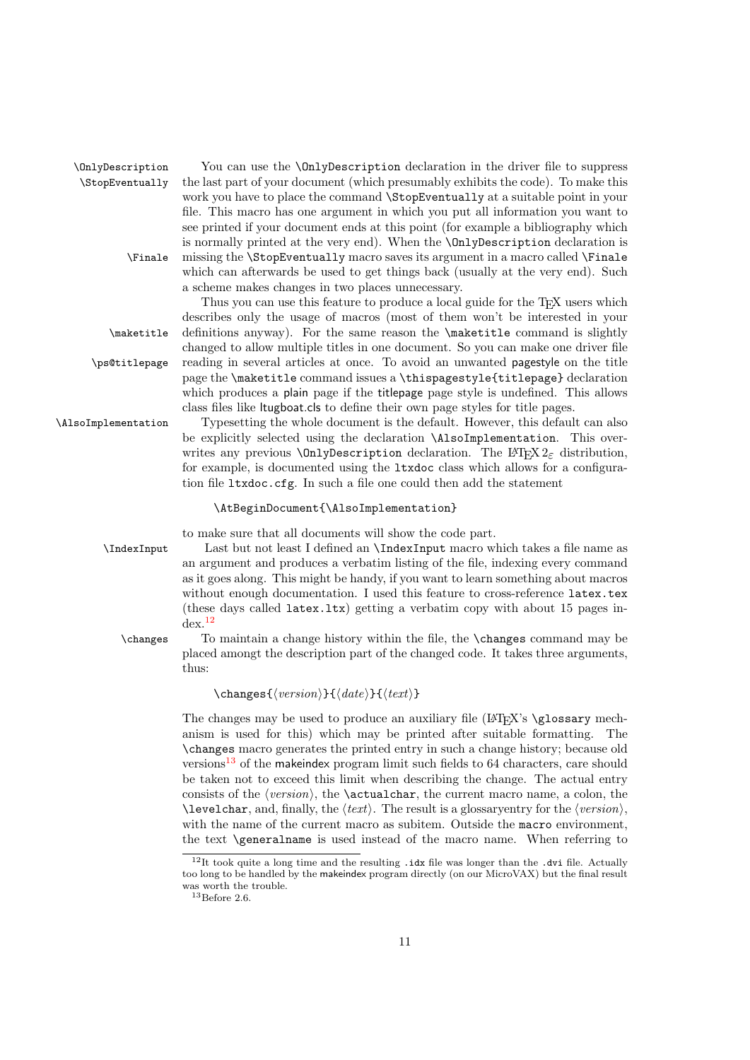`\OnlyDescription` `\StopEventually` You can use the `\OnlyDescription` declaration in the driver file to suppress the last part of your document (which presumably exhibits the code). To make this work you have to place the command `\StopEventually` at a suitable point in your file. This macro has one argument in which you put all information you want to see printed if your document ends at this point (for example a bibliography which is normally printed at the very end). When the `\OnlyDescription` declaration is missing the `\StopEventually` macro saves its argument in a macro called `\Finale` which can afterwards be used to get things back (usually at the very end). Such a scheme makes changes in two places unnecessary.

Thus you can use this feature to produce a local guide for the TeX users which describes only the usage of macros (most of them won't be interested in your definitions anyway). For the same reason the `\maketitle` command is slightly changed to allow multiple titles in one document. So you can make one driver file reading in several articles at once. To avoid an unwanted pagestyle on the title page the `\maketitle` command issues a `\thispagestyle{titlepage}` declaration which produces a plain page if the titlepage page style is undefined. This allows class files like ltugboat.cls to define their own page styles for title pages.

`\AlsoImplementation` Typesetting the whole document is the default. However, this default can also be explicitly selected using the declaration `\AlsoImplementation`. This overwrites any previous `\OnlyDescription` declaration. The LaTeX $2_\varepsilon$ distribution, for example, is documented using the `ltxdoc` class which allows for a configuration file `ltxdoc.cfg`. In such a file one could then add the statement

```
\AtBeginDocument{\AlsoImplementation}
```

to make sure that all documents will show the code part.

`\IndexInput` Last but not least I defined an `\IndexInput` macro which takes a file name as an argument and produces a verbatim listing of the file, indexing every command as it goes along. This might be handy, if you want to learn something about macros without enough documentation. I used this feature to cross-reference `latex.tex` (these days called `latex.ltx`) getting a verbatim copy with about 15 pages index.[12]

`\changes` To maintain a change history within the file, the `\changes` command may be placed amongst the description part of the changed code. It takes three arguments, thus:

```
\changes{⟨version⟩}{⟨date⟩}{⟨text⟩}
```

The changes may be used to produce an auxiliary file (LaTeX's `\glossary` mechanism is used for this) which may be printed after suitable formatting. The `\changes` macro generates the printed entry in such a change history; because old versions[13] of the makeindex program limit such fields to 64 characters, care should be taken not to exceed this limit when describing the change. The actual entry consists of the ⟨*version*⟩, the `\actualchar`, the current macro name, a colon, the `\levelchar`, and, finally, the ⟨*text*⟩. The result is a glossaryentry for the ⟨*version*⟩, with the name of the current macro as subitem. Outside the `macro` environment, the text `\generalname` is used instead of the macro name. When referring to

[12] It took quite a long time and the resulting `.idx` file was longer than the `.dvi` file. Actually too long to be handled by the makeindex program directly (on our MicroVAX) but the final result was worth the trouble.

[13] Before 2.6.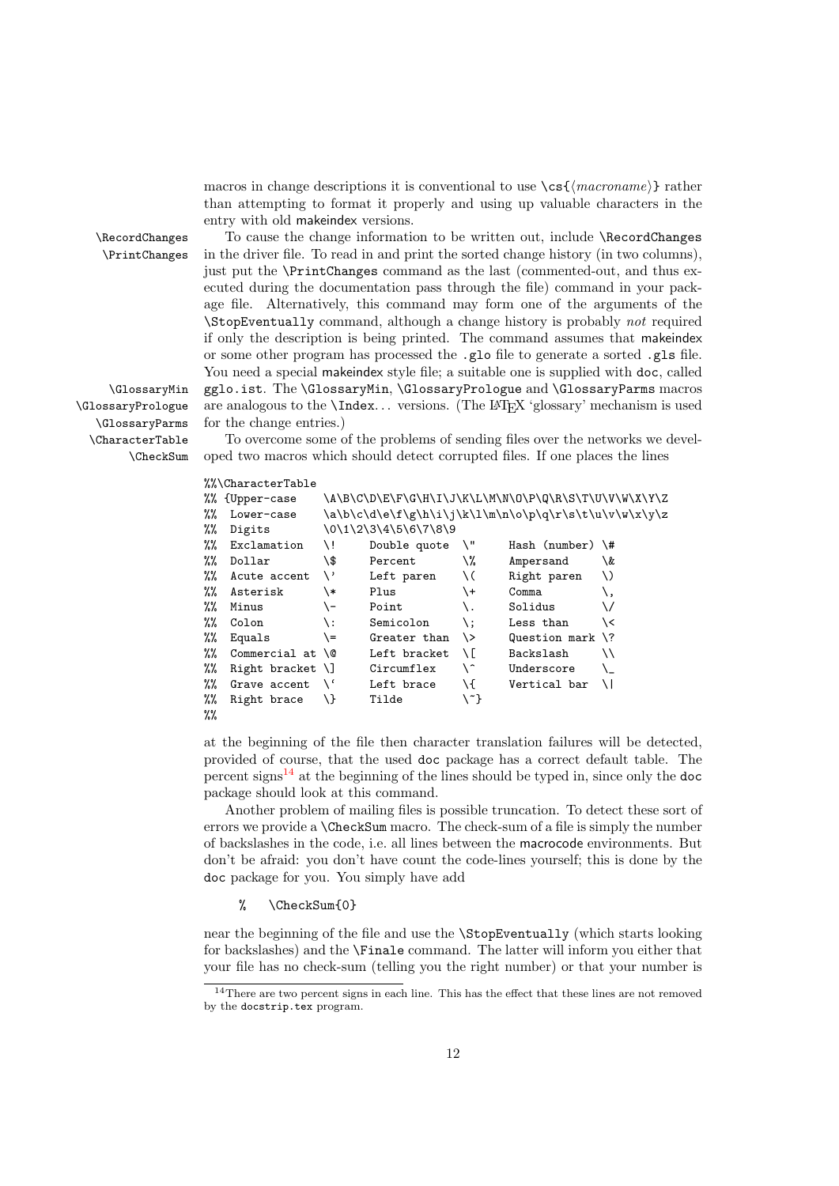macros in change descriptions it is conventional to use `\cs{⟨macroname⟩}` rather than attempting to format it properly and using up valuable characters in the entry with old makeindex versions.

`\RecordChanges` `\PrintChanges` To cause the change information to be written out, include `\RecordChanges` in the driver file. To read in and print the sorted change history (in two columns), just put the `\PrintChanges` command as the last (commented-out, and thus executed during the documentation pass through the file) command in your package file. Alternatively, this command may form one of the arguments of the `\StopEventually` command, although a change history is probably *not* required if only the description is being printed. The command assumes that makeindex or some other program has processed the `.glo` file to generate a sorted `.gls` file. You need a special makeindex style file; a suitable one is supplied with `doc`, called `gglo.ist`. The `\GlossaryMin`, `\GlossaryPrologue` and `\GlossaryParms` macros are analogous to the `\Index`... versions. (The LaTeX 'glossary' mechanism is used for the change entries.)

`\GlossaryMin` `\GlossaryPrologue` `\GlossaryParms` `\CharacterTable` `\CheckSum` To overcome some of the problems of sending files over the networks we developed two macros which should detect corrupted files. If one places the lines

```
%%\CharacterTable
%% {Upper-case    \A\B\C\D\E\F\G\H\I\J\K\L\M\N\O\P\Q\R\S\T\U\V\W\X\Y\Z
%%  Lower-case    \a\b\c\d\e\f\g\h\i\j\k\l\m\n\o\p\q\r\s\t\u\v\w\x\y\z
%%  Digits        \0\1\2\3\4\5\6\7\8\9
%%  Exclamation   \!     Double quote  \"     Hash (number) \#
%%  Dollar        \$     Percent       \%     Ampersand     \&
%%  Acute accent  \'     Left paren    \(     Right paren   \)
%%  Asterisk      \*     Plus          \+     Comma         \,
%%  Minus         \-     Point         \.     Solidus       \/
%%  Colon         \:     Semicolon     \;     Less than     \<
%%  Equals        \=     Greater than  \>     Question mark \?
%%  Commercial at \@     Left bracket  \[     Backslash     \\
%%  Right bracket \]     Circumflex    \^     Underscore    \_
%%  Grave accent  \`     Left brace    \{     Vertical bar  \|
%%  Right brace   \}     Tilde         \~}
%%
```

at the beginning of the file then character translation failures will be detected, provided of course, that the used `doc` package has a correct default table. The percent signs[14] at the beginning of the lines should be typed in, since only the `doc` package should look at this command.

Another problem of mailing files is possible truncation. To detect these sort of errors we provide a `\CheckSum` macro. The check-sum of a file is simply the number of backslashes in the code, i.e. all lines between the macrocode environments. But don't be afraid: you don't have count the code-lines yourself; this is done by the `doc` package for you. You simply have add

```
%    \CheckSum{0}
```

near the beginning of the file and use the `\StopEventually` (which starts looking for backslashes) and the `\Finale` command. The latter will inform you either that your file has no check-sum (telling you the right number) or that your number is

[14] There are two percent signs in each line. This has the effect that these lines are not removed by the `docstrip.tex` program.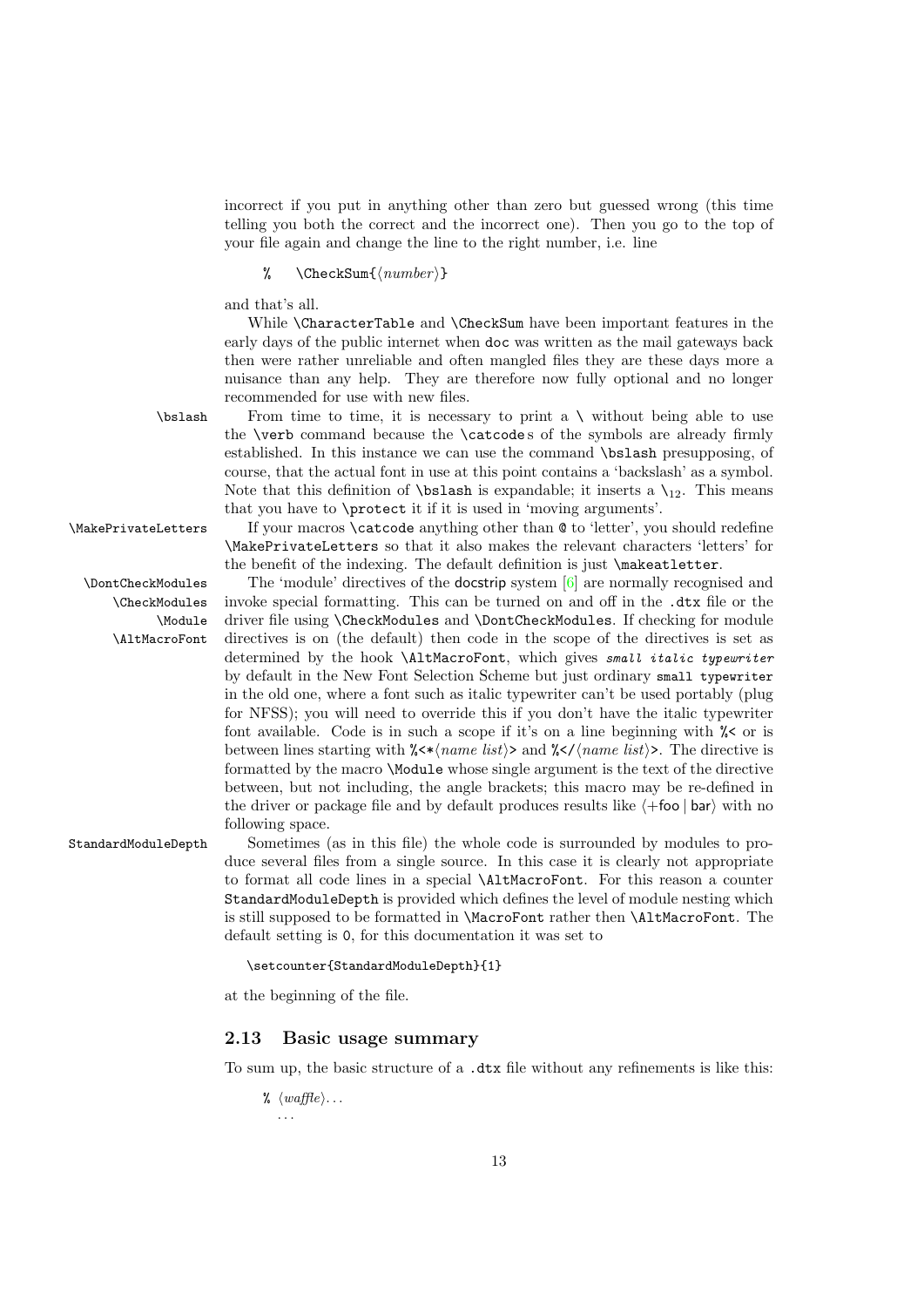incorrect if you put in anything other than zero but guessed wrong (this time telling you both the correct and the incorrect one). Then you go to the top of your file again and change the line to the right number, i.e. line

```
%    \CheckSum{⟨number⟩}
```

and that's all.

While `\CharacterTable` and `\CheckSum` have been important features in the early days of the public internet when `doc` was written as the mail gateways back then were rather unreliable and often mangled files they are these days more a nuisance than any help. They are therefore now fully optional and no longer recommended for use with new files.

`\bslash` From time to time, it is necessary to print a `\` without being able to use the `\verb` command because the `\catcode`s of the symbols are already firmly established. In this instance we can use the command `\bslash` presupposing, of course, that the actual font in use at this point contains a 'backslash' as a symbol. Note that this definition of `\bslash` is expandable; it inserts a $\backslash_{12}$. This means that you have to `\protect` it if it is used in 'moving arguments'.

`\MakePrivateLetters` If your macros `\catcode` anything other than `@` to 'letter', you should redefine `\MakePrivateLetters` so that it also makes the relevant characters 'letters' for the benefit of the indexing. The default definition is just `\makeatletter`.

`\DontCheckModules` `\CheckModules` `\Module` `\AltMacroFont` The 'module' directives of the `docstrip` system [6] are normally recognised and invoke special formatting. This can be turned on and off in the `.dtx` file or the driver file using `\CheckModules` and `\DontCheckModules`. If checking for module directives is on (the default) then code in the scope of the directives is set as determined by the hook `\AltMacroFont`, which gives *small italic typewriter* by default in the New Font Selection Scheme but just ordinary `small typewriter` in the old one, where a font such as italic typewriter can't be used portably (plug for NFSS); you will need to override this if you don't have the italic typewriter font available. Code is in such a scope if it's on a line beginning with `%<` or is between lines starting with `%<*`⟨*name list*⟩`>` and `%</`⟨*name list*⟩`>`. The directive is formatted by the macro `\Module` whose single argument is the text of the directive between, but not including, the angle brackets; this macro may be re-defined in the driver or package file and by default produces results like ⟨+foo | bar⟩ with no following space.

`StandardModuleDepth` Sometimes (as in this file) the whole code is surrounded by modules to produce several files from a single source. In this case it is clearly not appropriate to format all code lines in a special `\AltMacroFont`. For this reason a counter `StandardModuleDepth` is provided which defines the level of module nesting which is still supposed to be formatted in `\MacroFont` rather then `\AltMacroFont`. The default setting is `0`, for this documentation it was set to

```
\setcounter{StandardModuleDepth}{1}
```

at the beginning of the file.

## 2.13 Basic usage summary

To sum up, the basic structure of a `.dtx` file without any refinements is like this:

```
% ⟨waffle⟩...
  ...
```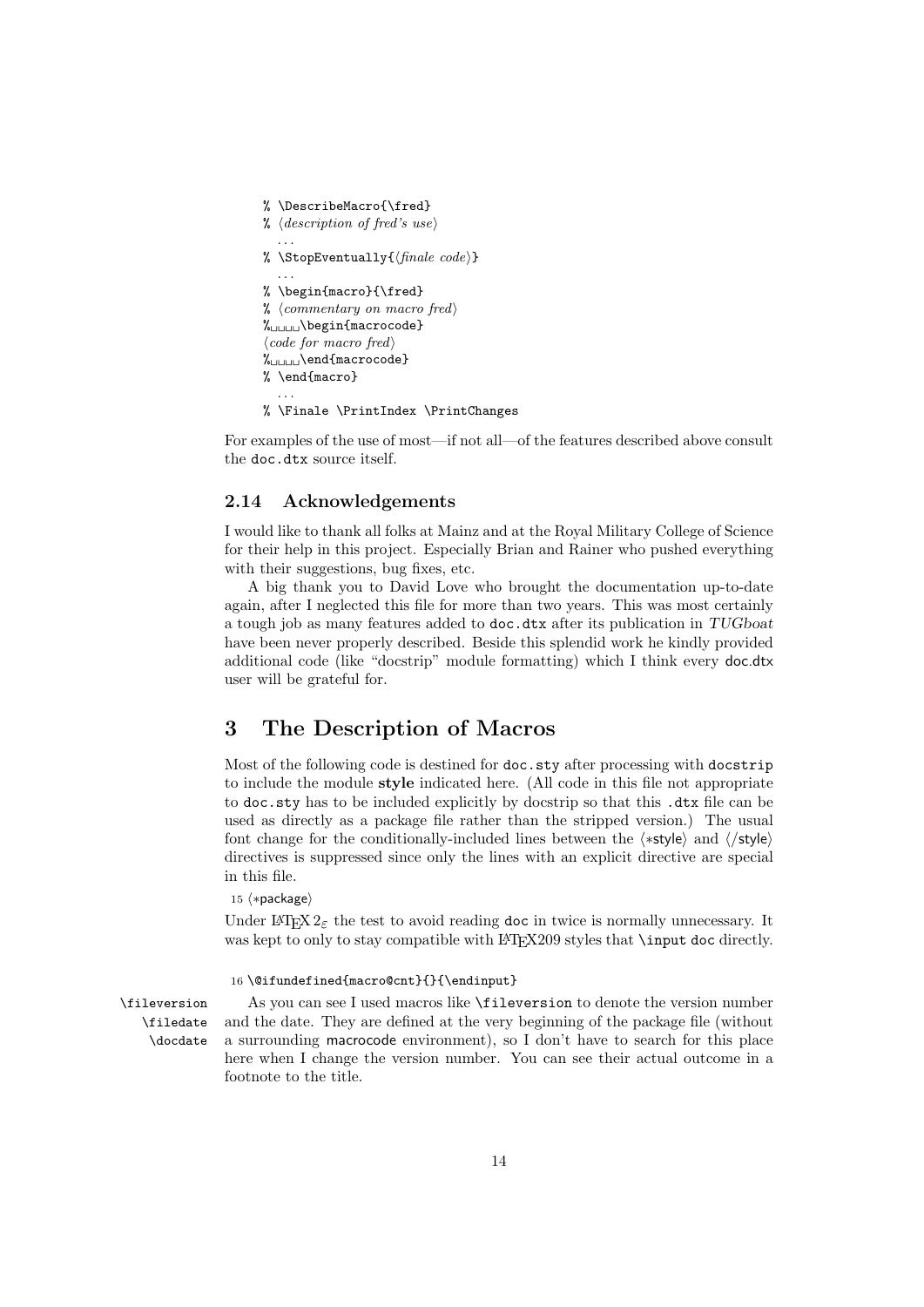```
% \DescribeMacro{\fred}
% ⟨description of fred's use⟩
   ...
% \StopEventually{⟨finale code⟩}
   ...
% \begin{macro}{\fred}
% ⟨commentary on macro fred⟩
%␣␣␣␣\begin{macrocode}
⟨code for macro fred⟩
%␣␣␣␣\end{macrocode}
% \end{macro}
   ...
% \Finale \PrintIndex \PrintChanges
```

For examples of the use of most—if not all—of the features described above consult the doc.dtx source itself.

### 2.14 Acknowledgements

I would like to thank all folks at Mainz and at the Royal Military College of Science for their help in this project. Especially Brian and Rainer who pushed everything with their suggestions, bug fixes, etc.

A big thank you to David Love who brought the documentation up-to-date again, after I neglected this file for more than two years. This was most certainly a tough job as many features added to doc.dtx after its publication in *TUGboat* have been never properly described. Beside this splendid work he kindly provided additional code (like "docstrip" module formatting) which I think every doc.dtx user will be grateful for.

## 3 The Description of Macros

Most of the following code is destined for doc.sty after processing with docstrip to include the module **style** indicated here. (All code in this file not appropriate to doc.sty has to be included explicitly by docstrip so that this .dtx file can be used as directly as a package file rather than the stripped version.) The usual font change for the conditionally-included lines between the ⟨*style⟩ and ⟨/style⟩ directives is suppressed since only the lines with an explicit directive are special in this file.

15 ⟨*package⟩

Under LaTeX $2_\varepsilon$ the test to avoid reading doc in twice is normally unnecessary. It was kept to only to stay compatible with LaTeX209 styles that \input doc directly.

```
16 \@ifundefined{macro@cnt}{}{\endinput}
```

\fileversion \filedate \docdate

As you can see I used macros like \fileversion to denote the version number and the date. They are defined at the very beginning of the package file (without a surrounding macrocode environment), so I don't have to search for this place here when I change the version number. You can see their actual outcome in a footnote to the title.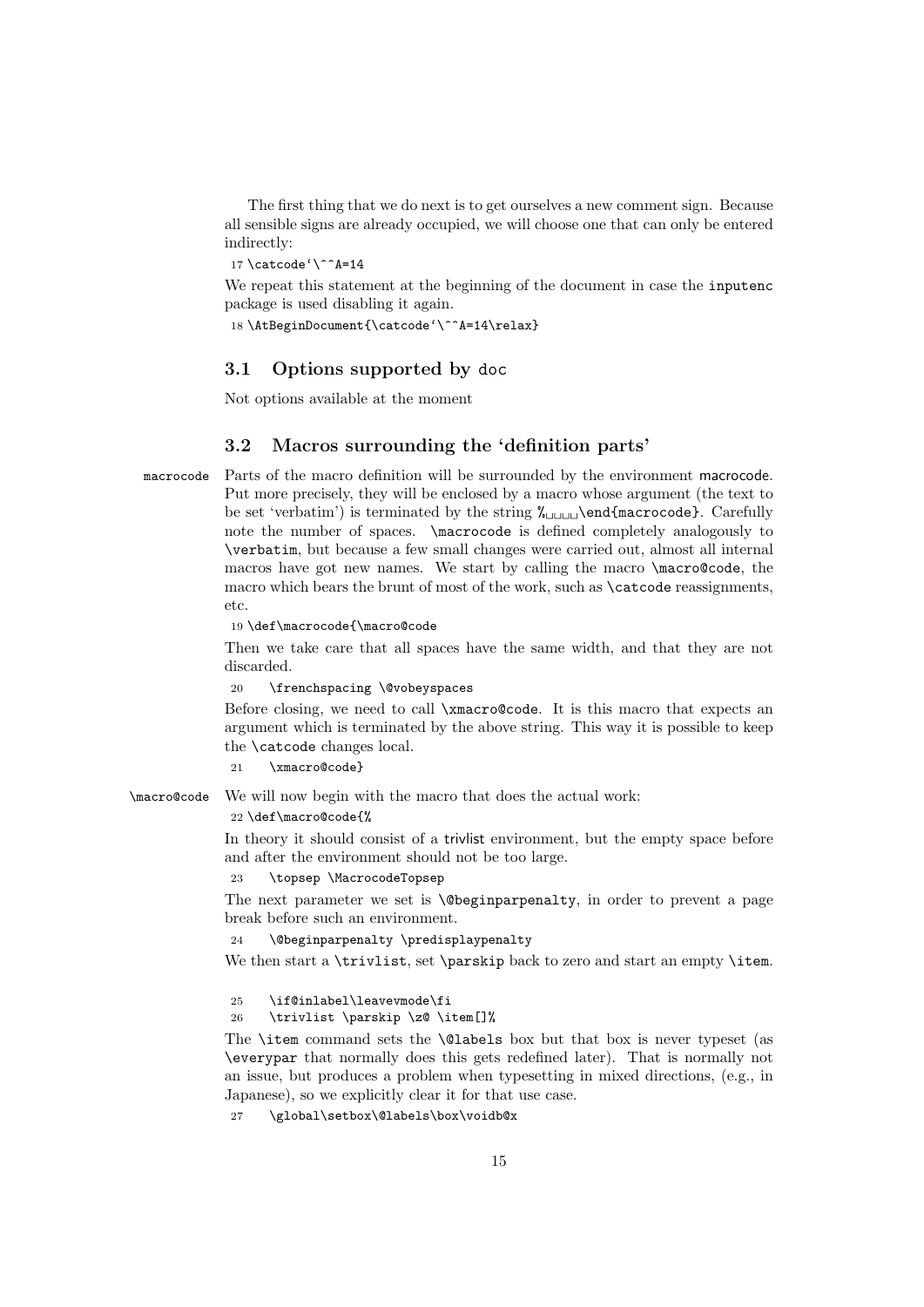The first thing that we do next is to get ourselves a new comment sign. Because all sensible signs are already occupied, we will choose one that can only be entered indirectly:

```
17 \catcode`\^^A=14
```

We repeat this statement at the beginning of the document in case the inputenc package is used disabling it again.

```
18 \AtBeginDocument{\catcode`\^^A=14\relax}
```

## 3.1 Options supported by doc

Not options available at the moment

## 3.2 Macros surrounding the 'definition parts'

macrocode

Parts of the macro definition will be surrounded by the environment macrocode. Put more precisely, they will be enclosed by a macro whose argument (the text to be set 'verbatim') is terminated by the string `%␣␣␣␣\end{macrocode}`. Carefully note the number of spaces. `\macrocode` is defined completely analogously to `\verbatim`, but because a few small changes were carried out, almost all internal macros have got new names. We start by calling the macro `\macro@code`, the macro which bears the brunt of most of the work, such as `\catcode` reassignments, etc.

```
19 \def\macrocode{\macro@code
```

Then we take care that all spaces have the same width, and that they are not discarded.

```
20     \frenchspacing \@vobeyspaces
```

Before closing, we need to call `\xmacro@code`. It is this macro that expects an argument which is terminated by the above string. This way it is possible to keep the `\catcode` changes local.

```
21     \xmacro@code}
```

\macro@code

We will now begin with the macro that does the actual work:

```
22 \def\macro@code{%
```

In theory it should consist of a trivlist environment, but the empty space before and after the environment should not be too large.

```
23     \topsep \MacrocodeTopsep
```

The next parameter we set is `\@beginparpenalty`, in order to prevent a page break before such an environment.

```
24     \@beginparpenalty \predisplaypenalty
```

We then start a `\trivlist`, set `\parskip` back to zero and start an empty `\item`.

```
25     \if@inlabel\leavevmode\fi
26     \trivlist \parskip \z@ \item[]%
```

The `\item` command sets the `\@labels` box but that box is never typeset (as `\everypar` that normally does this gets redefined later). That is normally not an issue, but produces a problem when typesetting in mixed directions, (e.g., in Japanese), so we explicitly clear it for that use case.

```
27     \global\setbox\@labels\box\voidb@x
```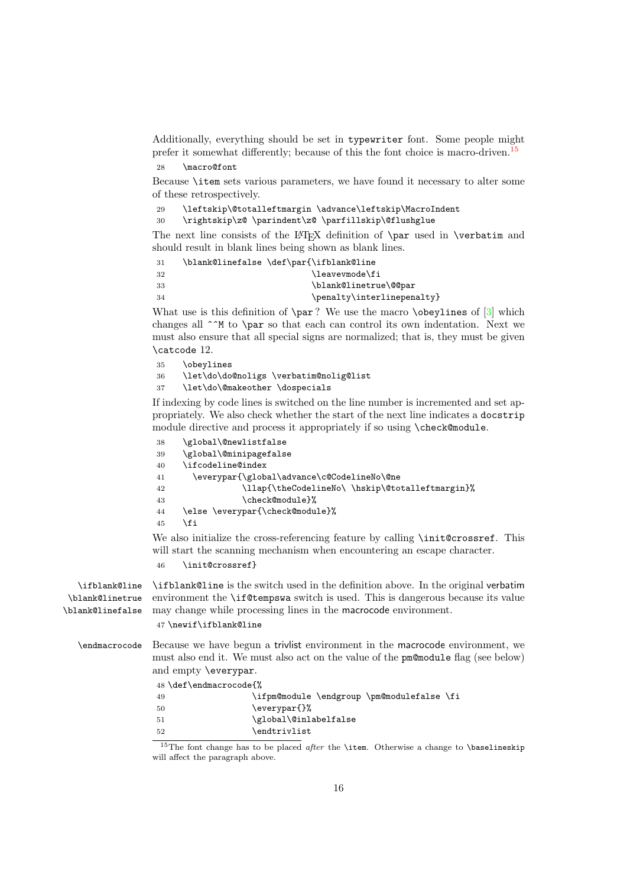Additionally, everything should be set in typewriter font. Some people might prefer it somewhat differently; because of this the font choice is macro-driven.[15]

```
28   \macro@font
```

Because \item sets various parameters, we have found it necessary to alter some of these retrospectively.

```
29   \leftskip\@totalleftmargin \advance\leftskip\MacroIndent
30   \rightskip\z@ \parindent\z@ \parfillskip\@flushglue
```

The next line consists of the LaTeX definition of \par used in \verbatim and should result in blank lines being shown as blank lines.

```
31   \blank@linefalse \def\par{\ifblank@line
32                            \leavevmode\fi
33                            \blank@linetrue\@@par
34                            \penalty\interlinepenalty}
```

What use is this definition of \par? We use the macro \obeylines of [3] which changes all ^^M to \par so that each can control its own indentation. Next we must also ensure that all special signs are normalized; that is, they must be given \catcode 12.

```
35   \obeylines
36   \let\do\do@noligs \verbatim@nolig@list
37   \let\do\@makeother \dospecials
```

If indexing by code lines is switched on the line number is incremented and set appropriately. We also check whether the start of the next line indicates a docstrip module directive and process it appropriately if so using \check@module.

```
38   \global\@newlistfalse
39   \global\@minipagefalse
40   \ifcodeline@index
41     \everypar{\global\advance\c@CodelineNo\@ne
42               \llap{\theCodelineNo\ \hskip\@totalleftmargin}%
43               \check@module}%
44   \else \everypar{\check@module}%
45   \fi
```

We also initialize the cross-referencing feature by calling \init@crossref. This will start the scanning mechanism when encountering an escape character.

```
46   \init@crossref}
```

\ifblank@line \blank@linetrue \blank@linefalse

\ifblank@line is the switch used in the definition above. In the original verbatim environment the \if@tempswa switch is used. This is dangerous because its value may change while processing lines in the macrocode environment.

```
47 \newif\ifblank@line
```

\endmacrocode

Because we have begun a trivlist environment in the macrocode environment, we must also end it. We must also act on the value of the pm@module flag (see below) and empty \everypar.

```
48 \def\endmacrocode{%
49                 \ifpm@module \endgroup \pm@modulefalse \fi
50                 \everypar{}%
51                 \global\@inlabelfalse
52                 \endtrivlist
```

[15] The font change has to be placed *after* the \item. Otherwise a change to \baselineskip will affect the paragraph above.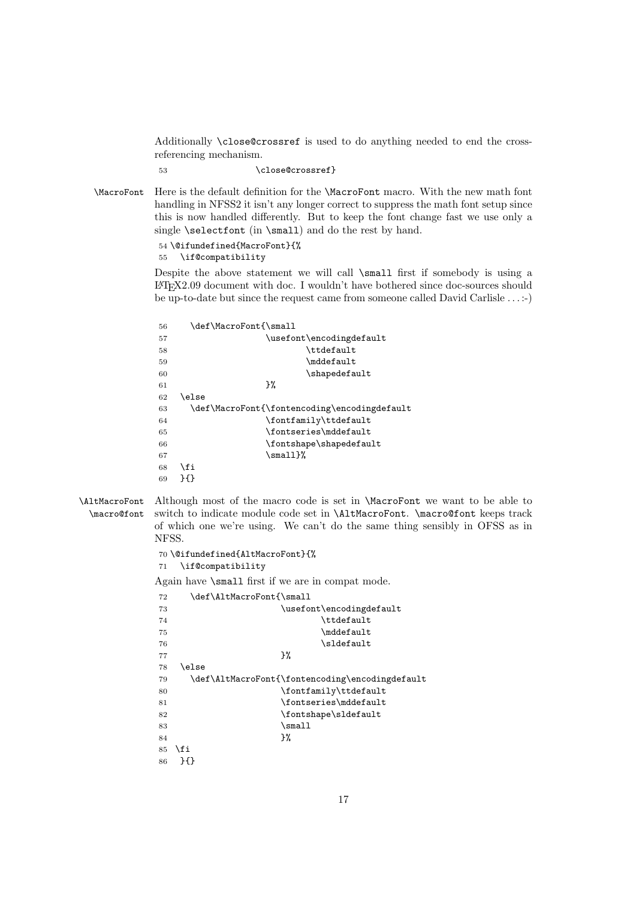Additionally `\close@crossref` is used to do anything needed to end the cross-referencing mechanism.

```
53                  \close@crossref}
```

`\MacroFont` Here is the default definition for the `\MacroFont` macro. With the new math font handling in NFSS2 it isn't any longer correct to suppress the math font setup since this is now handled differently. But to keep the font change fast we use only a single `\selectfont` (in `\small`) and do the rest by hand.

```
54 \@ifundefined{MacroFont}{%
55   \if@compatibility
```

Despite the above statement we will call `\small` first if somebody is using a LaTeX2.09 document with doc. I wouldn't have bothered since doc-sources should be up-to-date but since the request came from someone called David Carlisle ...:-)

```
56     \def\MacroFont{\small
57                    \usefont\encodingdefault
58                            \ttdefault
59                            \mddefault
60                            \shapedefault
61                    }%
62   \else
63     \def\MacroFont{\fontencoding\encodingdefault
64                    \fontfamily\ttdefault
65                    \fontseries\mddefault
66                    \fontshape\shapedefault
67                    \small}%
68   \fi
69   }{}
```

`\AltMacroFont` `\macro@font` Although most of the macro code is set in `\MacroFont` we want to be able to switch to indicate module code set in `\AltMacroFont`. `\macro@font` keeps track of which one we're using. We can't do the same thing sensibly in OFSS as in NFSS.

```
70 \@ifundefined{AltMacroFont}{%
71   \if@compatibility
```

Again have `\small` first if we are in compat mode.

```
72     \def\AltMacroFont{\small
73                       \usefont\encodingdefault
74                               \ttdefault
75                               \mddefault
76                               \sldefault
77                       }%
78   \else
79     \def\AltMacroFont{\fontencoding\encodingdefault
80                       \fontfamily\ttdefault
81                       \fontseries\mddefault
82                       \fontshape\sldefault
83                       \small
84                       }%
85 \fi
86  }{}
```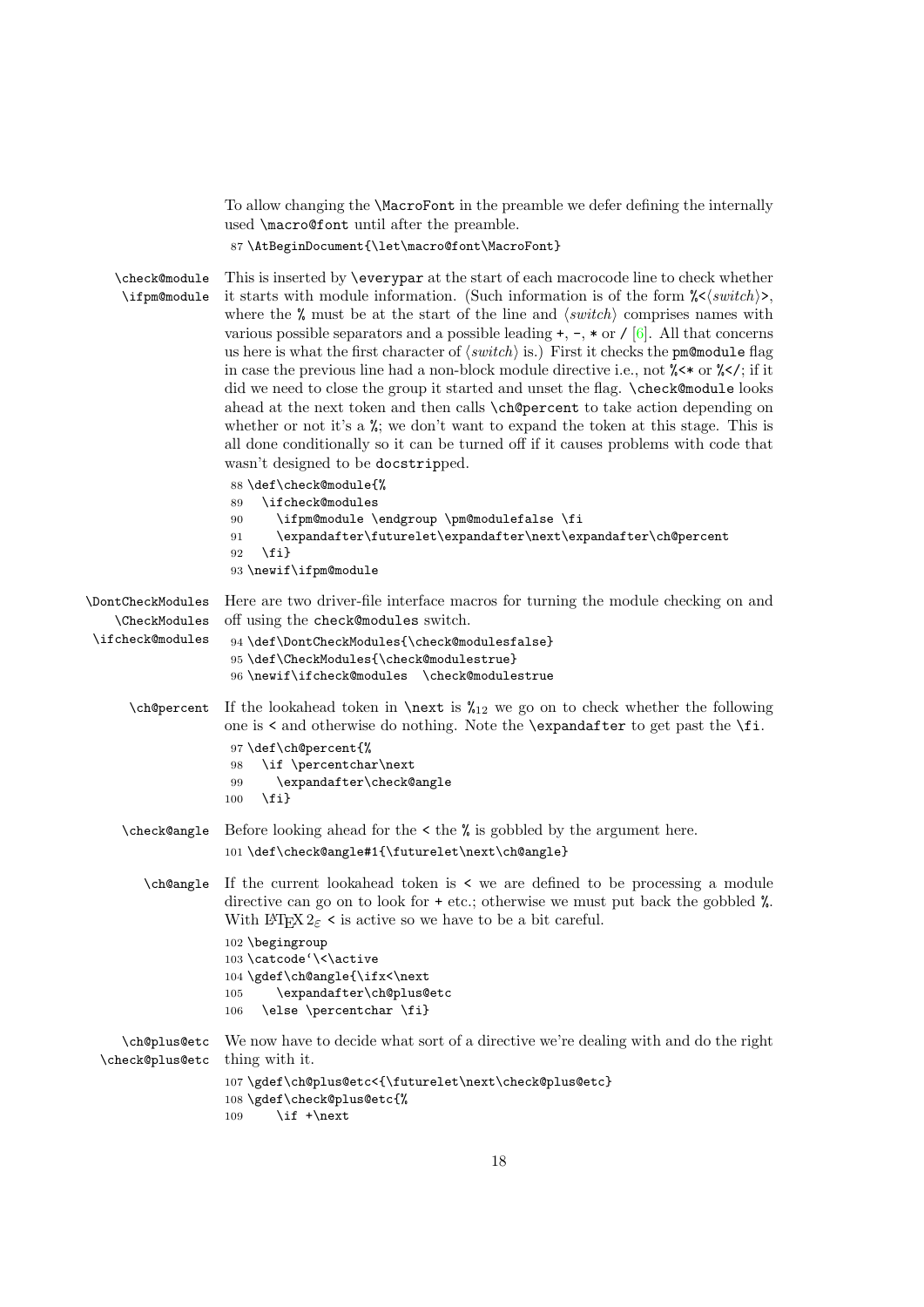To allow changing the `\MacroFont` in the preamble we defer defining the internally used `\macro@font` until after the preamble.

```
87 \AtBeginDocument{\let\macro@font\MacroFont}
```

`\check@module` `\ifpm@module` This is inserted by `\everypar` at the start of each macrocode line to check whether it starts with module information. (Such information is of the form `%<`⟨*switch*⟩`>`, where the `%` must be at the start of the line and ⟨*switch*⟩ comprises names with various possible separators and a possible leading `+`, `-`, `*` or `/` [6]. All that concerns us here is what the first character of ⟨*switch*⟩ is.) First it checks the `pm@module` flag in case the previous line had a non-block module directive i.e., not `%<*` or `%</`; if it did we need to close the group it started and unset the flag. `\check@module` looks ahead at the next token and then calls `\ch@percent` to take action depending on whether or not it's a `%`; we don't want to expand the token at this stage. This is all done conditionally so it can be turned off if it causes problems with code that wasn't designed to be `docstrip`ped.

```
88 \def\check@module{%
89   \ifcheck@modules
90     \ifpm@module \endgroup \pm@modulefalse \fi
91     \expandafter\futurelet\expandafter\next\expandafter\ch@percent
92   \fi}
93 \newif\ifpm@module
```

`\DontCheckModules` `\CheckModules` `\ifcheck@modules` Here are two driver-file interface macros for turning the module checking on and off using the `check@modules` switch.

```
94 \def\DontCheckModules{\check@modulesfalse}
95 \def\CheckModules{\check@modulestrue}
96 \newif\ifcheck@modules  \check@modulestrue
```

`\ch@percent` If the lookahead token in `\next` is $\%_{12}$ we go on to check whether the following one is `<` and otherwise do nothing. Note the `\expandafter` to get past the `\fi`.

```
97 \def\ch@percent{%
98   \if \percentchar\next
99     \expandafter\check@angle
100  \fi}
```

`\check@angle` Before looking ahead for the `<` the `%` is gobbled by the argument here.

```
101 \def\check@angle#1{\futurelet\next\ch@angle}
```

`\ch@angle` If the current lookahead token is `<` we are defined to be processing a module directive can go on to look for `+` etc.; otherwise we must put back the gobbled `%`. With LaTeX $2_\varepsilon$ `<` is active so we have to be a bit careful.

```
102 \begingroup
103 \catcode`\<\active
104 \gdef\ch@angle{\ifx<\next
105     \expandafter\ch@plus@etc
106   \else \percentchar \fi}
```

`\ch@plus@etc` `\check@plus@etc` We now have to decide what sort of a directive we're dealing with and do the right thing with it.

```
107 \gdef\ch@plus@etc<{\futurelet\next\check@plus@etc}
108 \gdef\check@plus@etc{%
109     \if +\next
```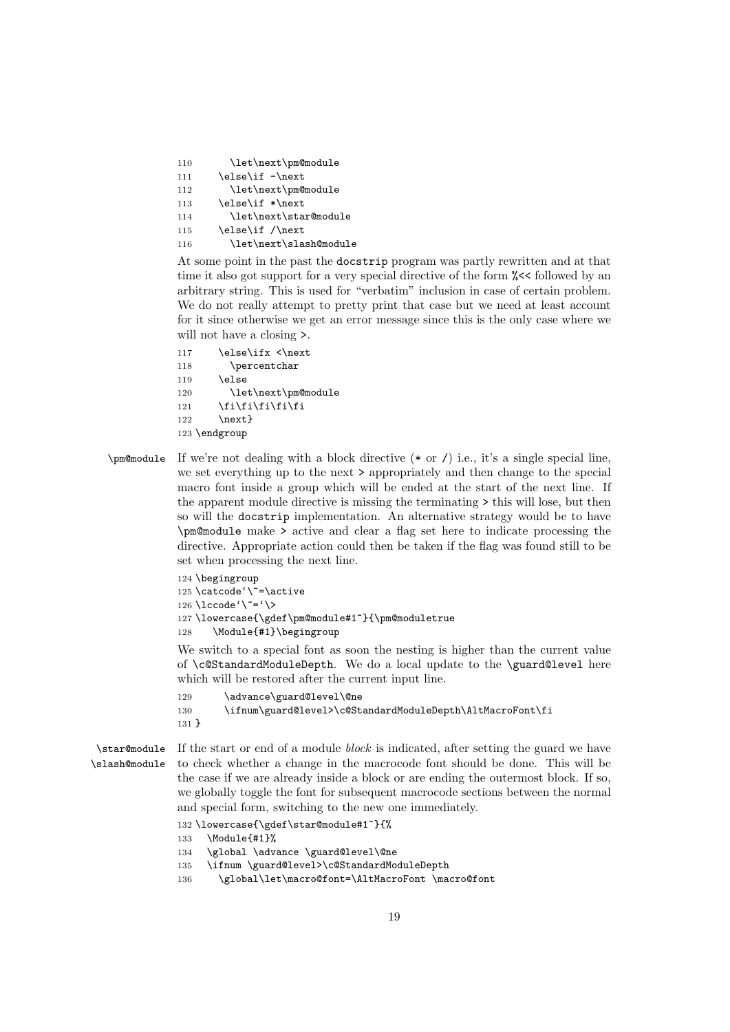```
110       \let\next\pm@module
111     \else\if -\next
112       \let\next\pm@module
113     \else\if *\next
114       \let\next\star@module
115     \else\if /\next
116       \let\next\slash@module
```

At some point in the past the `docstrip` program was partly rewritten and at that time it also got support for a very special directive of the form `%<<` followed by an arbitrary string. This is used for "verbatim" inclusion in case of certain problem. We do not really attempt to pretty print that case but we need at least account for it since otherwise we get an error message since this is the only case where we will not have a closing `>`.

```
117     \else\ifx <\next
118       \percentchar
119     \else
120       \let\next\pm@module
121     \fi\fi\fi\fi\fi
122     \next}
123 \endgroup
```

`\pm@module` If we're not dealing with a block directive (`*` or `/`) i.e., it's a single special line, we set everything up to the next `>` appropriately and then change to the special macro font inside a group which will be ended at the start of the next line. If the apparent module directive is missing the terminating `>` this will lose, but then so will the `docstrip` implementation. An alternative strategy would be to have `\pm@module` make `>` active and clear a flag set here to indicate processing the directive. Appropriate action could then be taken if the flag was found still to be set when processing the next line.

```
124 \begingroup
125 \catcode`\~=\active
126 \lccode`\~=`\>
127 \lowercase{\gdef\pm@module#1~}{\pm@moduletrue
128     \Module{#1}\begingroup
```

We switch to a special font as soon the nesting is higher than the current value of `\c@StandardModuleDepth`. We do a local update to the `\guard@level` here which will be restored after the current input line.

```
129       \advance\guard@level\@ne
130       \ifnum\guard@level>\c@StandardModuleDepth\AltMacroFont\fi
131 }
```

`\star@module` `\slash@module` If the start or end of a module *block* is indicated, after setting the guard we have to check whether a change in the macrocode font should be done. This will be the case if we are already inside a block or are ending the outermost block. If so, we globally toggle the font for subsequent macrocode sections between the normal and special form, switching to the new one immediately.

```
132 \lowercase{\gdef\star@module#1~}{%
133   \Module{#1}%
134   \global \advance \guard@level\@ne
135   \ifnum \guard@level>\c@StandardModuleDepth
136     \global\let\macro@font=\AltMacroFont \macro@font
```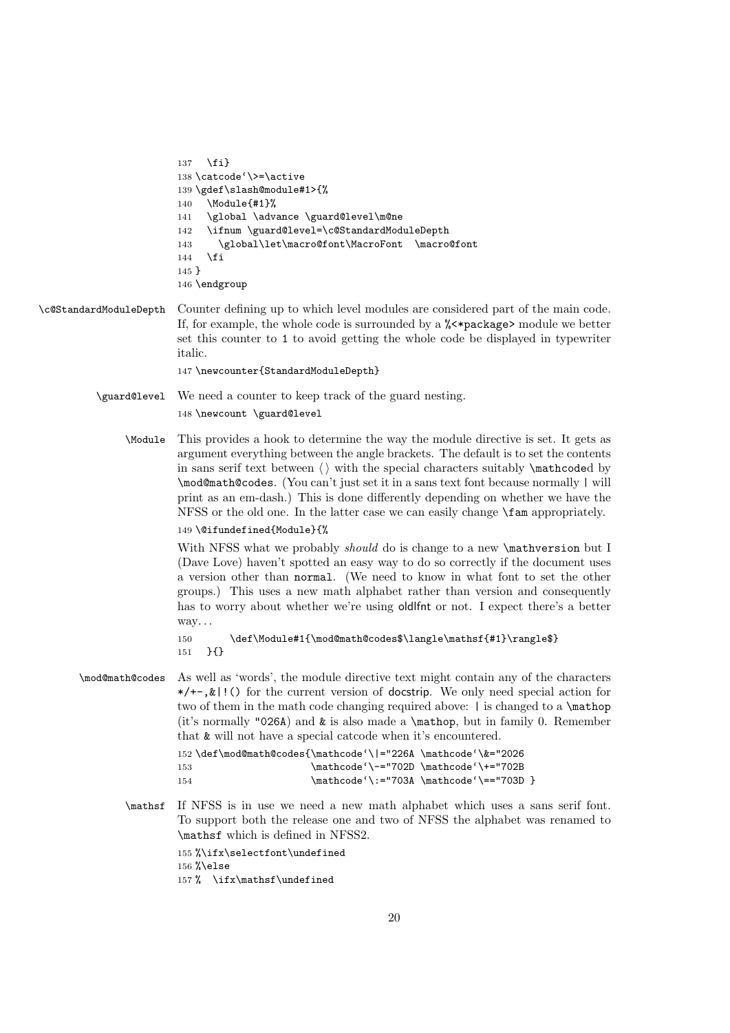```
137   \fi}
138 \catcode`\>=\active
139 \gdef\slash@module#1>{%
140   \Module{#1}%
141   \global \advance \guard@level\m@ne
142   \ifnum \guard@level=\c@StandardModuleDepth
143     \global\let\macro@font\MacroFont  \macro@font
144   \fi
145 }
146 \endgroup
```

**\c@StandardModuleDepth** Counter defining up to which level modules are considered part of the main code. If, for example, the whole code is surrounded by a `%<*package>` module we better set this counter to `1` to avoid getting the whole code be displayed in typewriter italic.

```
147 \newcounter{StandardModuleDepth}
```

**\guard@level** We need a counter to keep track of the guard nesting.

```
148 \newcount \guard@level
```

**\Module** This provides a hook to determine the way the module directive is set. It gets as argument everything between the angle brackets. The default is to set the contents in sans serif text between $\langle\,\rangle$ with the special characters suitably `\mathcode`d by `\mod@math@codes`. (You can't just set it in a sans text font because normally `|` will print as an em-dash.) This is done differently depending on whether we have the NFSS or the old one. In the latter case we can easily change `\fam` appropriately.

```
149 \@ifundefined{Module}{%
```

With NFSS what we probably *should* do is change to a new `\mathversion` but I (Dave Love) haven't spotted an easy way to do so correctly if the document uses a version other than `normal`. (We need to know in what font to set the other groups.) This uses a new math alphabet rather than version and consequently has to worry about whether we're using oldlfnt or not. I expect there's a better way…

```
150       \def\Module#1{\mod@math@codes$\langle\mathsf{#1}\rangle$}
151   }{}
```

**\mod@math@codes** As well as 'words', the module directive text might contain any of the characters `*/+-,&|!()` for the current version of docstrip. We only need special action for two of them in the math code changing required above: `|` is changed to a `\mathop` (it's normally `"026A`) and `&` is also made a `\mathop`, but in family 0. Remember that `&` will not have a special catcode when it's encountered.

```
152 \def\mod@math@codes{\mathcode`\|="226A \mathcode`\&="2026
153                     \mathcode`\-="702D \mathcode`\+="702B
154                     \mathcode`\:="703A \mathcode`\=="703D }
```

**\mathsf** If NFSS is in use we need a new math alphabet which uses a sans serif font. To support both the release one and two of NFSS the alphabet was renamed to `\mathsf` which is defined in NFSS2.

```
155 %\ifx\selectfont\undefined
156 %\else
157 %  \ifx\mathsf\undefined
```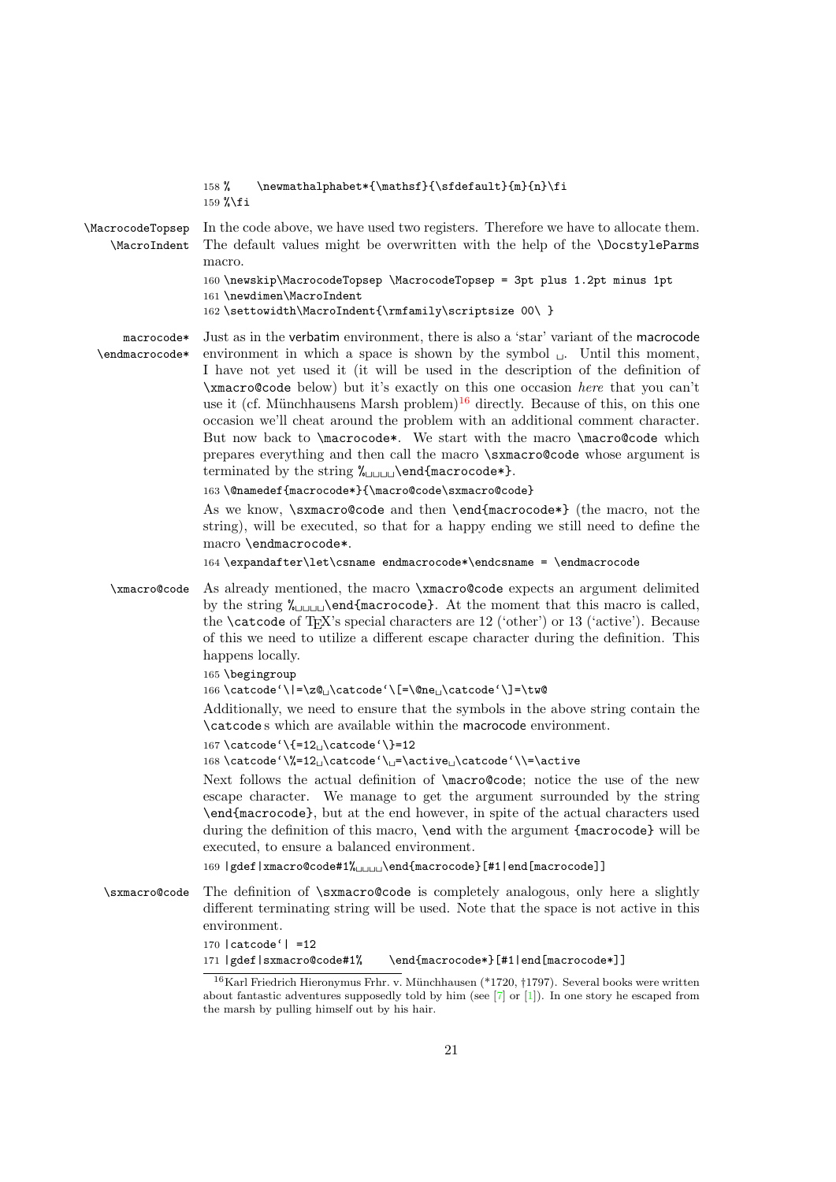```
158 %    \newmathalphabet*{\mathsf}{\sfdefault}{m}{n}\fi
159 %\fi
```

\MacrocodeTopsep \MacroIndent

In the code above, we have used two registers. Therefore we have to allocate them. The default values might be overwritten with the help of the \DocstyleParms macro.

```
160 \newskip\MacrocodeTopsep \MacrocodeTopsep = 3pt plus 1.2pt minus 1pt
161 \newdimen\MacroIndent
162 \settowidth\MacroIndent{\rmfamily\scriptsize 00\ }
```

macrocode* \endmacrocode*

Just as in the verbatim environment, there is also a 'star' variant of the macrocode environment in which a space is shown by the symbol ␣. Until this moment, I have not yet used it (it will be used in the description of the definition of \xmacro@code below) but it's exactly on this one occasion *here* that you can't use it (cf. Münchhausens Marsh problem)[16] directly. Because of this, on this one occasion we'll cheat around the problem with an additional comment character. But now back to \macrocode*. We start with the macro \macro@code which prepares everything and then call the macro \sxmacro@code whose argument is terminated by the string %␣␣␣␣\end{macrocode*}.

```
163 \@namedef{macrocode*}{\macro@code\sxmacro@code}
```

As we know, \sxmacro@code and then \end{macrocode*} (the macro, not the string), will be executed, so that for a happy ending we still need to define the macro \endmacrocode*.

```
164 \expandafter\let\csname endmacrocode*\endcsname = \endmacrocode
```

\xmacro@code

As already mentioned, the macro \xmacro@code expects an argument delimited by the string %␣␣␣␣\end{macrocode}. At the moment that this macro is called, the \catcode of TeX's special characters are 12 ('other') or 13 ('active'). Because of this we need to utilize a different escape character during the definition. This happens locally.

```
165 \begingroup
166 \catcode`\|=\z@␣\catcode`\[=\@ne␣\catcode`\]=\tw@
```

Additionally, we need to ensure that the symbols in the above string contain the \catcode s which are available within the macrocode environment.

```
167 \catcode`\{=12␣\catcode`\}=12
168 \catcode`\%=12␣\catcode`\␣=\active␣\catcode`\\=\active
```

Next follows the actual definition of \macro@code; notice the use of the new escape character. We manage to get the argument surrounded by the string \end{macrocode}, but at the end however, in spite of the actual characters used during the definition of this macro, \end with the argument {macrocode} will be executed, to ensure a balanced environment.

```
169 |gdef|xmacro@code#1%␣␣␣␣\end{macrocode}[#1|end[macrocode]]
```

\sxmacro@code

The definition of \sxmacro@code is completely analogous, only here a slightly different terminating string will be used. Note that the space is not active in this environment.

```
170 |catcode`| =12
171 |gdef|sxmacro@code#1%    \end{macrocode*}[#1|end[macrocode*]]
```

[16] Karl Friedrich Hieronymus Frhr. v. Münchhausen (*1720, †1797). Several books were written about fantastic adventures supposedly told by him (see [7] or [1]). In one story he escaped from the marsh by pulling himself out by his hair.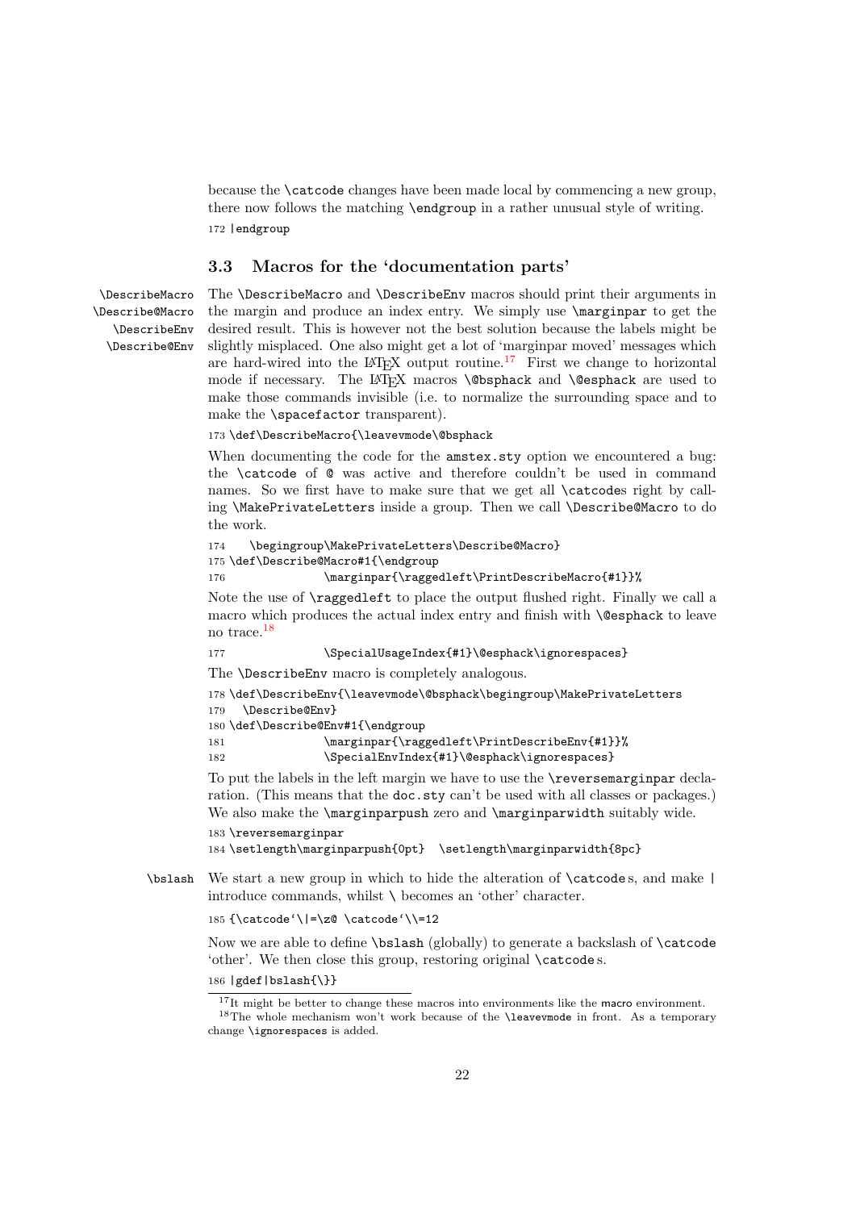because the `\catcode` changes have been made local by commencing a new group, there now follows the matching `\endgroup` in a rather unusual style of writing.

```
172 |endgroup
```

### 3.3 Macros for the 'documentation parts'

\DescribeMacro
\Describe@Macro
\DescribeEnv
\Describe@Env

The `\DescribeMacro` and `\DescribeEnv` macros should print their arguments in the margin and produce an index entry. We simply use `\marginpar` to get the desired result. This is however not the best solution because the labels might be slightly misplaced. One also might get a lot of 'marginpar moved' messages which are hard-wired into the LaTeX output routine.[17] First we change to horizontal mode if necessary. The LaTeX macros `\@bsphack` and `\@esphack` are used to make those commands invisible (i.e. to normalize the surrounding space and to make the `\spacefactor` transparent).

```
173 \def\DescribeMacro{\leavevmode\@bsphack
```

When documenting the code for the `amstex.sty` option we encountered a bug: the `\catcode` of `@` was active and therefore couldn't be used in command names. So we first have to make sure that we get all `\catcode`s right by calling `\MakePrivateLetters` inside a group. Then we call `\Describe@Macro` to do the work.

```
174    \begingroup\MakePrivateLetters\Describe@Macro}
175 \def\Describe@Macro#1{\endgroup
176               \marginpar{\raggedleft\PrintDescribeMacro{#1}}%
```

Note the use of `\raggedleft` to place the output flushed right. Finally we call a macro which produces the actual index entry and finish with `\@esphack` to leave no trace.[18]

```
177               \SpecialUsageIndex{#1}\@esphack\ignorespaces}
```

The `\DescribeEnv` macro is completely analogous.

```
178 \def\DescribeEnv{\leavevmode\@bsphack\begingroup\MakePrivateLetters
179   \Describe@Env}
180 \def\Describe@Env#1{\endgroup
181               \marginpar{\raggedleft\PrintDescribeEnv{#1}}%
182               \SpecialEnvIndex{#1}\@esphack\ignorespaces}
```

To put the labels in the left margin we have to use the `\reversemarginpar` declaration. (This means that the `doc.sty` can't be used with all classes or packages.) We also make the `\marginparpush` zero and `\marginparwidth` suitably wide.

```
183 \reversemarginpar
184 \setlength\marginparpush{0pt}  \setlength\marginparwidth{8pc}
```

\bslash

We start a new group in which to hide the alteration of `\catcode`s, and make `|` introduce commands, whilst `\` becomes an 'other' character.

```
185 {\catcode`\|=\z@ \catcode`\\=12
```

Now we are able to define `\bslash` (globally) to generate a backslash of `\catcode` 'other'. We then close this group, restoring original `\catcode`s.

```
186 |gdef|bslash{\}}
```

[17] It might be better to change these macros into environments like the `macro` environment.

[18] The whole mechanism won't work because of the `\leavevmode` in front. As a temporary change `\ignorespaces` is added.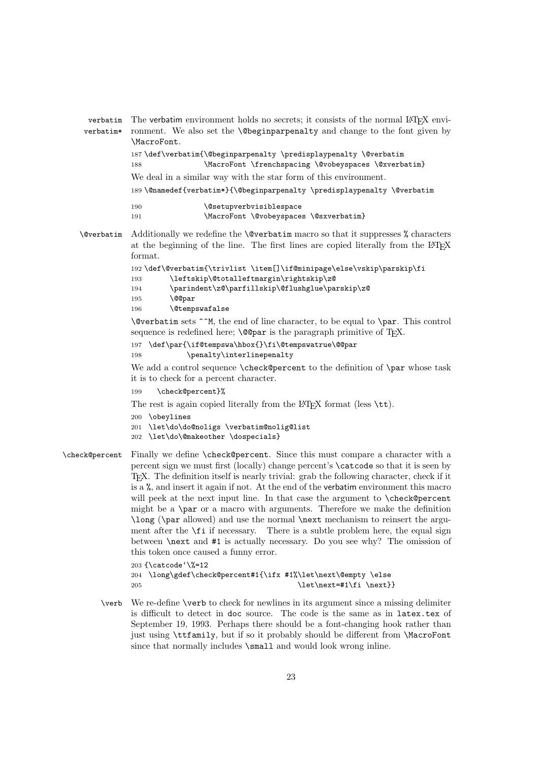verbatim
verbatim*

The verbatim environment holds no secrets; it consists of the normal LaTeX environment. We also set the `\@beginparpenalty` and change to the font given by `\MacroFont`.

```
187 \def\verbatim{\@beginparpenalty \predisplaypenalty \@verbatim
188               \MacroFont \frenchspacing \@vobeyspaces \@xverbatim}
```

We deal in a similar way with the star form of this environment.

```
189 \@namedef{verbatim*}{\@beginparpenalty \predisplaypenalty \@verbatim
190               \@setupverbvisiblespace
191               \MacroFont \@vobeyspaces \@sxverbatim}
```

\@verbatim

Additionally we redefine the `\@verbatim` macro so that it suppresses `%` characters at the beginning of the line. The first lines are copied literally from the LaTeX format.

```
192 \def\@verbatim{\trivlist \item[]\if@minipage\else\vskip\parskip\fi
193       \leftskip\@totalleftmargin\rightskip\z@
194       \parindent\z@\parfillskip\@flushglue\parskip\z@
195       \@@par
196       \@tempswafalse
```

`\@verbatim` sets `^^M`, the end of line character, to be equal to `\par`. This control sequence is redefined here; `\@@par` is the paragraph primitive of TeX.

```
197  \def\par{\if@tempswa\hbox{}\fi\@tempswatrue\@@par
198          \penalty\interlinepenalty
```

We add a control sequence `\check@percent` to the definition of `\par` whose task it is to check for a percent character.

```
199    \check@percent}%
```

The rest is again copied literally from the LaTeX format (less `\tt`).

```
200  \obeylines
201  \let\do\do@noligs \verbatim@nolig@list
202  \let\do\@makeother \dospecials}
```

\check@percent

Finally we define `\check@percent`. Since this must compare a character with a percent sign we must first (locally) change percent's `\catcode` so that it is seen by TeX. The definition itself is nearly trivial: grab the following character, check if it is a `%`, and insert it again if not. At the end of the verbatim environment this macro will peek at the next input line. In that case the argument to `\check@percent` might be a `\par` or a macro with arguments. Therefore we make the definition `\long` (`\par` allowed) and use the normal `\next` mechanism to reinsert the argument after the `\fi` if necessary. There is a subtle problem here, the equal sign between `\next` and `#1` is actually necessary. Do you see why? The omission of this token once caused a funny error.

```
203 {\catcode`\%=12
204  \long\gdef\check@percent#1{\ifx #1%\let\next\@empty \else
205                                     \let\next=#1\fi \next}}
```

\verb

We re-define `\verb` to check for newlines in its argument since a missing delimiter is difficult to detect in doc source. The code is the same as in latex.tex of September 19, 1993. Perhaps there should be a font-changing hook rather than just using `\ttfamily`, but if so it probably should be different from `\MacroFont` since that normally includes `\small` and would look wrong inline.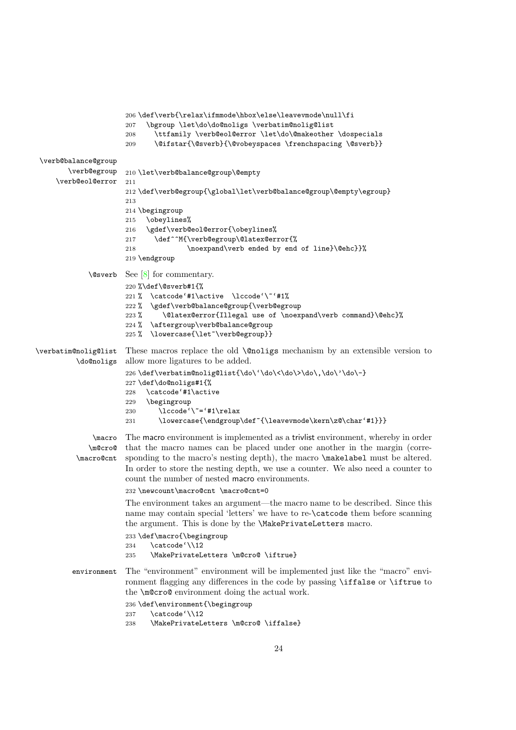```
206 \def\verb{\relax\ifmmode\hbox\else\leavevmode\null\fi
207   \bgroup \let\do\do@noligs \verbatim@nolig@list
208     \ttfamily \verb@eol@error \let\do\@makeother \dospecials
209     \@ifstar{\@sverb}{\@vobeyspaces \frenchspacing \@sverb}}
```

\verb@balance@group \verb@egroup \verb@eol@error

```
210 \let\verb@balance@group\@empty
211
212 \def\verb@egroup{\global\let\verb@balance@group\@empty\egroup}
213
214 \begingroup
215   \obeylines%
216   \gdef\verb@eol@error{\obeylines%
217     \def^^M{\verb@egroup\@latex@error{%
218             \noexpand\verb ended by end of line}\@ehc}}%
219 \endgroup
```

\@sverb See [8] for commentary.

```
220 %\def\@sverb#1{%
221 %  \catcode`#1\active  \lccode`\~`#1%
222 %  \gdef\verb@balance@group{\verb@egroup
223 %     \@latex@error{Illegal use of \noexpand\verb command}\@ehc}%
224 %  \aftergroup\verb@balance@group
225 %  \lowercase{\let~\verb@egroup}}
```

\verbatim@nolig@list \do@noligs These macros replace the old \@noligs mechanism by an extensible version to allow more ligatures to be added.

```
226 \def\verbatim@nolig@list{\do\`\do\<\do\>\do\,\do\'\do\-}
227 \def\do@noligs#1{%
228   \catcode`#1\active
229   \begingroup
230      \lccode`\~=`#1\relax
231      \lowercase{\endgroup\def~{\leavevmode\kern\z@\char`#1}}}
```

\macro \m@cro@ \macro@cnt The macro environment is implemented as a trivlist environment, whereby in order that the macro names can be placed under one another in the margin (corresponding to the macro's nesting depth), the macro \makelabel must be altered. In order to store the nesting depth, we use a counter. We also need a counter to count the number of nested macro environments.

```
232 \newcount\macro@cnt \macro@cnt=0
```

The environment takes an argument—the macro name to be described. Since this name may contain special 'letters' we have to re-\catcode them before scanning the argument. This is done by the \MakePrivateLetters macro.

```
233 \def\macro{\begingroup
234    \catcode`\\12
235    \MakePrivateLetters \m@cro@ \iftrue}
```

environment The "environment" environment will be implemented just like the "macro" environment flagging any differences in the code by passing \iffalse or \iftrue to the \m@cro@ environment doing the actual work.

```
236 \def\environment{\begingroup
237    \catcode`\\12
238    \MakePrivateLetters \m@cro@ \iffalse}
```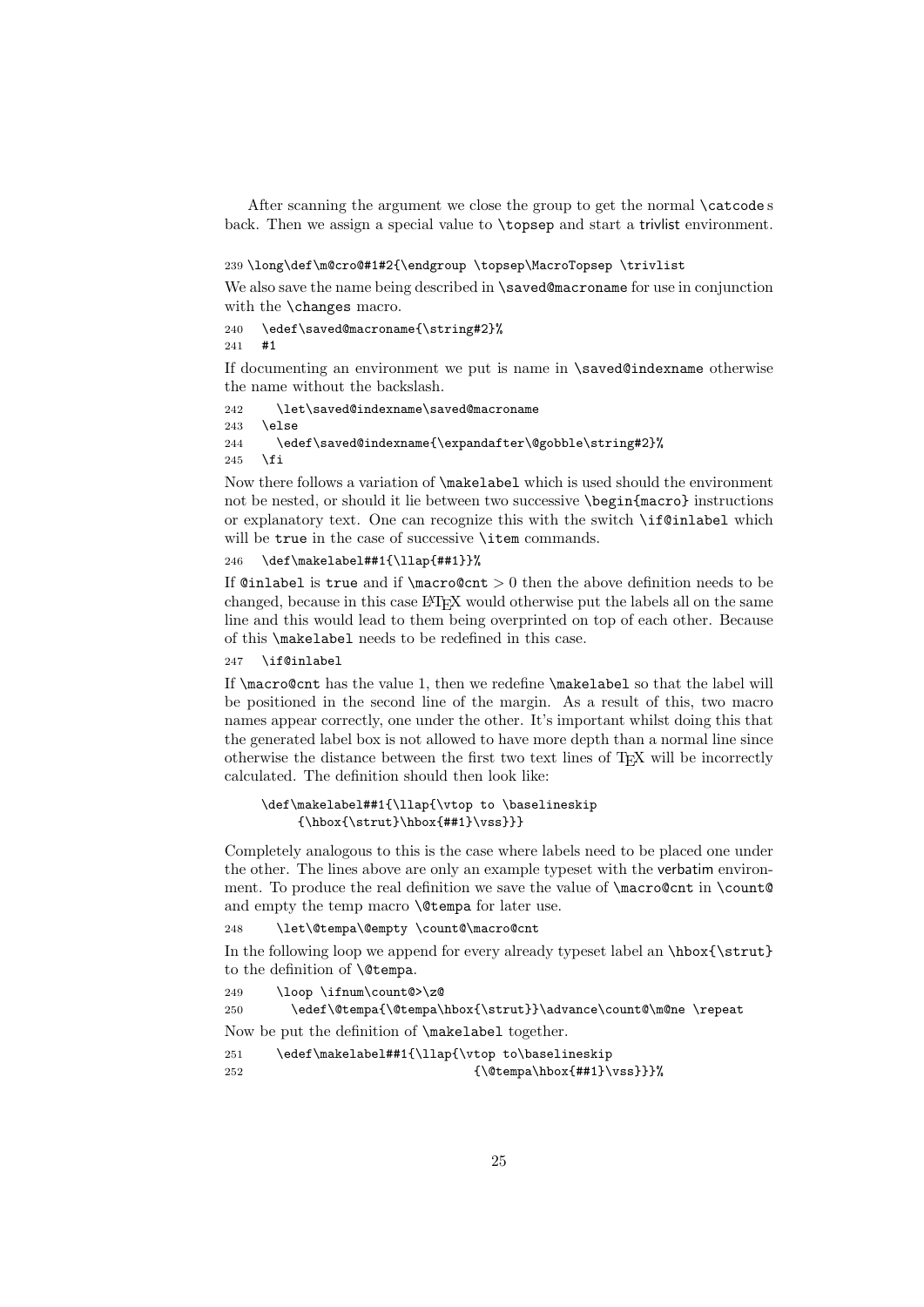After scanning the argument we close the group to get the normal `\catcode`s back. Then we assign a special value to `\topsep` and start a trivlist environment.

```
239 \long\def\m@cro@#1#2{\endgroup \topsep\MacroTopsep \trivlist
```

We also save the name being described in `\saved@macroname` for use in conjunction with the `\changes` macro.

```
240   \edef\saved@macroname{\string#2}%
241   #1
```

If documenting an environment we put is name in `\saved@indexname` otherwise the name without the backslash.

```
242     \let\saved@indexname\saved@macroname
243   \else
244     \edef\saved@indexname{\expandafter\@gobble\string#2}%
245   \fi
```

Now there follows a variation of `\makelabel` which is used should the environment not be nested, or should it lie between two successive `\begin{macro}` instructions or explanatory text. One can recognize this with the switch `\if@inlabel` which will be `true` in the case of successive `\item` commands.

```
246   \def\makelabel##1{\llap{##1}}%
```

If `@inlabel` is `true` and if `\macro@cnt` $> 0$ then the above definition needs to be changed, because in this case LaTeX would otherwise put the labels all on the same line and this would lead to them being overprinted on top of each other. Because of this `\makelabel` needs to be redefined in this case.

```
247   \if@inlabel
```

If `\macro@cnt` has the value 1, then we redefine `\makelabel` so that the label will be positioned in the second line of the margin. As a result of this, two macro names appear correctly, one under the other. It's important whilst doing this that the generated label box is not allowed to have more depth than a normal line since otherwise the distance between the first two text lines of TeX will be incorrectly calculated. The definition should then look like:

```
\def\makelabel##1{\llap{\vtop to \baselineskip
     {\hbox{\strut}\hbox{##1}\vss}}}
```

Completely analogous to this is the case where labels need to be placed one under the other. The lines above are only an example typeset with the verbatim environment. To produce the real definition we save the value of `\macro@cnt` in `\count@` and empty the temp macro `\@tempa` for later use.

```
248     \let\@tempa\@empty \count@\macro@cnt
```

In the following loop we append for every already typeset label an `\hbox{\strut}` to the definition of `\@tempa`.

```
249     \loop \ifnum\count@>\z@
250       \edef\@tempa{\@tempa\hbox{\strut}}\advance\count@\m@ne \repeat
```

Now be put the definition of `\makelabel` together.

```
251     \edef\makelabel##1{\llap{\vtop to\baselineskip
252                               {\@tempa\hbox{##1}\vss}}}%
```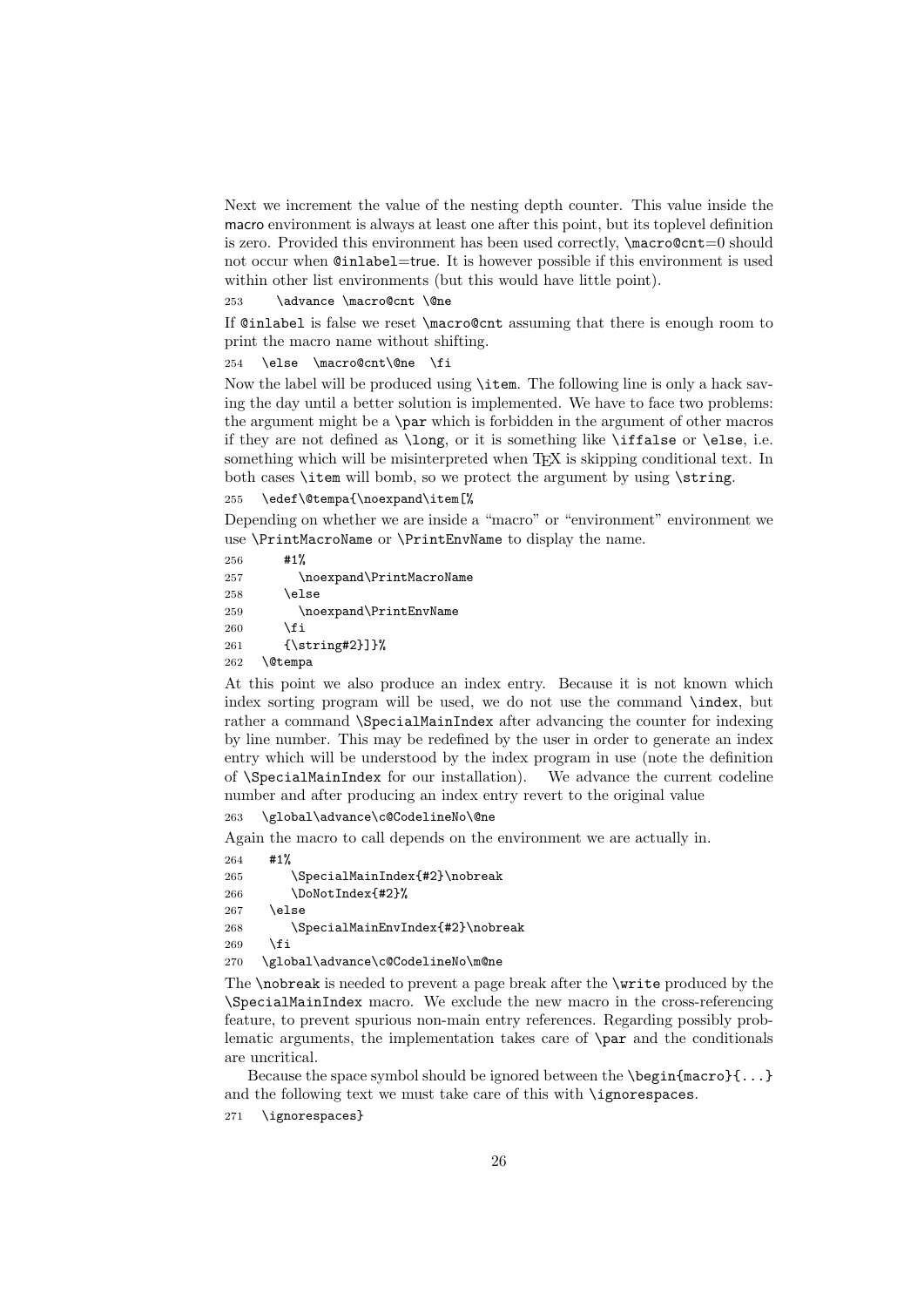Next we increment the value of the nesting depth counter. This value inside the macro environment is always at least one after this point, but its toplevel definition is zero. Provided this environment has been used correctly, \macro@cnt=0 should not occur when @inlabel=true. It is however possible if this environment is used within other list environments (but this would have little point).

```
253     \advance \macro@cnt \@ne
```

If @inlabel is false we reset \macro@cnt assuming that there is enough room to print the macro name without shifting.

```
254   \else  \macro@cnt\@ne  \fi
```

Now the label will be produced using \item. The following line is only a hack saving the day until a better solution is implemented. We have to face two problems: the argument might be a \par which is forbidden in the argument of other macros if they are not defined as \long, or it is something like \iffalse or \else, i.e. something which will be misinterpreted when TeX is skipping conditional text. In both cases \item will bomb, so we protect the argument by using \string.

```
255   \edef\@tempa{\noexpand\item[%
```

Depending on whether we are inside a "macro" or "environment" environment we use \PrintMacroName or \PrintEnvName to display the name.

```
256      #1%
257        \noexpand\PrintMacroName
258      \else
259        \noexpand\PrintEnvName
260      \fi
261      {\string#2}]}%
262   \@tempa
```

At this point we also produce an index entry. Because it is not known which index sorting program will be used, we do not use the command \index, but rather a command \SpecialMainIndex after advancing the counter for indexing by line number. This may be redefined by the user in order to generate an index entry which will be understood by the index program in use (note the definition of \SpecialMainIndex for our installation). We advance the current codeline number and after producing an index entry revert to the original value

```
263   \global\advance\c@CodelineNo\@ne
```

Again the macro to call depends on the environment we are actually in.

```
264    #1%
265       \SpecialMainIndex{#2}\nobreak
266       \DoNotIndex{#2}%
267    \else
268       \SpecialMainEnvIndex{#2}\nobreak
269    \fi
270   \global\advance\c@CodelineNo\m@ne
```

The \nobreak is needed to prevent a page break after the \write produced by the \SpecialMainIndex macro. We exclude the new macro in the cross-referencing feature, to prevent spurious non-main entry references. Regarding possibly problematic arguments, the implementation takes care of \par and the conditionals are uncritical.

Because the space symbol should be ignored between the \begin{macro}{...} and the following text we must take care of this with \ignorespaces.

```
271   \ignorespaces}
```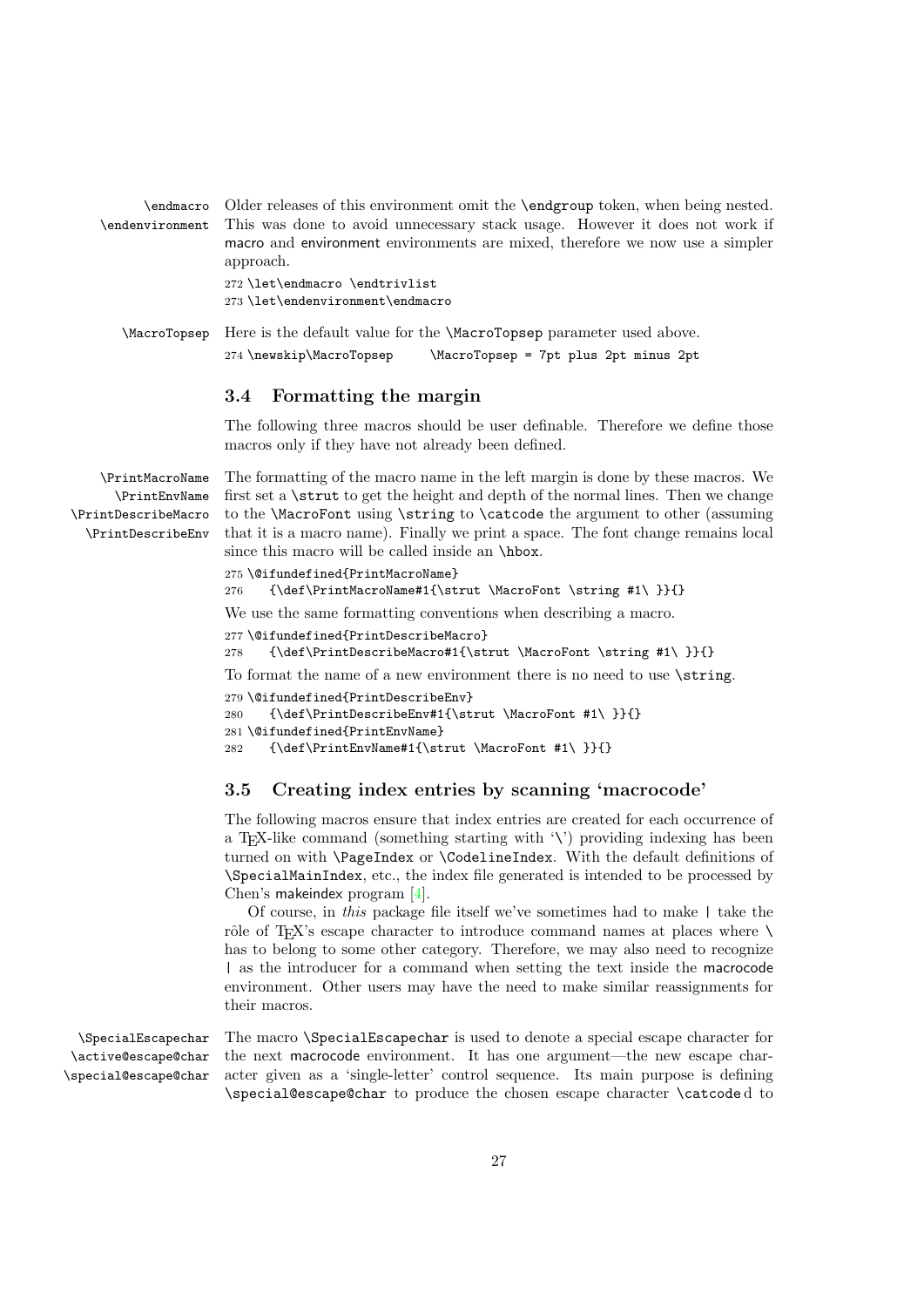`\endmacro` `\endenvironment` Older releases of this environment omit the `\endgroup` token, when being nested. This was done to avoid unnecessary stack usage. However it does not work if macro and environment environments are mixed, therefore we now use a simpler approach.

```
272 \let\endmacro \endtrivlist
273 \let\endenvironment\endmacro
```

`\MacroTopsep` Here is the default value for the `\MacroTopsep` parameter used above.

```
274 \newskip\MacroTopsep     \MacroTopsep = 7pt plus 2pt minus 2pt
```

## 3.4 Formatting the margin

The following three macros should be user definable. Therefore we define those macros only if they have not already been defined.

`\PrintMacroName` `\PrintEnvName` `\PrintDescribeMacro` `\PrintDescribeEnv` The formatting of the macro name in the left margin is done by these macros. We first set a `\strut` to get the height and depth of the normal lines. Then we change to the `\MacroFont` using `\string` to `\catcode` the argument to other (assuming that it is a macro name). Finally we print a space. The font change remains local since this macro will be called inside an `\hbox`.

```
275 \@ifundefined{PrintMacroName}
276     {\def\PrintMacroName#1{\strut \MacroFont \string #1\ }}{}
```

We use the same formatting conventions when describing a macro.

```
277 \@ifundefined{PrintDescribeMacro}
278     {\def\PrintDescribeMacro#1{\strut \MacroFont \string #1\ }}{}
```

To format the name of a new environment there is no need to use `\string`.

```
279 \@ifundefined{PrintDescribeEnv}
280     {\def\PrintDescribeEnv#1{\strut \MacroFont #1\ }}{}
281 \@ifundefined{PrintEnvName}
282     {\def\PrintEnvName#1{\strut \MacroFont #1\ }}{}
```

## 3.5 Creating index entries by scanning 'macrocode'

The following macros ensure that index entries are created for each occurrence of a TEX-like command (something starting with '\') providing indexing has been turned on with `\PageIndex` or `\CodelineIndex`. With the default definitions of `\SpecialMainIndex`, etc., the index file generated is intended to be processed by Chen's makeindex program [4].

Of course, in *this* package file itself we've sometimes had to make `|` take the rôle of TEX's escape character to introduce command names at places where `\` has to belong to some other category. Therefore, we may also need to recognize `|` as the introducer for a command when setting the text inside the macrocode environment. Other users may have the need to make similar reassignments for their macros.

`\SpecialEscapechar` `\active@escape@char` `\special@escape@char` The macro `\SpecialEscapechar` is used to denote a special escape character for the next macrocode environment. It has one argument—the new escape character given as a 'single-letter' control sequence. Its main purpose is defining `\special@escape@char` to produce the chosen escape character `\catcode`d to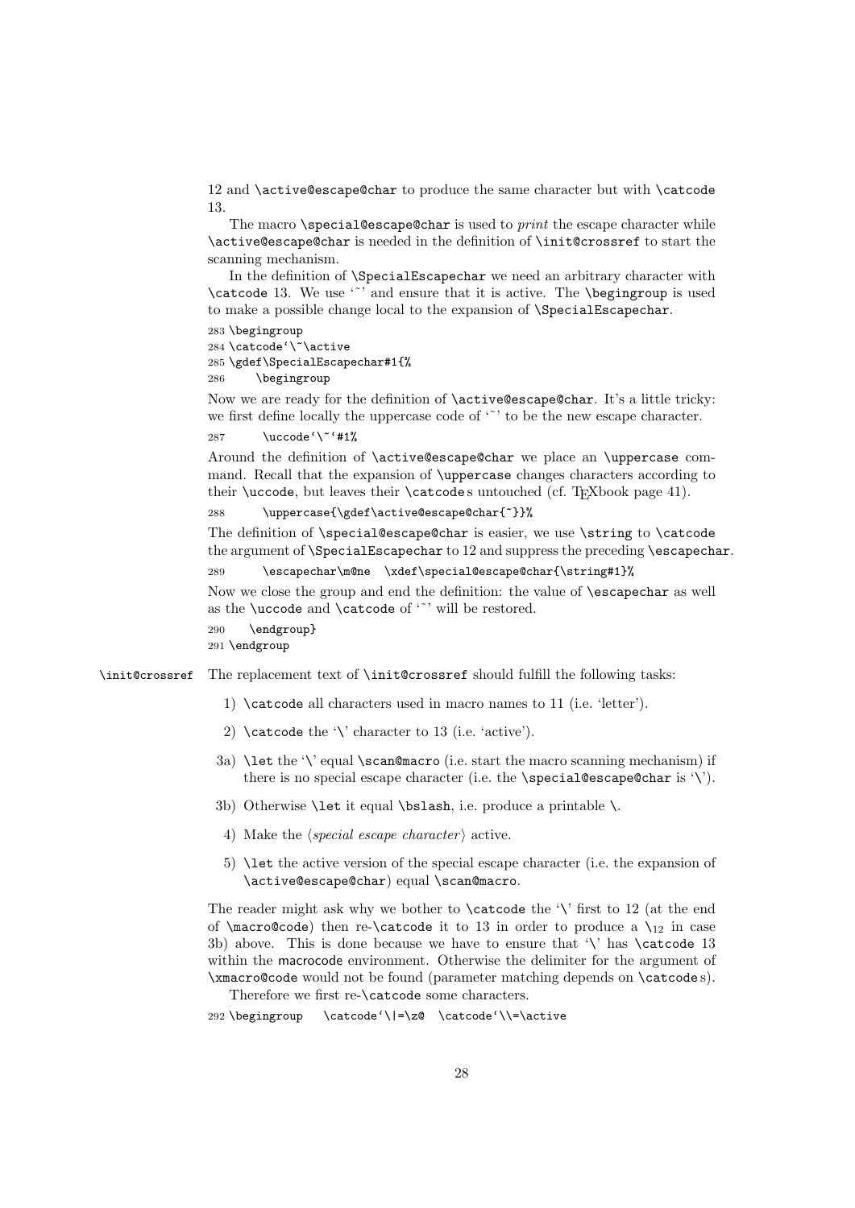12 and `\active@escape@char` to produce the same character but with `\catcode` 13.

The macro `\special@escape@char` is used to *print* the escape character while `\active@escape@char` is needed in the definition of `\init@crossref` to start the scanning mechanism.

In the definition of `\SpecialEscapechar` we need an arbitrary character with `\catcode` 13. We use '~' and ensure that it is active. The `\begingroup` is used to make a possible change local to the expansion of `\SpecialEscapechar`.

```
283 \begingroup
284 \catcode`\~\active
285 \gdef\SpecialEscapechar#1{%
286     \begingroup
```

Now we are ready for the definition of `\active@escape@char`. It's a little tricky: we first define locally the uppercase code of '~' to be the new escape character.

```
287       \uccode`\~`#1%
```

Around the definition of `\active@escape@char` we place an `\uppercase` command. Recall that the expansion of `\uppercase` changes characters according to their `\uccode`, but leaves their `\catcode`s untouched (cf. TEXbook page 41).

```
288       \uppercase{\gdef\active@escape@char{~}}%
```

The definition of `\special@escape@char` is easier, we use `\string` to `\catcode` the argument of `\SpecialEscapechar` to 12 and suppress the preceding `\escapechar`.

```
289       \escapechar\m@ne  \xdef\special@escape@char{\string#1}%
```

Now we close the group and end the definition: the value of `\escapechar` as well as the `\uccode` and `\catcode` of '~' will be restored.

```
290     \endgroup}
291 \endgroup
```

`\init@crossref` The replacement text of `\init@crossref` should fulfill the following tasks:

1) `\catcode` all characters used in macro names to 11 (i.e. 'letter').
2) `\catcode` the '\' character to 13 (i.e. 'active').

3a) `\let` the '\' equal `\scan@macro` (i.e. start the macro scanning mechanism) if there is no special escape character (i.e. the `\special@escape@char` is '\').

3b) Otherwise `\let` it equal `\bslash`, i.e. produce a printable \.

4) Make the ⟨*special escape character*⟩ active.
5) `\let` the active version of the special escape character (i.e. the expansion of `\active@escape@char`) equal `\scan@macro`.

The reader might ask why we bother to `\catcode` the '\' first to 12 (at the end of `\macro@code`) then re-`\catcode` it to 13 in order to produce a $\backslash_{12}$ in case 3b) above. This is done because we have to ensure that '\' has `\catcode` 13 within the macrocode environment. Otherwise the delimiter for the argument of `\xmacro@code` would not be found (parameter matching depends on `\catcode`s).

Therefore we first re-`\catcode` some characters.

```
292 \begingroup   \catcode`\|=\z@  \catcode`\\=\active
```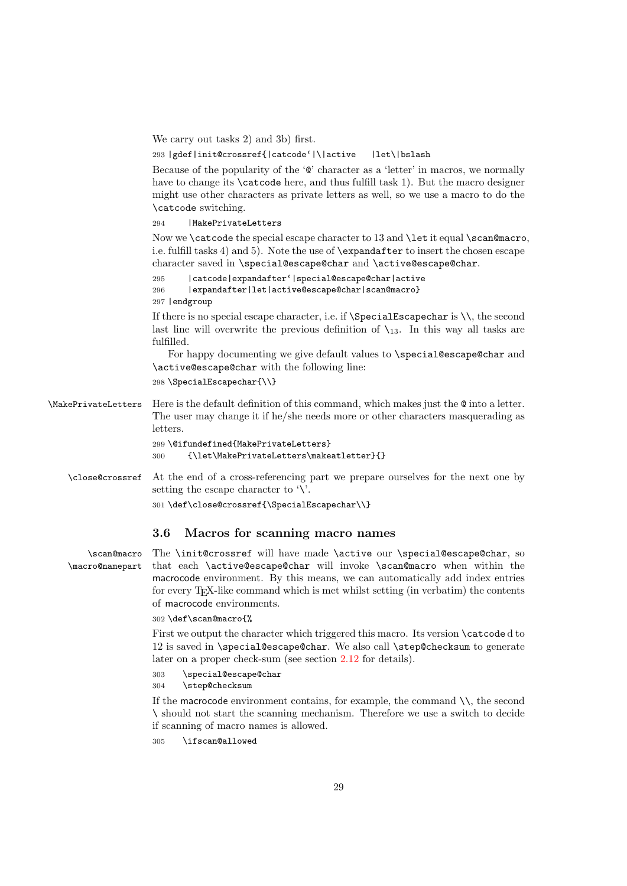We carry out tasks 2) and 3b) first.

```
293 |gdef|init@crossref{|catcode`|\|active   |let\|bslash
```

Because of the popularity of the '@' character as a 'letter' in macros, we normally have to change its \catcode here, and thus fulfill task 1). But the macro designer might use other characters as private letters as well, so we use a macro to do the \catcode switching.

```
294     |MakePrivateLetters
```

Now we \catcode the special escape character to 13 and \let it equal \scan@macro, i.e. fulfill tasks 4) and 5). Note the use of \expandafter to insert the chosen escape character saved in \special@escape@char and \active@escape@char.

```
295     |catcode|expandafter`|special@escape@char|active
296     |expandafter|let|active@escape@char|scan@macro}
297 |endgroup
```

If there is no special escape character, i.e. if \SpecialEscapechar is \\, the second last line will overwrite the previous definition of $\backslash_{13}$. In this way all tasks are fulfilled.

For happy documenting we give default values to \special@escape@char and \active@escape@char with the following line:

```
298 \SpecialEscapechar{\\}
```

\MakePrivateLetters Here is the default definition of this command, which makes just the @ into a letter. The user may change it if he/she needs more or other characters masquerading as letters.

```
299 \@ifundefined{MakePrivateLetters}
300     {\let\MakePrivateLetters\makeatletter}{}
```

\close@crossref At the end of a cross-referencing part we prepare ourselves for the next one by setting the escape character to '\'.

```
301 \def\close@crossref{\SpecialEscapechar\\}
```

### 3.6 Macros for scanning macro names

\scan@macro \macro@namepart The \init@crossref will have made \active our \special@escape@char, so that each \active@escape@char will invoke \scan@macro when within the macrocode environment. By this means, we can automatically add index entries for every TEX-like command which is met whilst setting (in verbatim) the contents of macrocode environments.

```
302 \def\scan@macro{%
```

First we output the character which triggered this macro. Its version \catcode d to 12 is saved in \special@escape@char. We also call \step@checksum to generate later on a proper check-sum (see section 2.12 for details).

```
303     \special@escape@char
304     \step@checksum
```

If the macrocode environment contains, for example, the command \\, the second \ should not start the scanning mechanism. Therefore we use a switch to decide if scanning of macro names is allowed.

```
305     \ifscan@allowed
```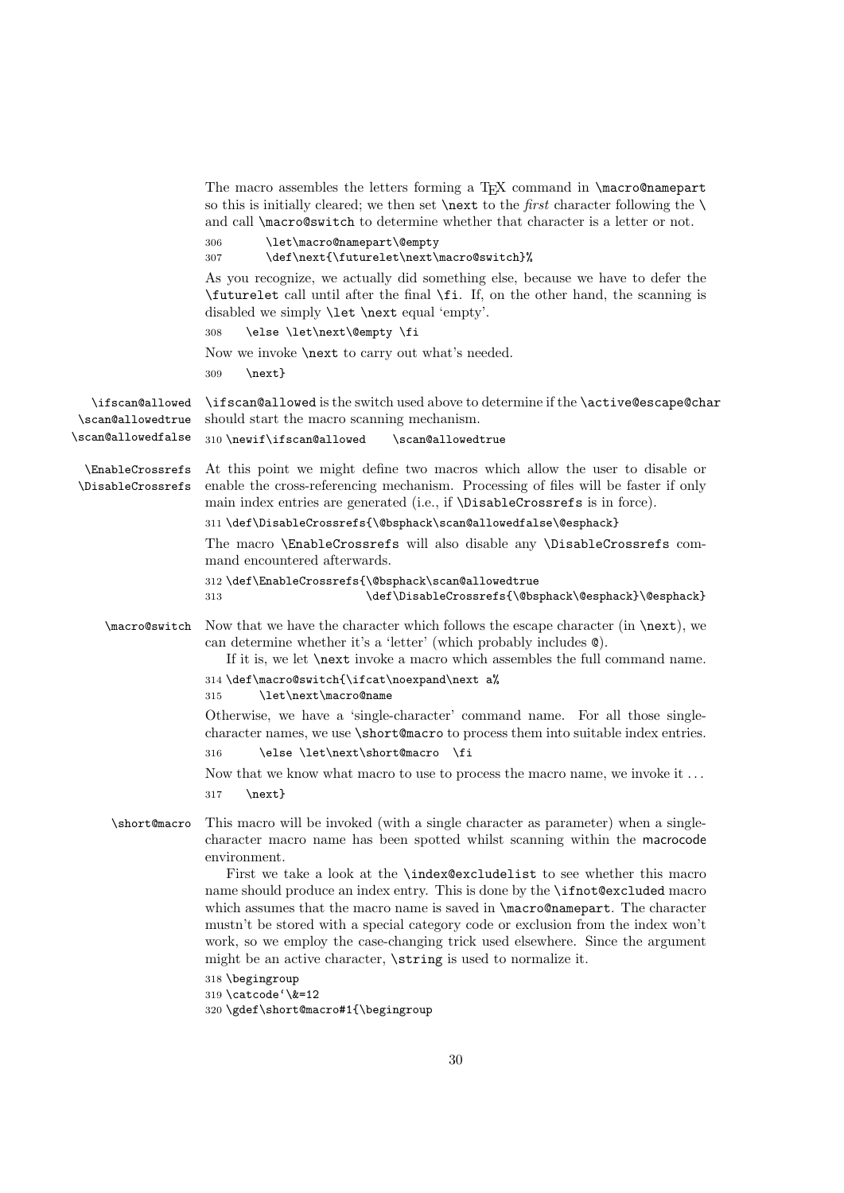The macro assembles the letters forming a TEX command in `\macro@namepart` so this is initially cleared; we then set `\next` to the *first* character following the `\` and call `\macro@switch` to determine whether that character is a letter or not.

```
306       \let\macro@namepart\@empty
307       \def\next{\futurelet\next\macro@switch}%
```

As you recognize, we actually did something else, because we have to defer the `\futurelet` call until after the final `\fi`. If, on the other hand, the scanning is disabled we simply `\let \next` equal 'empty'.

```
308    \else \let\next\@empty \fi
```

Now we invoke `\next` to carry out what's needed.

```
309    \next}
```

`\ifscan@allowed` `\scan@allowedtrue` `\scan@allowedfalse`

`\ifscan@allowed` is the switch used above to determine if the `\active@escape@char` should start the macro scanning mechanism.

```
310 \newif\ifscan@allowed    \scan@allowedtrue
```

`\EnableCrossrefs` `\DisableCrossrefs`

At this point we might define two macros which allow the user to disable or enable the cross-referencing mechanism. Processing of files will be faster if only main index entries are generated (i.e., if `\DisableCrossrefs` is in force).

```
311 \def\DisableCrossrefs{\@bsphack\scan@allowedfalse\@esphack}
```

The macro `\EnableCrossrefs` will also disable any `\DisableCrossrefs` command encountered afterwards.

```
312 \def\EnableCrossrefs{\@bsphack\scan@allowedtrue
313                      \def\DisableCrossrefs{\@bsphack\@esphack}\@esphack}
```

`\macro@switch`

Now that we have the character which follows the escape character (in `\next`), we can determine whether it's a 'letter' (which probably includes @).

If it is, we let `\next` invoke a macro which assembles the full command name.

```
314 \def\macro@switch{\ifcat\noexpand\next a%
315       \let\next\macro@name
```

Otherwise, we have a 'single-character' command name. For all those single-character names, we use `\short@macro` to process them into suitable index entries.

```
316       \else \let\next\short@macro  \fi
```

Now that we know what macro to use to process the macro name, we invoke it ...

```
317    \next}
```

`\short@macro`

This macro will be invoked (with a single character as parameter) when a single-character macro name has been spotted whilst scanning within the macrocode environment.

First we take a look at the `\index@excludelist` to see whether this macro name should produce an index entry. This is done by the `\ifnot@excluded` macro which assumes that the macro name is saved in `\macro@namepart`. The character mustn't be stored with a special category code or exclusion from the index won't work, so we employ the case-changing trick used elsewhere. Since the argument might be an active character, `\string` is used to normalize it.

```
318 \begingroup
319 \catcode`\&=12
320 \gdef\short@macro#1{\begingroup
```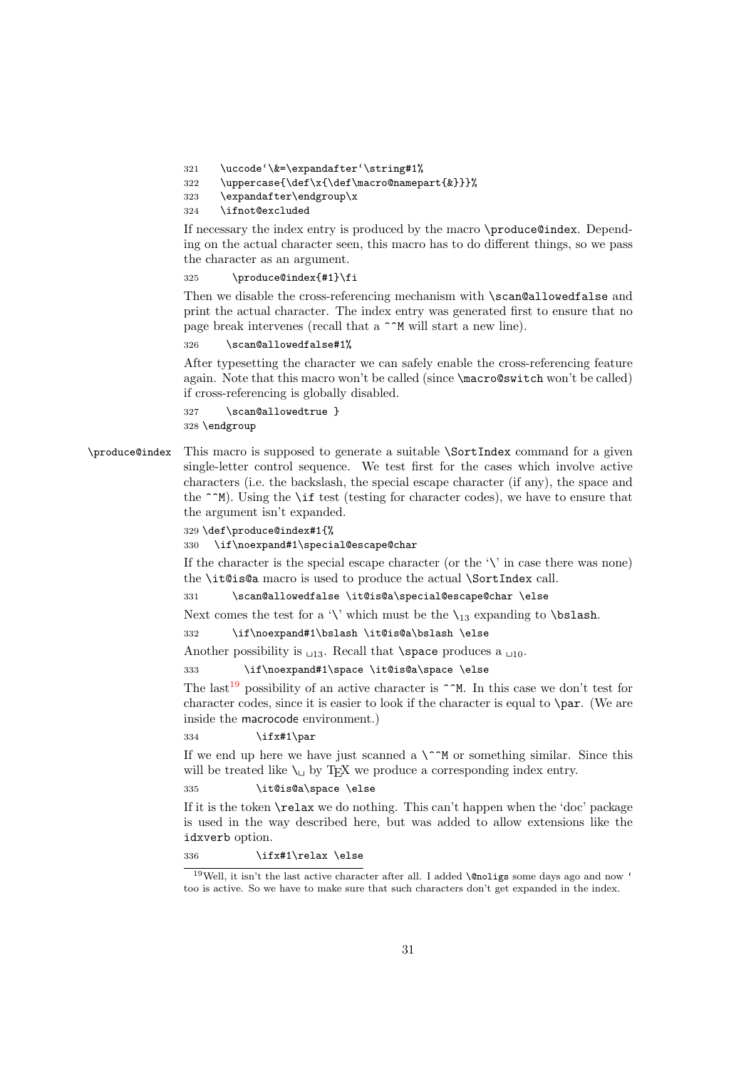```
321   \uccode`\&=\expandafter`\string#1%
322   \uppercase{\def\x{\def\macro@namepart{&}}}%
323   \expandafter\endgroup\x
324   \ifnot@excluded
```

If necessary the index entry is produced by the macro `\produce@index`. Depending on the actual character seen, this macro has to do different things, so we pass the character as an argument.

```
325      \produce@index{#1}\fi
```

Then we disable the cross-referencing mechanism with `\scan@allowedfalse` and print the actual character. The index entry was generated first to ensure that no page break intervenes (recall that a `^^M` will start a new line).

```
326      \scan@allowedfalse#1%
```

After typesetting the character we can safely enable the cross-referencing feature again. Note that this macro won't be called (since `\macro@switch` won't be called) if cross-referencing is globally disabled.

```
327      \scan@allowedtrue }
328 \endgroup
```

`\produce@index` This macro is supposed to generate a suitable `\SortIndex` command for a given single-letter control sequence. We test first for the cases which involve active characters (i.e. the backslash, the special escape character (if any), the space and the `^^M`). Using the `\if` test (testing for character codes), we have to ensure that the argument isn't expanded.

```
329 \def\produce@index#1{%
330   \if\noexpand#1\special@escape@char
```

If the character is the special escape character (or the '\' in case there was none) the `\it@is@a` macro is used to produce the actual `\SortIndex` call.

```
331      \scan@allowedfalse \it@is@a\special@escape@char \else
```

Next comes the test for a '\' which must be the $\backslash_{13}$ expanding to `\bslash`.

```
332      \if\noexpand#1\bslash \it@is@a\bslash \else
```

Another possibility is $␣_{13}$. Recall that `\space` produces a $␣_{10}$.

```
333        \if\noexpand#1\space \it@is@a\space \else
```

The last[19] possibility of an active character is `^^M`. In this case we don't test for character codes, since it is easier to look if the character is equal to `\par`. (We are inside the macrocode environment.)

```
334          \ifx#1\par
```

If we end up here we have just scanned a `\^^M` or something similar. Since this will be treated like `\␣` by TeX we produce a corresponding index entry.

```
335          \it@is@a\space \else
```

If it is the token `\relax` we do nothing. This can't happen when the 'doc' package is used in the way described here, but was added to allow extensions like the `idxverb` option.

```
336          \ifx#1\relax \else
```

[19] Well, it isn't the last active character after all. I added `\@noligs` some days ago and now ` too is active. So we have to make sure that such characters don't get expanded in the index.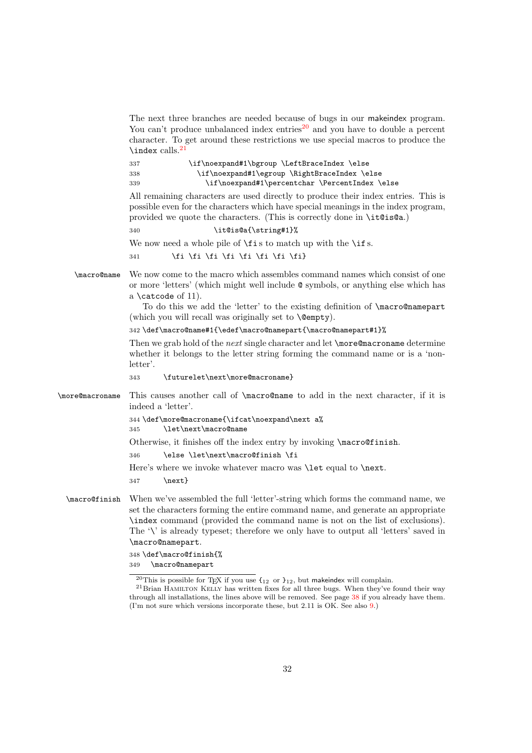The next three branches are needed because of bugs in our makeindex program. You can't produce unbalanced index entries[20] and you have to double a percent character. To get around these restrictions we use special macros to produce the `\index` calls.[21]

```
337           \if\noexpand#1\bgroup \LeftBraceIndex \else
338             \if\noexpand#1\egroup \RightBraceIndex \else
339               \if\noexpand#1\percentchar \PercentIndex \else
```

All remaining characters are used directly to produce their index entries. This is possible even for the characters which have special meanings in the index program, provided we quote the characters. (This is correctly done in `\it@is@a`.)

```
340                 \it@is@a{\string#1}%
```

We now need a whole pile of `\fi`s to match up with the `\if`s.

```
341         \fi \fi \fi \fi \fi \fi \fi \fi}
```

`\macro@name` We now come to the macro which assembles command names which consist of one or more 'letters' (which might well include `@` symbols, or anything else which has a `\catcode` of 11).

To do this we add the 'letter' to the existing definition of `\macro@namepart` (which you will recall was originally set to `\@empty`).

```
342 \def\macro@name#1{\edef\macro@namepart{\macro@namepart#1}%
```

Then we grab hold of the *next* single character and let `\more@macroname` determine whether it belongs to the letter string forming the command name or is a 'non-letter'.

```
343      \futurelet\next\more@macroname}
```

`\more@macroname` This causes another call of `\macro@name` to add in the next character, if it is indeed a 'letter'.

```
344 \def\more@macroname{\ifcat\noexpand\next a%
345      \let\next\macro@name
```

Otherwise, it finishes off the index entry by invoking `\macro@finish`.

```
346      \else \let\next\macro@finish \fi
```

Here's where we invoke whatever macro was `\let` equal to `\next`.

```
347      \next}
```

`\macro@finish` When we've assembled the full 'letter'-string which forms the command name, we set the characters forming the entire command name, and generate an appropriate `\index` command (provided the command name is not on the list of exclusions). The '\' is already typeset; therefore we only have to output all 'letters' saved in `\macro@namepart`.

```
348 \def\macro@finish{%
349   \macro@namepart
```

[20] This is possible for TEX if you use $\{_{12}$ or $\}_{12}$, but makeindex will complain.

[21] Brian Hamilton Kelly has written fixes for all three bugs. When they've found their way through all installations, the lines above will be removed. See page 38 if you already have them. (I'm not sure which versions incorporate these, but 2.11 is OK. See also 9.)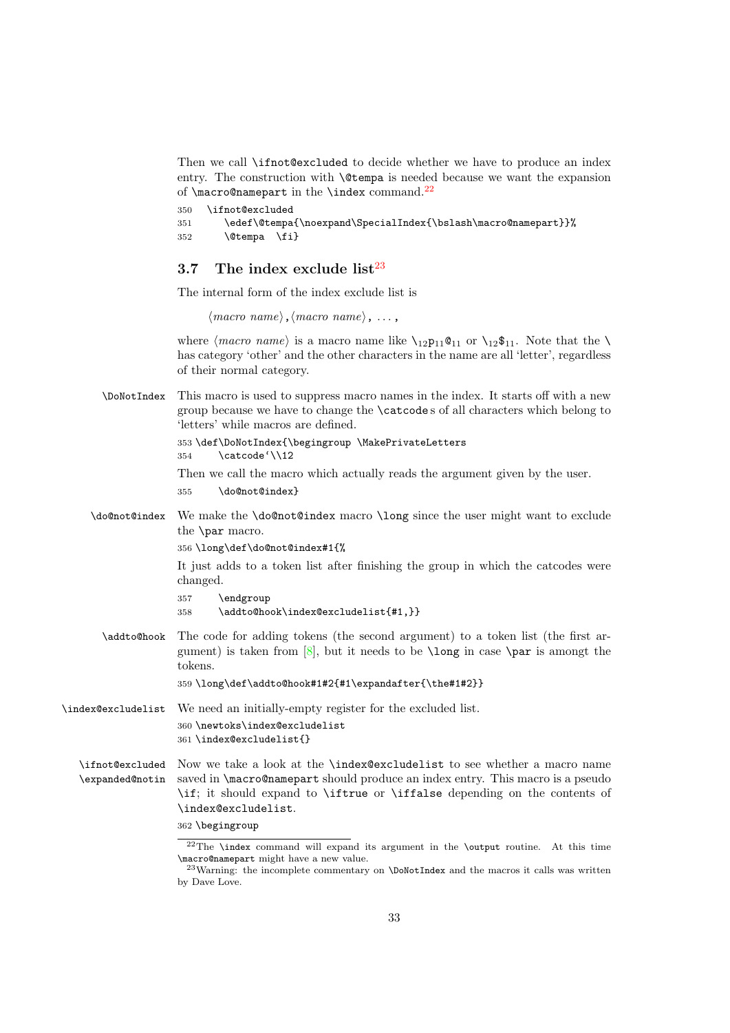Then we call `\ifnot@excluded` to decide whether we have to produce an index entry. The construction with `\@tempa` is needed because we want the expansion of `\macro@namepart` in the `\index` command.[22]

```
350   \ifnot@excluded
351      \edef\@tempa{\noexpand\SpecialIndex{\bslash\macro@namepart}}%
352      \@tempa  \fi}
```

### 3.7 The index exclude list[23]

The internal form of the index exclude list is

⟨*macro name*⟩,⟨*macro name*⟩, . . . ,

where ⟨*macro name*⟩ is a macro name like $\backslash_{12}\mathtt{p}_{11}\mathtt{@}_{11}$ or $\backslash_{12}\$_{11}$. Note that the `\` has category 'other' and the other characters in the name are all 'letter', regardless of their normal category.

`\DoNotIndex` This macro is used to suppress macro names in the index. It starts off with a new group because we have to change the `\catcode`s of all characters which belong to 'letters' while macros are defined.

```
353 \def\DoNotIndex{\begingroup \MakePrivateLetters
354      \catcode`\\12
```

Then we call the macro which actually reads the argument given by the user.

```
355      \do@not@index}
```

`\do@not@index` We make the `\do@not@index` macro `\long` since the user might want to exclude the `\par` macro.

```
356 \long\def\do@not@index#1{%
```

It just adds to a token list after finishing the group in which the catcodes were changed.

```
357      \endgroup
358      \addto@hook\index@excludelist{#1,}}
```

`\addto@hook` The code for adding tokens (the second argument) to a token list (the first argument) is taken from [8], but it needs to be `\long` in case `\par` is amongt the tokens.

```
359 \long\def\addto@hook#1#2{#1\expandafter{\the#1#2}}
```

`\index@excludelist` We need an initially-empty register for the excluded list.

```
360 \newtoks\index@excludelist
361 \index@excludelist{}
```

`\ifnot@excluded` `\expanded@notin` Now we take a look at the `\index@excludelist` to see whether a macro name saved in `\macro@namepart` should produce an index entry. This macro is a pseudo `\if`; it should expand to `\iftrue` or `\iffalse` depending on the contents of `\index@excludelist`.

```
362 \begingroup
```

---

[22] The `\index` command will expand its argument in the `\output` routine. At this time `\macro@namepart` might have a new value.

[23] Warning: the incomplete commentary on `\DoNotIndex` and the macros it calls was written by Dave Love.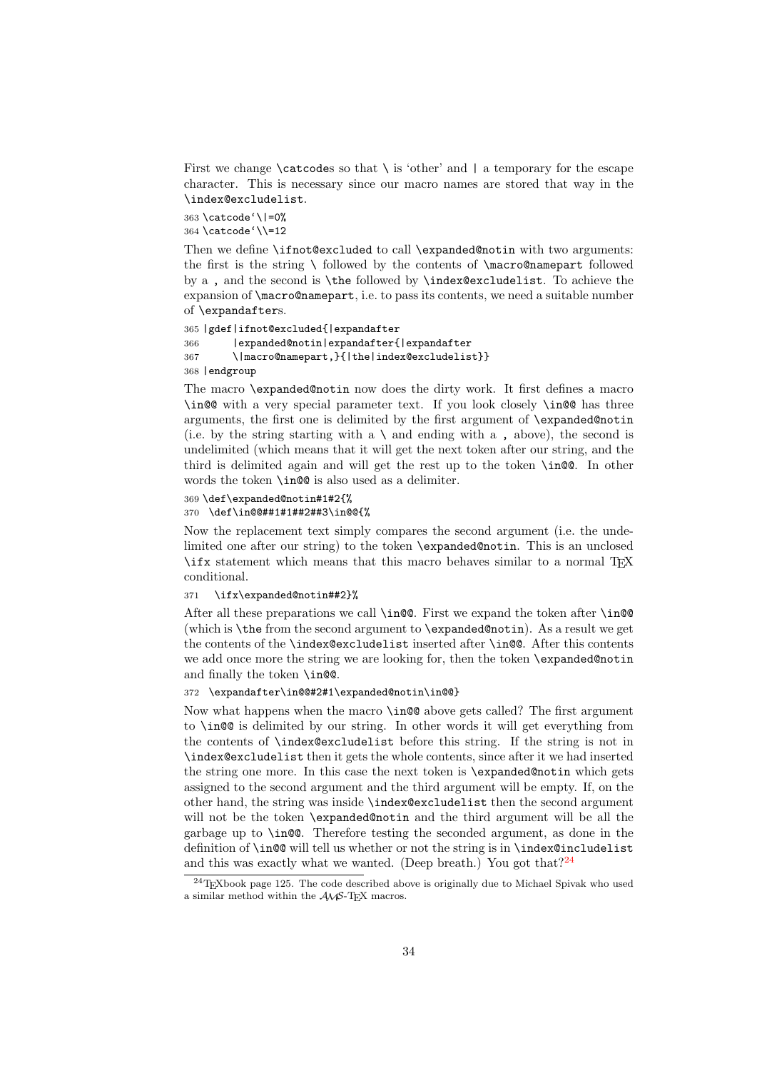First we change `\catcode`s so that `\` is 'other' and `|` a temporary for the escape character. This is necessary since our macro names are stored that way in the `\index@excludelist`.

```
363 \catcode`\|=0%
364 \catcode`\\=12
```

Then we define `\ifnot@excluded` to call `\expanded@notin` with two arguments: the first is the string `\` followed by the contents of `\macro@namepart` followed by a `,` and the second is `\the` followed by `\index@excludelist`. To achieve the expansion of `\macro@namepart`, i.e. to pass its contents, we need a suitable number of `\expandafter`s.

```
365 |gdef|ifnot@excluded{|expandafter
366      |expanded@notin|expandafter{|expandafter
367      \|macro@namepart,}{|the|index@excludelist}}
368 |endgroup
```

The macro `\expanded@notin` now does the dirty work. It first defines a macro `\in@@` with a very special parameter text. If you look closely `\in@@` has three arguments, the first one is delimited by the first argument of `\expanded@notin` (i.e. by the string starting with a `\` and ending with a `,` above), the second is undelimited (which means that it will get the next token after our string, and the third is delimited again and will get the rest up to the token `\in@@`. In other words the token `\in@@` is also used as a delimiter.

```
369 \def\expanded@notin#1#2{%
370   \def\in@@##1#1##2##3\in@@{%
```

Now the replacement text simply compares the second argument (i.e. the undelimited one after our string) to the token `\expanded@notin`. This is an unclosed `\ifx` statement which means that this macro behaves similar to a normal TeX conditional.

```
371     \ifx\expanded@notin##2}%
```

After all these preparations we call `\in@@`. First we expand the token after `\in@@` (which is `\the` from the second argument to `\expanded@notin`). As a result we get the contents of the `\index@excludelist` inserted after `\in@@`. After this contents we add once more the string we are looking for, then the token `\expanded@notin` and finally the token `\in@@`.

```
372   \expandafter\in@@#2#1\expanded@notin\in@@}
```

Now what happens when the macro `\in@@` above gets called? The first argument to `\in@@` is delimited by our string. In other words it will get everything from the contents of `\index@excludelist` before this string. If the string is not in `\index@excludelist` then it gets the whole contents, since after it we had inserted the string one more. In this case the next token is `\expanded@notin` which gets assigned to the second argument and the third argument will be empty. If, on the other hand, the string was inside `\index@excludelist` then the second argument will not be the token `\expanded@notin` and the third argument will be all the garbage up to `\in@@`. Therefore testing the seconded argument, as done in the definition of `\in@@` will tell us whether or not the string is in `\index@includelist` and this was exactly what we wanted. (Deep breath.) You got that?[24]

[24] TeXbook page 125. The code described above is originally due to Michael Spivak who used a similar method within the AMS-TeX macros.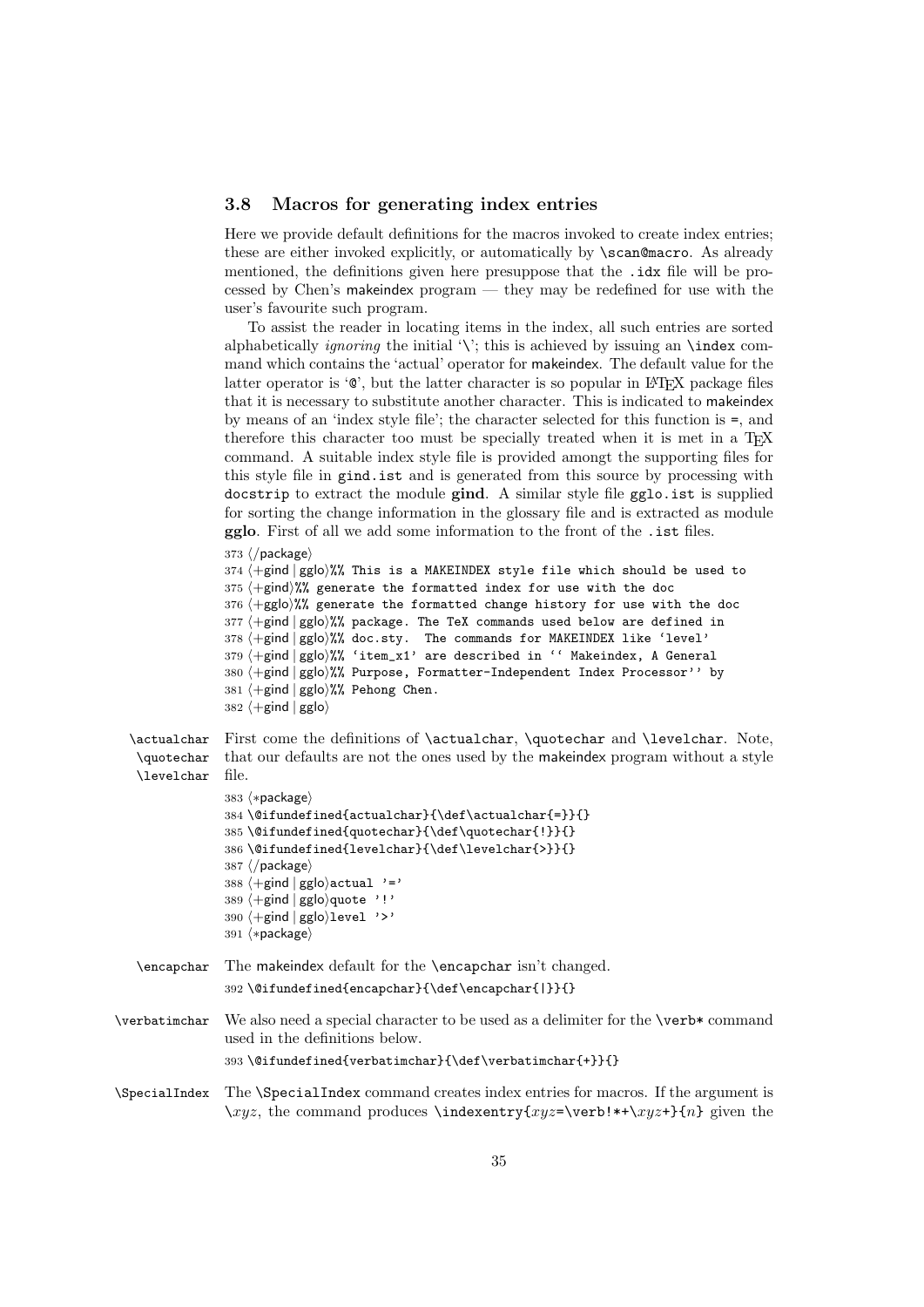### 3.8 Macros for generating index entries

Here we provide default definitions for the macros invoked to create index entries; these are either invoked explicitly, or automatically by `\scan@macro`. As already mentioned, the definitions given here presuppose that the `.idx` file will be processed by Chen's makeindex program — they may be redefined for use with the user's favourite such program.

To assist the reader in locating items in the index, all such entries are sorted alphabetically *ignoring* the initial '\'; this is achieved by issuing an `\index` command which contains the 'actual' operator for makeindex. The default value for the latter operator is '`@`', but the latter character is so popular in LaTeX package files that it is necessary to substitute another character. This is indicated to makeindex by means of an 'index style file'; the character selected for this function is `=`, and therefore this character too must be specially treated when it is met in a TeX command. A suitable index style file is provided amongt the supporting files for this style file in `gind.ist` and is generated from this source by processing with `docstrip` to extract the module **gind**. A similar style file `gglo.ist` is supplied for sorting the change information in the glossary file and is extracted as module **gglo**. First of all we add some information to the front of the `.ist` files.

```
373 </package>
374 <+gind | gglo>%% This is a MAKEINDEX style file which should be used to
375 <+gind>%% generate the formatted index for use with the doc
376 <+gglo>%% generate the formatted change history for use with the doc
377 <+gind | gglo>%% package. The TeX commands used below are defined in
378 <+gind | gglo>%% doc.sty.  The commands for MAKEINDEX like 'level'
379 <+gind | gglo>%% 'item_x1' are described in `` Makeindex, A General
380 <+gind | gglo>%% Purpose, Formatter-Independent Index Processor'' by
381 <+gind | gglo>%% Pehong Chen.
382 <+gind | gglo>
```

`\actualchar` `\quotechar` `\levelchar` First come the definitions of `\actualchar`, `\quotechar` and `\levelchar`. Note, that our defaults are not the ones used by the makeindex program without a style file.

```
383 <*package>
384 \@ifundefined{actualchar}{\def\actualchar{=}}{}
385 \@ifundefined{quotechar}{\def\quotechar{!}}{}
386 \@ifundefined{levelchar}{\def\levelchar{>}}{}
387 </package>
388 <+gind | gglo>actual '='
389 <+gind | gglo>quote '!'
390 <+gind | gglo>level '>'
391 <*package>
```

`\encapchar` The makeindex default for the `\encapchar` isn't changed.

```
392 \@ifundefined{encapchar}{\def\encapchar{|}}{}
```

`\verbatimchar` We also need a special character to be used as a delimiter for the `\verb*` command used in the definitions below.

```
393 \@ifundefined{verbatimchar}{\def\verbatimchar{+}}{}
```

`\SpecialIndex` The `\SpecialIndex` command creates index entries for macros. If the argument is `\`*xyz*, the command produces `\indexentry{`*xyz*`=\verb!*+\`*xyz*`+}{`*n*`}` given the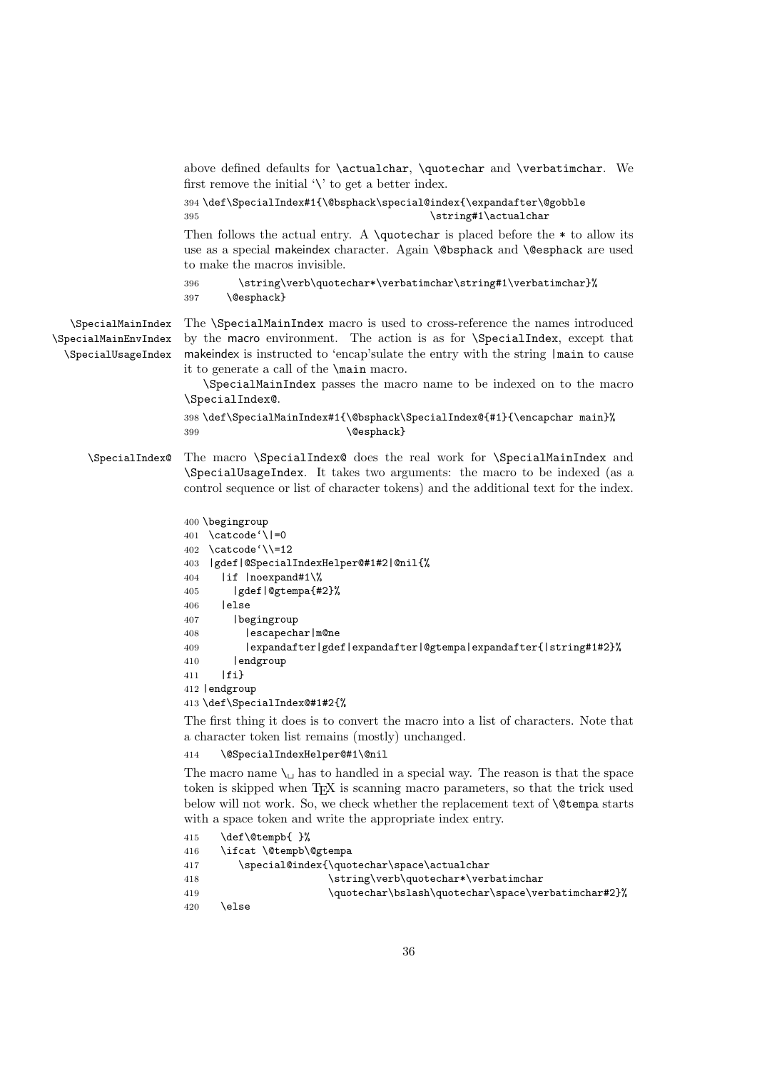above defined defaults for \actualchar, \quotechar and \verbatimchar. We first remove the initial '\' to get a better index.

```
394 \def\SpecialIndex#1{\@bsphack\special@index{\expandafter\@gobble
395                                      \string#1\actualchar
```

Then follows the actual entry. A \quotechar is placed before the * to allow its use as a special makeindex character. Again \@bsphack and \@esphack are used to make the macros invisible.

```
396       \string\verb\quotechar*\verbatimchar\string#1\verbatimchar}%
397     \@esphack}
```

\SpecialMainIndex \SpecialMainEnvIndex \SpecialUsageIndex

The \SpecialMainIndex macro is used to cross-reference the names introduced by the macro environment. The action is as for \SpecialIndex, except that makeindex is instructed to 'encap'sulate the entry with the string |main to cause it to generate a call of the \main macro.

\SpecialMainIndex passes the macro name to be indexed on to the macro \SpecialIndex@.

```
398 \def\SpecialMainIndex#1{\@bsphack\SpecialIndex@{#1}{\encapchar main}%
399                         \@esphack}
```

\SpecialIndex@

The macro \SpecialIndex@ does the real work for \SpecialMainIndex and \SpecialUsageIndex. It takes two arguments: the macro to be indexed (as a control sequence or list of character tokens) and the additional text for the index.

```
400 \begingroup
401  \catcode`\|=0
402  \catcode`\\=12
403  |gdef|@SpecialIndexHelper@#1#2|@nil{%
404    |if |noexpand#1\%
405      |gdef|@gtempa{#2}%
406    |else
407      |begingroup
408        |escapechar|m@ne
409        |expandafter|gdef|expandafter|@gtempa|expandafter{|string#1#2}%
410      |endgroup
411    |fi}
412 |endgroup
413 \def\SpecialIndex@#1#2{%
```

The first thing it does is to convert the macro into a list of characters. Note that a character token list remains (mostly) unchanged.

```
414    \@SpecialIndexHelper@#1\@nil
```

The macro name \␣ has to handled in a special way. The reason is that the space token is skipped when TeX is scanning macro parameters, so that the trick used below will not work. So, we check whether the replacement text of \@tempa starts with a space token and write the appropriate index entry.

```
415    \def\@tempb{ }%
416    \ifcat \@tempb\@gtempa
417       \special@index{\quotechar\space\actualchar
418                      \string\verb\quotechar*\verbatimchar
419                      \quotechar\bslash\quotechar\space\verbatimchar#2}%
420    \else
```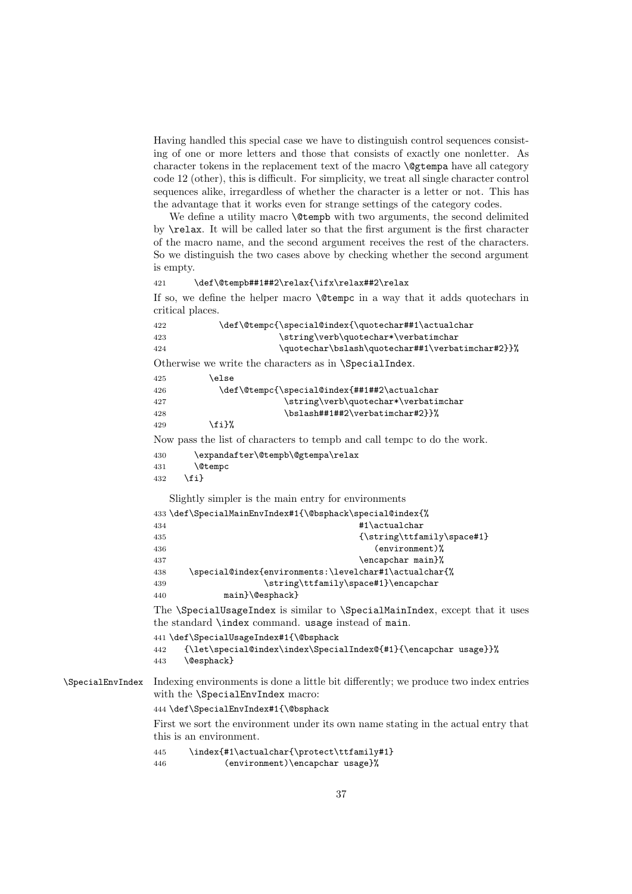Having handled this special case we have to distinguish control sequences consisting of one or more letters and those that consists of exactly one nonletter. As character tokens in the replacement text of the macro `\@gtempa` have all category code 12 (other), this is difficult. For simplicity, we treat all single character control sequences alike, irregardless of whether the character is a letter or not. This has the advantage that it works even for strange settings of the category codes.

We define a utility macro `\@tempb` with two arguments, the second delimited by `\relax`. It will be called later so that the first argument is the first character of the macro name, and the second argument receives the rest of the characters. So we distinguish the two cases above by checking whether the second argument is empty.

```
421      \def\@tempb##1##2\relax{\ifx\relax##2\relax
```

If so, we define the helper macro `\@tempc` in a way that it adds quotechars in critical places.

```
422          \def\@tempc{\special@index{\quotechar##1\actualchar
423                      \string\verb\quotechar*\verbatimchar
424                      \quotechar\bslash\quotechar##1\verbatimchar#2}}%
```

Otherwise we write the characters as in `\SpecialIndex`.

```
425        \else
426          \def\@tempc{\special@index{##1##2\actualchar
427                       \string\verb\quotechar*\verbatimchar
428                       \bslash##1##2\verbatimchar#2}}%
429        \fi}%
```

Now pass the list of characters to tempb and call tempc to do the work.

```
430      \expandafter\@tempb\@gtempa\relax
431      \@tempc
432    \fi}
```

Slightly simpler is the main entry for environments

```
433 \def\SpecialMainEnvIndex#1{\@bsphack\special@index{%
434                                        #1\actualchar
435                                        {\string\ttfamily\space#1}
436                                           (environment)%
437                                        \encapchar main}%
438    \special@index{environments:\levelchar#1\actualchar{%
439                   \string\ttfamily\space#1}\encapchar
440           main}\@esphack}
```

The `\SpecialUsageIndex` is similar to `\SpecialMainIndex`, except that it uses the standard `\index` command. `usage` instead of `main`.

```
441 \def\SpecialUsageIndex#1{\@bsphack
442    {\let\special@index\index\SpecialIndex@{#1}{\encapchar usage}}%
443    \@esphack}
```

`\SpecialEnvIndex` Indexing environments is done a little bit differently; we produce two index entries with the `\SpecialEnvIndex` macro:

```
444 \def\SpecialEnvIndex#1{\@bsphack
```

First we sort the environment under its own name stating in the actual entry that this is an environment.

```
445     \index{#1\actualchar{\protect\ttfamily#1}
446           (environment)\encapchar usage}%
```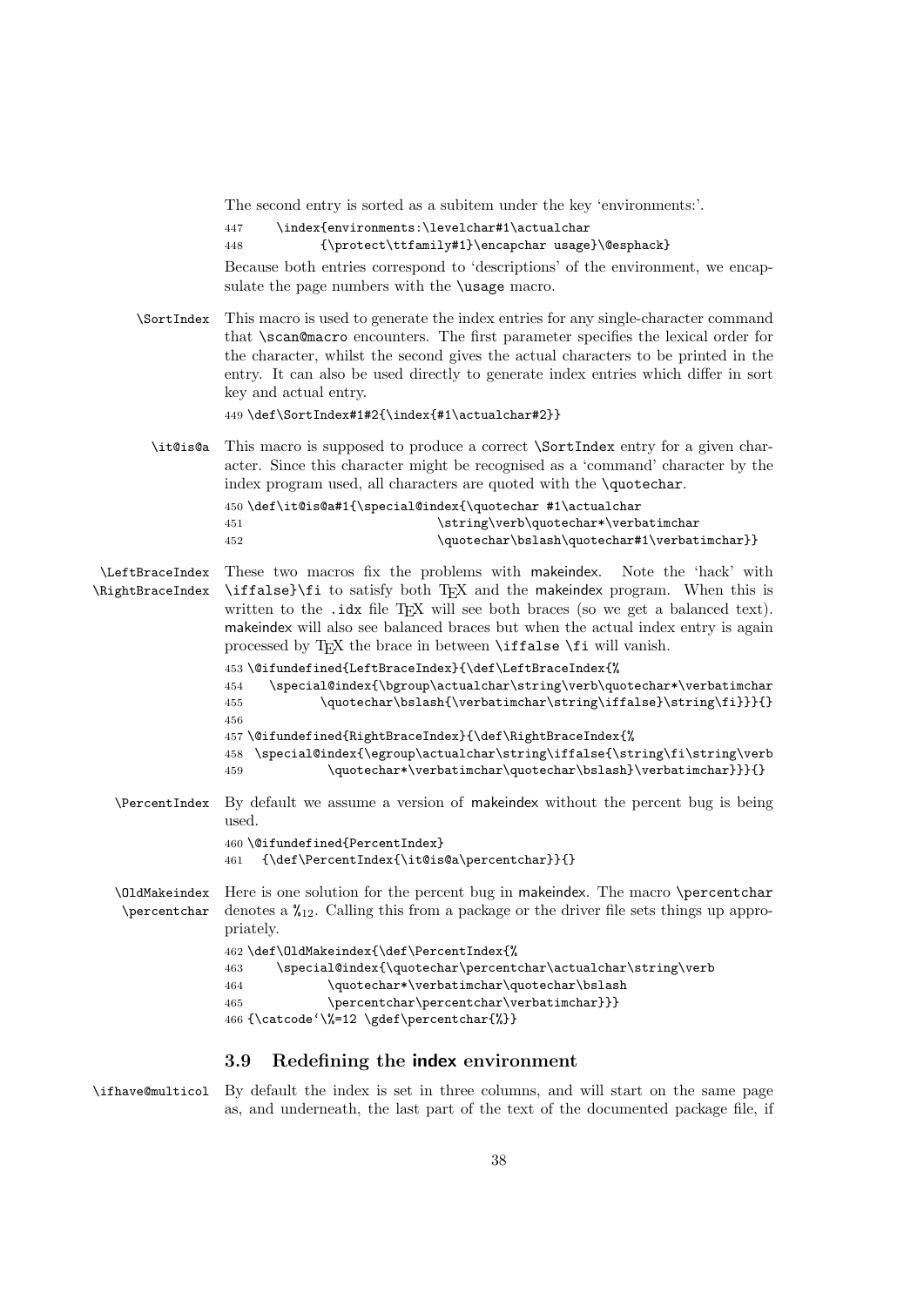The second entry is sorted as a subitem under the key 'environments:'.

```
447     \index{environments:\levelchar#1\actualchar
448           {\protect\ttfamily#1}\encapchar usage}\@esphack}
```

Because both entries correspond to 'descriptions' of the environment, we encapsulate the page numbers with the \usage macro.

\SortIndex This macro is used to generate the index entries for any single-character command that \scan@macro encounters. The first parameter specifies the lexical order for the character, whilst the second gives the actual characters to be printed in the entry. It can also be used directly to generate index entries which differ in sort key and actual entry.

```
449 \def\SortIndex#1#2{\index{#1\actualchar#2}}
```

\it@is@a This macro is supposed to produce a correct \SortIndex entry for a given character. Since this character might be recognised as a 'command' character by the index program used, all characters are quoted with the \quotechar.

```
450 \def\it@is@a#1{\special@index{\quotechar #1\actualchar
451                           \string\verb\quotechar*\verbatimchar
452                           \quotechar\bslash\quotechar#1\verbatimchar}}
```

\LeftBraceIndex \RightBraceIndex These two macros fix the problems with makeindex. Note the 'hack' with \iffalse}\fi to satisfy both TeX and the makeindex program. When this is written to the .idx file TeX will see both braces (so we get a balanced text). makeindex will also see balanced braces but when the actual index entry is again processed by TeX the brace in between \iffalse \fi will vanish.

```
453 \@ifundefined{LeftBraceIndex}{\def\LeftBraceIndex{%
454    \special@index{\bgroup\actualchar\string\verb\quotechar*\verbatimchar
455           \quotechar\bslash{\verbatimchar\string\iffalse}\string\fi}}}{}
456
457 \@ifundefined{RightBraceIndex}{\def\RightBraceIndex{%
458  \special@index{\egroup\actualchar\string\iffalse{\string\fi\string\verb
459           \quotechar*\verbatimchar\quotechar\bslash}\verbatimchar}}}{}
```

\PercentIndex By default we assume a version of makeindex without the percent bug is being used.

```
460 \@ifundefined{PercentIndex}
461   {\def\PercentIndex{\it@is@a\percentchar}}{}
```

\OldMakeindex \percentchar Here is one solution for the percent bug in makeindex. The macro \percentchar denotes a $\%_{12}$. Calling this from a package or the driver file sets things up appropriately.

```
462 \def\OldMakeindex{\def\PercentIndex{%
463     \special@index{\quotechar\percentchar\actualchar\string\verb
464           \quotechar*\verbatimchar\quotechar\bslash
465           \percentchar\percentchar\verbatimchar}}}
466 {\catcode`\%=12 \gdef\percentchar{%}}
```

### 3.9 Redefining the index environment

\ifhave@multicol By default the index is set in three columns, and will start on the same page as, and underneath, the last part of the text of the documented package file, if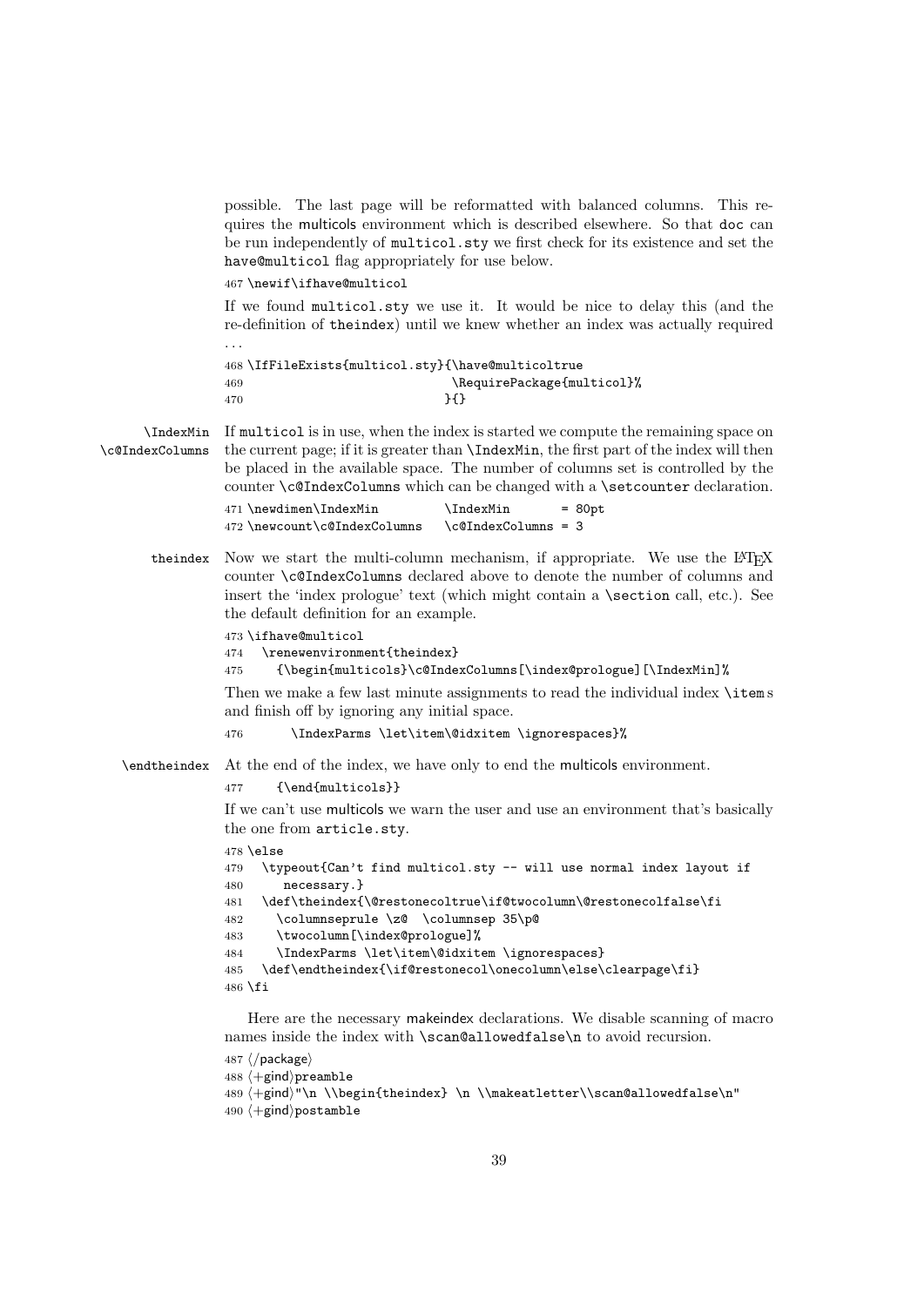possible. The last page will be reformatted with balanced columns. This requires the multicols environment which is described elsewhere. So that doc can be run independently of multicol.sty we first check for its existence and set the have@multicol flag appropriately for use below.

```
467 \newif\ifhave@multicol
```

If we found multicol.sty we use it. It would be nice to delay this (and the re-definition of theindex) until we knew whether an index was actually required . . .

```
468 \IfFileExists{multicol.sty}{\have@multicoltrue
469                              \RequirePackage{multicol}%
470                             }{}
```

\IndexMin
\c@IndexColumns

If multicol is in use, when the index is started we compute the remaining space on the current page; if it is greater than \IndexMin, the first part of the index will then be placed in the available space. The number of columns set is controlled by the counter \c@IndexColumns which can be changed with a \setcounter declaration.

```
471 \newdimen\IndexMin          \IndexMin       = 80pt
472 \newcount\c@IndexColumns    \c@IndexColumns = 3
```

theindex

Now we start the multi-column mechanism, if appropriate. We use the LaTeX counter \c@IndexColumns declared above to denote the number of columns and insert the 'index prologue' text (which might contain a \section call, etc.). See the default definition for an example.

```
473 \ifhave@multicol
474   \renewenvironment{theindex}
475     {\begin{multicols}\c@IndexColumns[\index@prologue][\IndexMin]%
```

Then we make a few last minute assignments to read the individual index \items and finish off by ignoring any initial space.

```
476       \IndexParms \let\item\@idxitem \ignorespaces}%
```

\endtheindex

At the end of the index, we have only to end the multicols environment.

```
477     {\end{multicols}}
```

If we can't use multicols we warn the user and use an environment that's basically the one from article.sty.

```
478 \else
479   \typeout{Can't find multicol.sty -- will use normal index layout if
480      necessary.}
481   \def\theindex{\@restonecoltrue\if@twocolumn\@restonecolfalse\fi
482     \columnseprule \z@  \columnsep 35\p@
483     \twocolumn[\index@prologue]%
484     \IndexParms \let\item\@idxitem \ignorespaces}
485   \def\endtheindex{\if@restonecol\onecolumn\else\clearpage\fi}
486 \fi
```

Here are the necessary makeindex declarations. We disable scanning of macro names inside the index with \scan@allowedfalse\n to avoid recursion.

```
487 ⟨/package⟩
488 ⟨+gind⟩preamble
489 ⟨+gind⟩"\n \\begin{theindex} \n \\makeatletter\\scan@allowedfalse\n"
490 ⟨+gind⟩postamble
```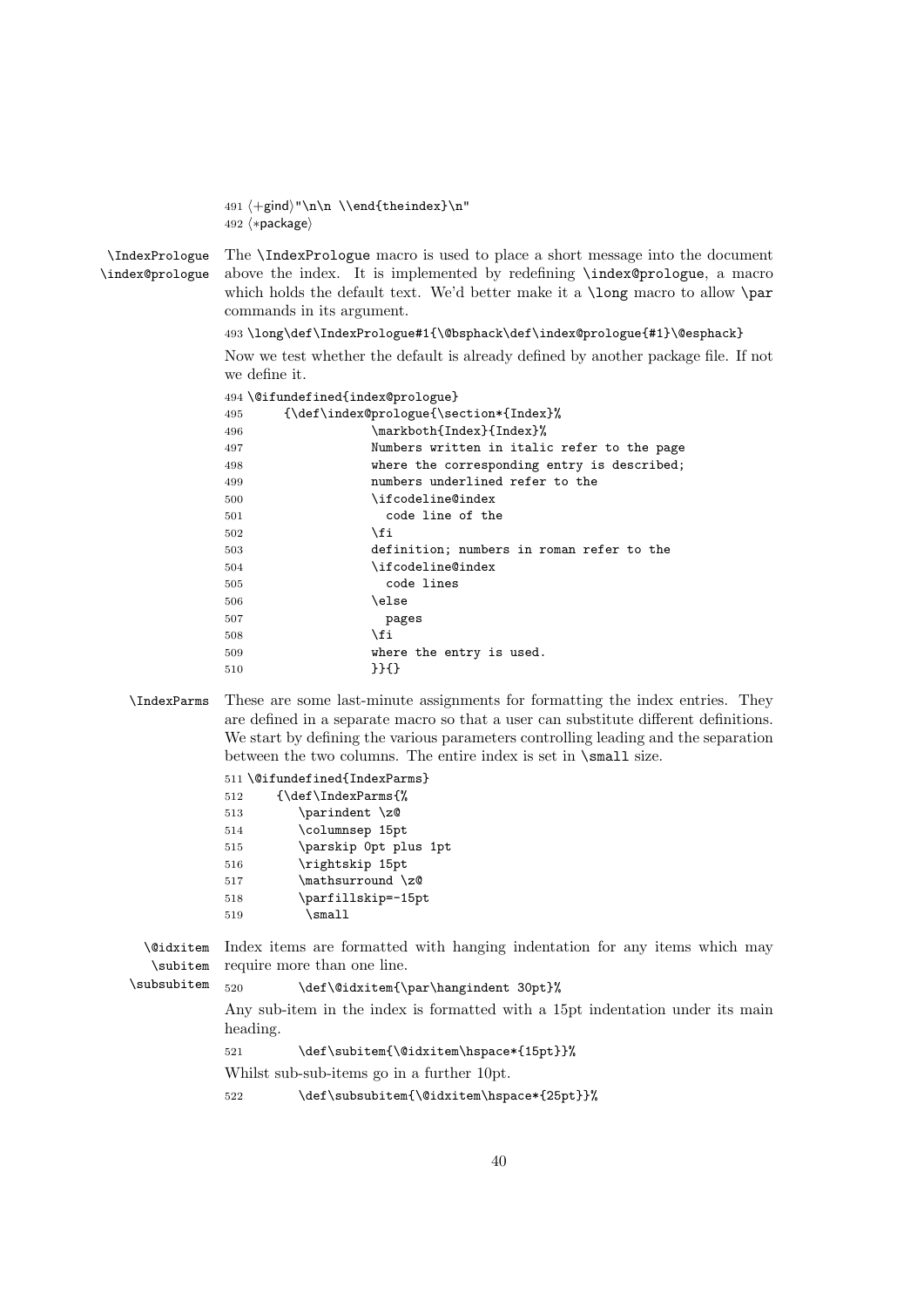```
491 ⟨+gind⟩"\n\n \\end{theindex}\n"
492 ⟨*package⟩
```

\IndexPrologue \index@prologue

The \IndexPrologue macro is used to place a short message into the document above the index. It is implemented by redefining \index@prologue, a macro which holds the default text. We'd better make it a \long macro to allow \par commands in its argument.

```
493 \long\def\IndexPrologue#1{\@bsphack\def\index@prologue{#1}\@esphack}
```

Now we test whether the default is already defined by another package file. If not we define it.

```
494 \@ifundefined{index@prologue}
495      {\def\index@prologue{\section*{Index}%
496                 \markboth{Index}{Index}%
497                 Numbers written in italic refer to the page
498                 where the corresponding entry is described;
499                 numbers underlined refer to the
500                 \ifcodeline@index
501                   code line of the
502                 \fi
503                 definition; numbers in roman refer to the
504                 \ifcodeline@index
505                   code lines
506                 \else
507                   pages
508                 \fi
509                 where the entry is used.
510                 }}{}
```

\IndexParms

These are some last-minute assignments for formatting the index entries. They are defined in a separate macro so that a user can substitute different definitions. We start by defining the various parameters controlling leading and the separation between the two columns. The entire index is set in \small size.

```
511 \@ifundefined{IndexParms}
512     {\def\IndexParms{%
513        \parindent \z@
514        \columnsep 15pt
515        \parskip 0pt plus 1pt
516        \rightskip 15pt
517        \mathsurround \z@
518        \parfillskip=-15pt
519         \small
```

\@idxitem \subitem \subsubitem

Index items are formatted with hanging indentation for any items which may require more than one line.

```
520        \def\@idxitem{\par\hangindent 30pt}%
```

Any sub-item in the index is formatted with a 15pt indentation under its main heading.

```
521        \def\subitem{\@idxitem\hspace*{15pt}}%
```

Whilst sub-sub-items go in a further 10pt.

```
522        \def\subsubitem{\@idxitem\hspace*{25pt}}%
```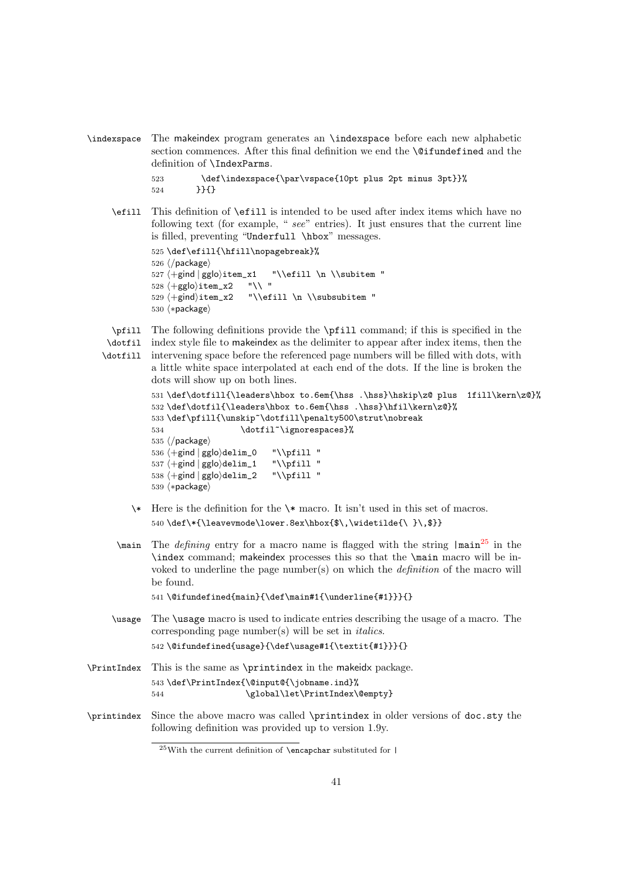`\indexspace` The makeindex program generates an `\indexspace` before each new alphabetic section commences. After this final definition we end the `\@ifundefined` and the definition of `\IndexParms`.

```
523       \def\indexspace{\par\vspace{10pt plus 2pt minus 3pt}}%
524      }}{}
```

`\efill` This definition of `\efill` is intended to be used after index items which have no following text (for example, " *see*" entries). It just ensures that the current line is filled, preventing "`Underfull \hbox`" messages.

```
525 \def\efill{\hfill\nopagebreak}%
526 ⟨/package⟩
527 ⟨+gind | gglo⟩item_x1   "\\efill \n \\subitem "
528 ⟨+gglo⟩item_x2   "\\ "
529 ⟨+gind⟩item_x2   "\\efill \n \\subsubitem "
530 ⟨*package⟩
```

`\pfill` `\dotfil` `\dotfill` The following definitions provide the `\pfill` command; if this is specified in the index style file to makeindex as the delimiter to appear after index items, then the intervening space before the referenced page numbers will be filled with dots, with a little white space interpolated at each end of the dots. If the line is broken the dots will show up on both lines.

```
531 \def\dotfill{\leaders\hbox to.6em{\hss .\hss}\hskip\z@ plus  1fill\kern\z@}%
532 \def\dotfil{\leaders\hbox to.6em{\hss .\hss}\hfil\kern\z@}%
533 \def\pfill{\unskip~\dotfill\penalty500\strut\nobreak
534               \dotfil~\ignorespaces}%
535 ⟨/package⟩
536 ⟨+gind | gglo⟩delim_0   "\\pfill "
537 ⟨+gind | gglo⟩delim_1   "\\pfill "
538 ⟨+gind | gglo⟩delim_2   "\\pfill "
539 ⟨*package⟩
```

`\*` Here is the definition for the `\*` macro. It isn't used in this set of macros.

```
540 \def\*{\leavevmode\lower.8ex\hbox{$\,\widetilde{\ }\,$}}
```

`\main` The *defining* entry for a macro name is flagged with the string `|main`[25] in the `\index` command; makeindex processes this so that the `\main` macro will be invoked to underline the page number(s) on which the *definition* of the macro will be found.

```
541 \@ifundefined{main}{\def\main#1{\underline{#1}}}{}
```

`\usage` The `\usage` macro is used to indicate entries describing the usage of a macro. The corresponding page number(s) will be set in *italics*.

```
542 \@ifundefined{usage}{\def\usage#1{\textit{#1}}}{}
```

`\PrintIndex` This is the same as `\printindex` in the makeidx package.

```
543 \def\PrintIndex{\@input@{\jobname.ind}%
544                 \global\let\PrintIndex\@empty}
```

`\printindex` Since the above macro was called `\printindex` in older versions of `doc.sty` the following definition was provided up to version 1.9y.

---

[25] With the current definition of `\encapchar` substituted for `|`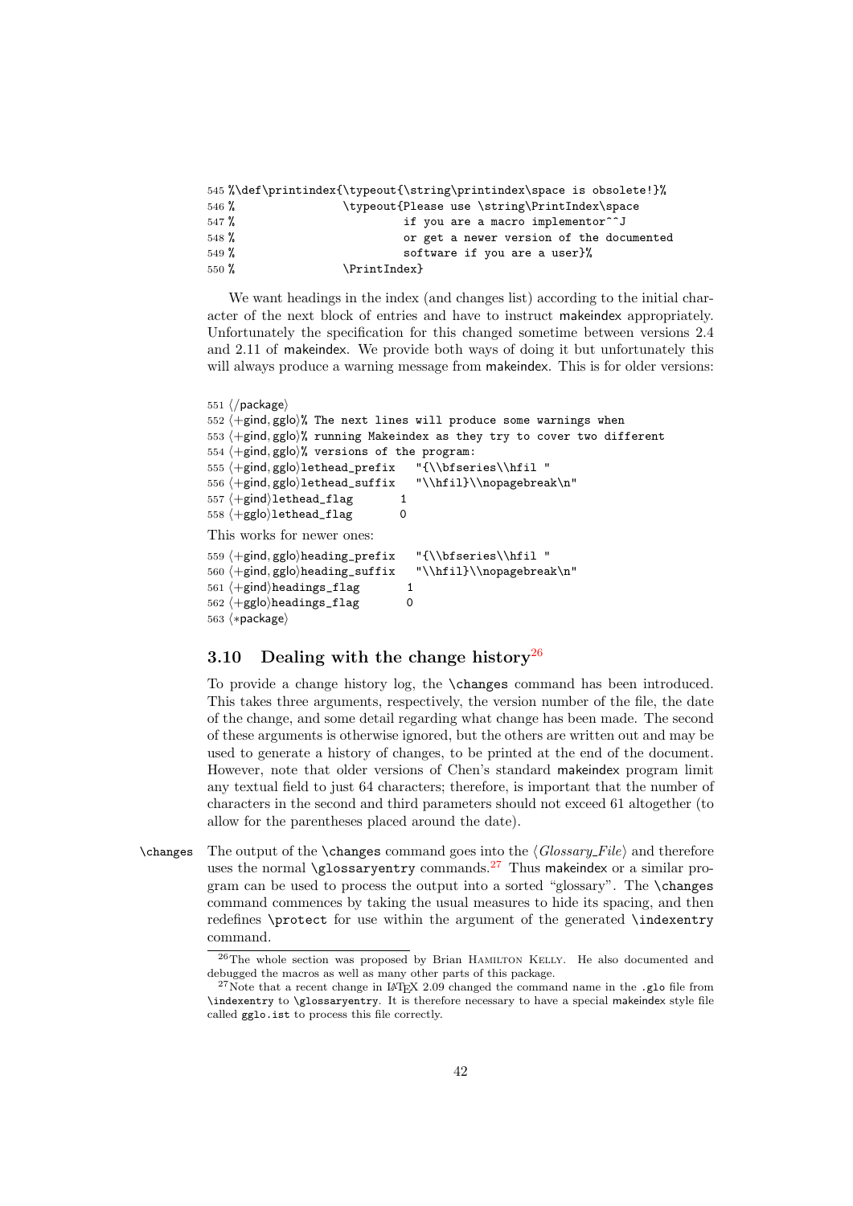```
545 %\def\printindex{\typeout{\string\printindex\space is obsolete!}%
546 %               \typeout{Please use \string\PrintIndex\space
547 %                        if you are a macro implementor^^J
548 %                        or get a newer version of the documented
549 %                        software if you are a user}%
550 %               \PrintIndex}
```

We want headings in the index (and changes list) according to the initial character of the next block of entries and have to instruct makeindex appropriately. Unfortunately the specification for this changed sometime between versions 2.4 and 2.11 of makeindex. We provide both ways of doing it but unfortunately this will always produce a warning message from makeindex. This is for older versions:

```
551 ⟨/package⟩
552 ⟨+gind, gglo⟩% The next lines will produce some warnings when
553 ⟨+gind, gglo⟩% running Makeindex as they try to cover two different
554 ⟨+gind, gglo⟩% versions of the program:
555 ⟨+gind, gglo⟩lethead_prefix   "{\\bfseries\\hfil "
556 ⟨+gind, gglo⟩lethead_suffix   "\\hfil}\\nopagebreak\n"
557 ⟨+gind⟩lethead_flag       1
558 ⟨+gglo⟩lethead_flag       0
```

This works for newer ones:

```
559 ⟨+gind, gglo⟩heading_prefix   "{\\bfseries\\hfil "
560 ⟨+gind, gglo⟩heading_suffix   "\\hfil}\\nopagebreak\n"
561 ⟨+gind⟩headings_flag       1
562 ⟨+gglo⟩headings_flag       0
563 ⟨*package⟩
```

### 3.10 Dealing with the change history[26]

To provide a change history log, the `\changes` command has been introduced. This takes three arguments, respectively, the version number of the file, the date of the change, and some detail regarding what change has been made. The second of these arguments is otherwise ignored, but the others are written out and may be used to generate a history of changes, to be printed at the end of the document. However, note that older versions of Chen's standard makeindex program limit any textual field to just 64 characters; therefore, is important that the number of characters in the second and third parameters should not exceed 61 altogether (to allow for the parentheses placed around the date).

`\changes` The output of the `\changes` command goes into the ⟨*Glossary_File*⟩ and therefore uses the normal `\glossaryentry` commands.[27] Thus makeindex or a similar program can be used to process the output into a sorted "glossary". The `\changes` command commences by taking the usual measures to hide its spacing, and then redefines `\protect` for use within the argument of the generated `\indexentry` command.

[26] The whole section was proposed by Brian HAMILTON KELLY. He also documented and debugged the macros as well as many other parts of this package.

[27] Note that a recent change in LaTeX 2.09 changed the command name in the `.glo` file from `\indexentry` to `\glossaryentry`. It is therefore necessary to have a special makeindex style file called `gglo.ist` to process this file correctly.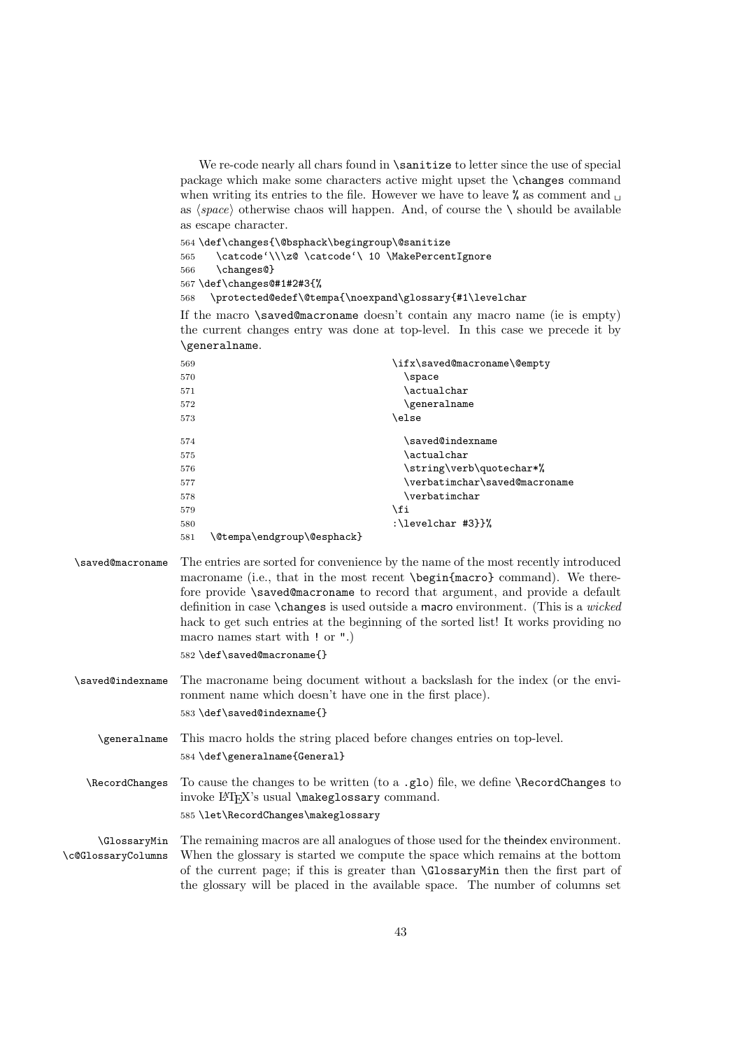We re-code nearly all chars found in `\sanitize` to letter since the use of special package which make some characters active might upset the `\changes` command when writing its entries to the file. However we have to leave `%` as comment and `␣` as ⟨*space*⟩ otherwise chaos will happen. And, of course the `\` should be available as escape character.

```
564 \def\changes{\@bsphack\begingroup\@sanitize
565   \catcode`\\\z@ \catcode`\ 10 \MakePercentIgnore
566   \changes@}
567 \def\changes@#1#2#3{%
568   \protected@edef\@tempa{\noexpand\glossary{#1\levelchar
```

If the macro `\saved@macroname` doesn't contain any macro name (ie is empty) the current changes entry was done at top-level. In this case we precede it by `\generalname`.

```
569                                 \ifx\saved@macroname\@empty
570                                   \space
571                                   \actualchar
572                                   \generalname
573                                 \else
574                                   \saved@indexname
575                                   \actualchar
576                                   \string\verb\quotechar*%
577                                   \verbatimchar\saved@macroname
578                                   \verbatimchar
579                                 \fi
580                                 :\levelchar #3}}%
581   \@tempa\endgroup\@esphack}
```

`\saved@macroname` The entries are sorted for convenience by the name of the most recently introduced macroname (i.e., that in the most recent `\begin{macro}` command). We therefore provide `\saved@macroname` to record that argument, and provide a default definition in case `\changes` is used outside a macro environment. (This is a *wicked* hack to get such entries at the beginning of the sorted list! It works providing no macro names start with `!` or `"`.)

```
582 \def\saved@macroname{}
```

`\saved@indexname` The macroname being document without a backslash for the index (or the environment name which doesn't have one in the first place).

```
583 \def\saved@indexname{}
```

`\generalname` This macro holds the string placed before changes entries on top-level.

```
584 \def\generalname{General}
```

`\RecordChanges` To cause the changes to be written (to a `.glo`) file, we define `\RecordChanges` to invoke LaTeX's usual `\makeglossary` command.

```
585 \let\RecordChanges\makeglossary
```

`\GlossaryMin` `\c@GlossaryColumns` The remaining macros are all analogues of those used for the theindex environment. When the glossary is started we compute the space which remains at the bottom of the current page; if this is greater than `\GlossaryMin` then the first part of the glossary will be placed in the available space. The number of columns set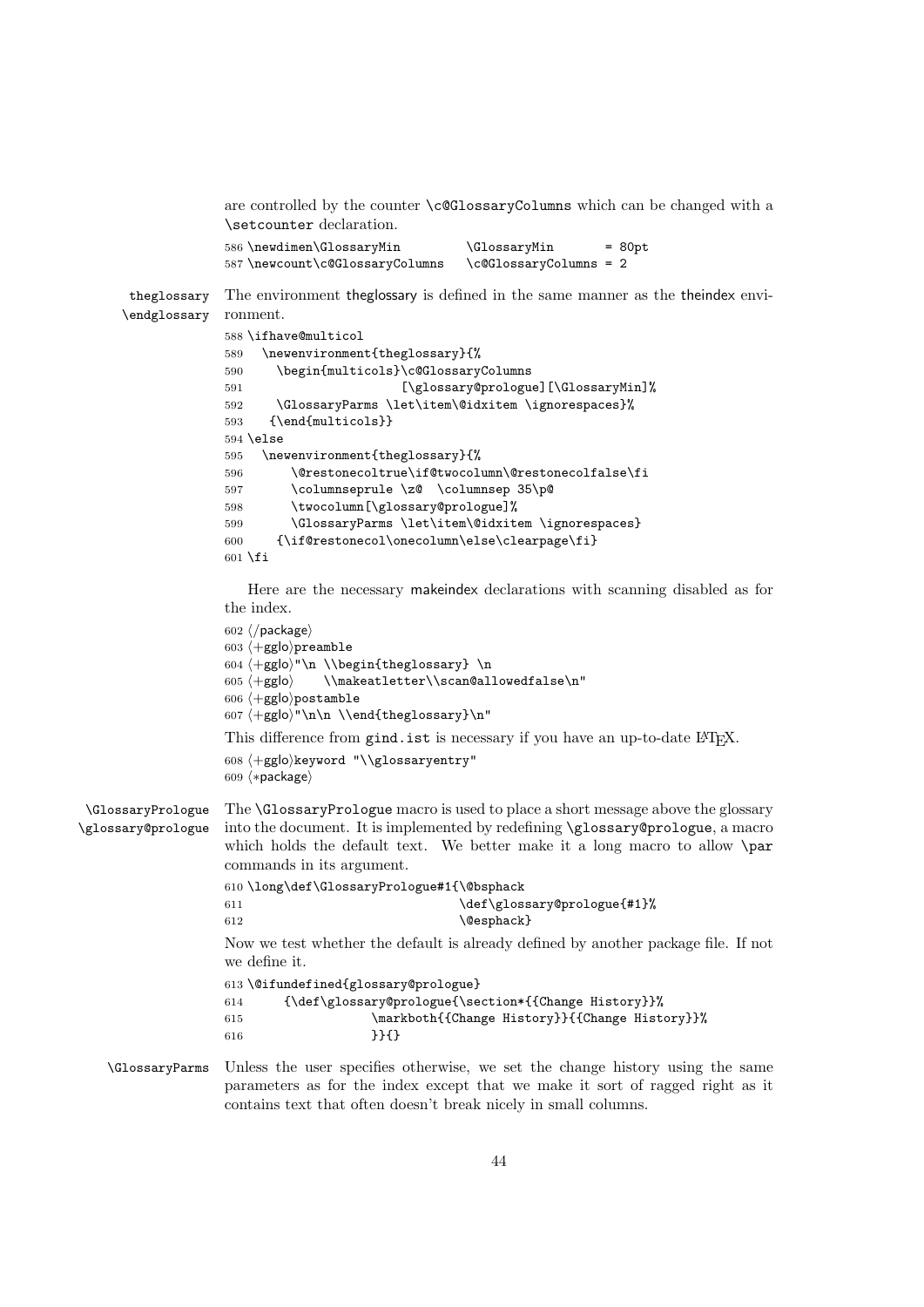are controlled by the counter `\c@GlossaryColumns` which can be changed with a `\setcounter` declaration.

```
586 \newdimen\GlossaryMin         \GlossaryMin       = 80pt
587 \newcount\c@GlossaryColumns   \c@GlossaryColumns = 2
```

theglossary
\endglossary

The environment theglossary is defined in the same manner as the theindex environment.

```
588 \ifhave@multicol
589   \newenvironment{theglossary}{%
590     \begin{multicols}\c@GlossaryColumns
591                     [\glossary@prologue][\GlossaryMin]%
592     \GlossaryParms \let\item\@idxitem \ignorespaces}%
593    {\end{multicols}}
594 \else
595   \newenvironment{theglossary}{%
596       \@restonecoltrue\if@twocolumn\@restonecolfalse\fi
597       \columnseprule \z@  \columnsep 35\p@
598       \twocolumn[\glossary@prologue]%
599       \GlossaryParms \let\item\@idxitem \ignorespaces}
600     {\if@restonecol\onecolumn\else\clearpage\fi}
601 \fi
```

Here are the necessary makeindex declarations with scanning disabled as for the index.

```
602 ⟨/package⟩
603 ⟨+gglo⟩preamble
604 ⟨+gglo⟩"\n \\begin{theglossary} \n
605 ⟨+gglo⟩    \\makeatletter\\scan@allowedfalse\n"
606 ⟨+gglo⟩postamble
607 ⟨+gglo⟩"\n\n \\end{theglossary}\n"
```

This difference from `gind.ist` is necessary if you have an up-to-date LaTeX.

```
608 ⟨+gglo⟩keyword "\\glossaryentry"
609 ⟨*package⟩
```

\GlossaryPrologue
\glossary@prologue

The `\GlossaryPrologue` macro is used to place a short message above the glossary into the document. It is implemented by redefining `\glossary@prologue`, a macro which holds the default text. We better make it a long macro to allow `\par` commands in its argument.

```
610 \long\def\GlossaryPrologue#1{\@bsphack
611                              \def\glossary@prologue{#1}%
612                              \@esphack}
```

Now we test whether the default is already defined by another package file. If not we define it.

```
613 \@ifundefined{glossary@prologue}
614      {\def\glossary@prologue{\section*{{Change History}}%
615                 \markboth{{Change History}}{{Change History}}%
616                 }}{}
```

\GlossaryParms

Unless the user specifies otherwise, we set the change history using the same parameters as for the index except that we make it sort of ragged right as it contains text that often doesn't break nicely in small columns.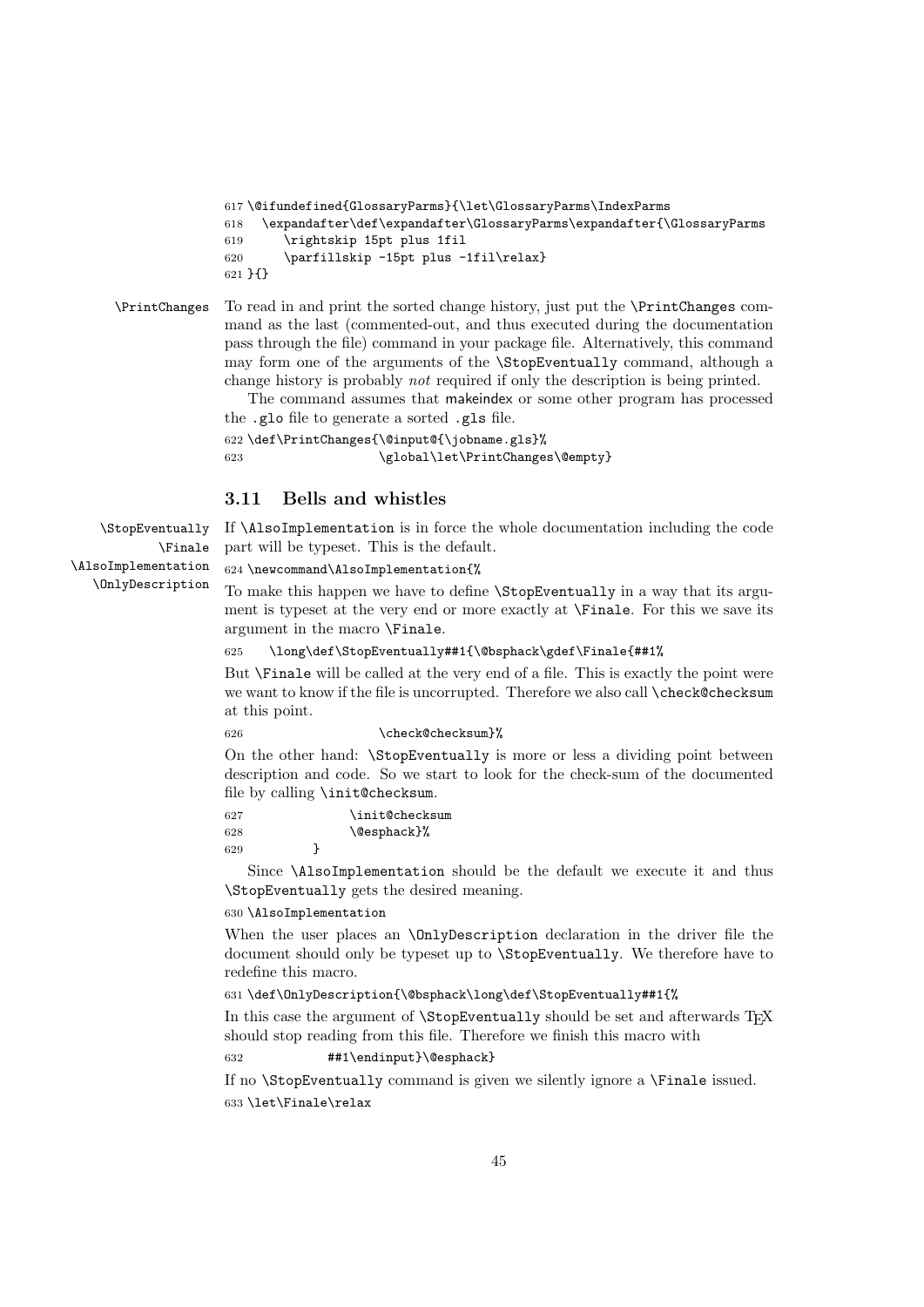```
617 \@ifundefined{GlossaryParms}{\let\GlossaryParms\IndexParms
618   \expandafter\def\expandafter\GlossaryParms\expandafter{\GlossaryParms
619       \rightskip 15pt plus 1fil
620       \parfillskip -15pt plus -1fil\relax}
621 }{}
```

\PrintChanges

To read in and print the sorted change history, just put the `\PrintChanges` command as the last (commented-out, and thus executed during the documentation pass through the file) command in your package file. Alternatively, this command may form one of the arguments of the `\StopEventually` command, although a change history is probably *not* required if only the description is being printed.

The command assumes that makeindex or some other program has processed the `.glo` file to generate a sorted `.gls` file.

```
622 \def\PrintChanges{\@input@{\jobname.gls}%
623                  \global\let\PrintChanges\@empty}
```

### 3.11 Bells and whistles

\StopEventually
\Finale
\AlsoImplementation
\OnlyDescription

If `\AlsoImplementation` is in force the whole documentation including the code part will be typeset. This is the default.

```
624 \newcommand\AlsoImplementation{%
```

To make this happen we have to define `\StopEventually` in a way that its argument is typeset at the very end or more exactly at `\Finale`. For this we save its argument in the macro `\Finale`.

```
625     \long\def\StopEventually##1{\@bsphack\gdef\Finale{##1%
```

But `\Finale` will be called at the very end of a file. This is exactly the point were we want to know if the file is uncorrupted. Therefore we also call `\check@checksum` at this point.

```
626                   \check@checksum}%
```

On the other hand: `\StopEventually` is more or less a dividing point between description and code. So we start to look for the check-sum of the documented file by calling `\init@checksum`.

```
627               \init@checksum
628               \@esphack}%
629         }
```

Since `\AlsoImplementation` should be the default we execute it and thus `\StopEventually` gets the desired meaning.

```
630 \AlsoImplementation
```

When the user places an `\OnlyDescription` declaration in the driver file the document should only be typeset up to `\StopEventually`. We therefore have to redefine this macro.

```
631 \def\OnlyDescription{\@bsphack\long\def\StopEventually##1{%
```

In this case the argument of `\StopEventually` should be set and afterwards TeX should stop reading from this file. Therefore we finish this macro with

```
632           ##1\endinput}\@esphack}
```

If no `\StopEventually` command is given we silently ignore a `\Finale` issued.

```
633 \let\Finale\relax
```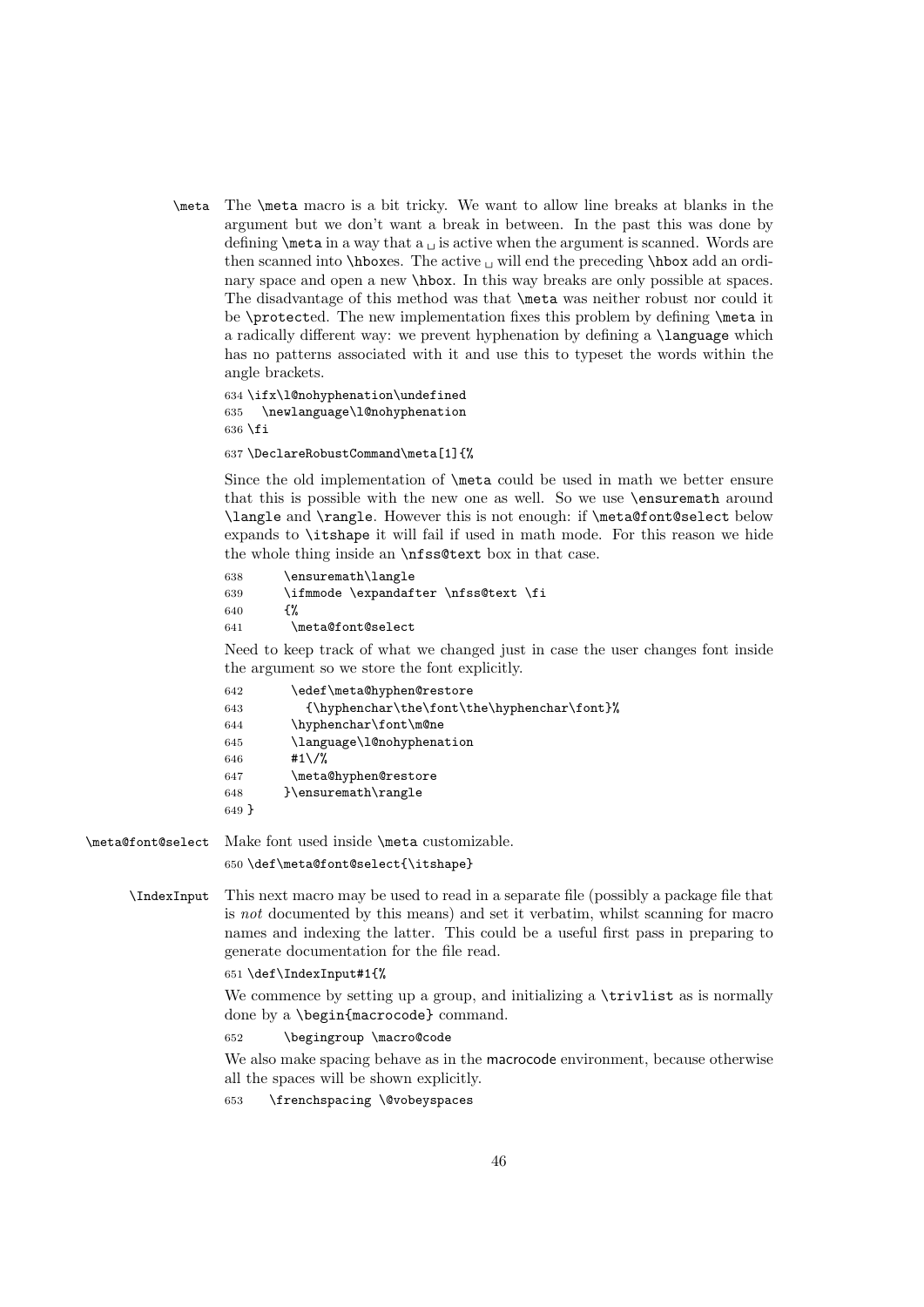\meta The `\meta` macro is a bit tricky. We want to allow line breaks at blanks in the argument but we don't want a break in between. In the past this was done by defining `\meta` in a way that a ␣ is active when the argument is scanned. Words are then scanned into `\hbox`es. The active ␣ will end the preceding `\hbox` add an ordinary space and open a new `\hbox`. In this way breaks are only possible at spaces. The disadvantage of this method was that `\meta` was neither robust nor could it be `\protect`ed. The new implementation fixes this problem by defining `\meta` in a radically different way: we prevent hyphenation by defining a `\language` which has no patterns associated with it and use this to typeset the words within the angle brackets.

```
634 \ifx\l@nohyphenation\undefined
635   \newlanguage\l@nohyphenation
636 \fi
637 \DeclareRobustCommand\meta[1]{%
```

Since the old implementation of `\meta` could be used in math we better ensure that this is possible with the new one as well. So we use `\ensuremath` around `\langle` and `\rangle`. However this is not enough: if `\meta@font@select` below expands to `\itshape` it will fail if used in math mode. For this reason we hide the whole thing inside an `\nfss@text` box in that case.

```
638      \ensuremath\langle
639      \ifmmode \expandafter \nfss@text \fi
640      {%
641       \meta@font@select
```

Need to keep track of what we changed just in case the user changes font inside the argument so we store the font explicitly.

```
642       \edef\meta@hyphen@restore
643         {\hyphenchar\the\font\the\hyphenchar\font}%
644       \hyphenchar\font\m@ne
645       \language\l@nohyphenation
646       #1\/%
647       \meta@hyphen@restore
648      }\ensuremath\rangle
649 }
```

\meta@font@select Make font used inside `\meta` customizable.

```
650 \def\meta@font@select{\itshape}
```

\IndexInput This next macro may be used to read in a separate file (possibly a package file that is *not* documented by this means) and set it verbatim, whilst scanning for macro names and indexing the latter. This could be a useful first pass in preparing to generate documentation for the file read.

```
651 \def\IndexInput#1{%
```

We commence by setting up a group, and initializing a `\trivlist` as is normally done by a `\begin{macrocode}` command.

```
652      \begingroup \macro@code
```

We also make spacing behave as in the macrocode environment, because otherwise all the spaces will be shown explicitly.

```
653    \frenchspacing \@vobeyspaces
```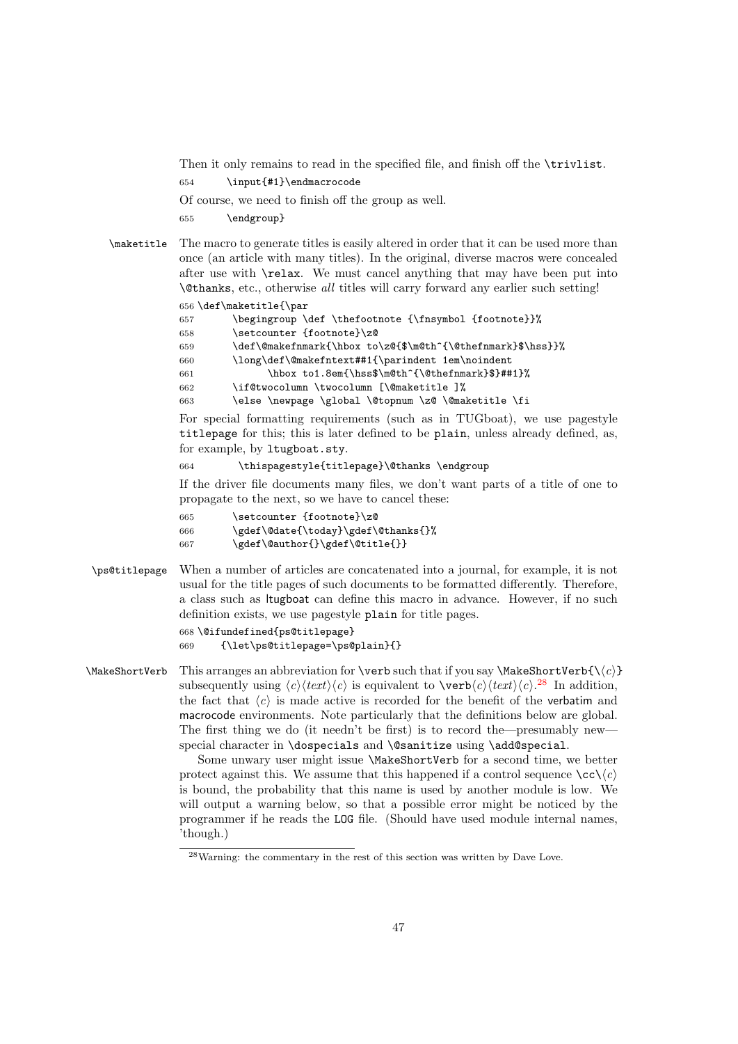Then it only remains to read in the specified file, and finish off the `\trivlist`.

```
654       \input{#1}\endmacrocode
```

Of course, we need to finish off the group as well.

```
655       \endgroup}
```

**\maketitle** The macro to generate titles is easily altered in order that it can be used more than once (an article with many titles). In the original, diverse macros were concealed after use with `\relax`. We must cancel anything that may have been put into `\@thanks`, etc., otherwise *all* titles will carry forward any earlier such setting!

```
656 \def\maketitle{\par
657       \begingroup \def \thefootnote {\fnsymbol {footnote}}%
658       \setcounter {footnote}\z@
659       \def\@makefnmark{\hbox to\z@{$\m@th^{\@thefnmark}$\hss}}%
660       \long\def\@makefntext##1{\parindent 1em\noindent
661             \hbox to1.8em{\hss$\m@th^{\@thefnmark}$}##1}%
662       \if@twocolumn \twocolumn [\@maketitle ]%
663       \else \newpage \global \@topnum \z@ \@maketitle \fi
```

For special formatting requirements (such as in TUGboat), we use pagestyle `titlepage` for this; this is later defined to be `plain`, unless already defined, as, for example, by `ltugboat.sty`.

```
664        \thispagestyle{titlepage}\@thanks \endgroup
```

If the driver file documents many files, we don't want parts of a title of one to propagate to the next, so we have to cancel these:

```
665       \setcounter {footnote}\z@
666       \gdef\@date{\today}\gdef\@thanks{}%
667       \gdef\@author{}\gdef\@title{}}
```

**\ps@titlepage** When a number of articles are concatenated into a journal, for example, it is not usual for the title pages of such documents to be formatted differently. Therefore, a class such as ltugboat can define this macro in advance. However, if no such definition exists, we use pagestyle `plain` for title pages.

```
668 \@ifundefined{ps@titlepage}
669     {\let\ps@titlepage=\ps@plain}{}
```

**\MakeShortVerb** This arranges an abbreviation for `\verb` such that if you say `\MakeShortVerb{\⟨c⟩}` subsequently using ⟨c⟩⟨text⟩⟨c⟩ is equivalent to `\verb`⟨c⟩⟨text⟩⟨c⟩.[28] In addition, the fact that ⟨c⟩ is made active is recorded for the benefit of the verbatim and macrocode environments. Note particularly that the definitions below are global. The first thing we do (it needn't be first) is to record the—presumably new—special character in `\dospecials` and `\@sanitize` using `\add@special`.

Some unwary user might issue `\MakeShortVerb` for a second time, we better protect against this. We assume that this happened if a control sequence `\cc\`⟨c⟩ is bound, the probability that this name is used by another module is low. We will output a warning below, so that a possible error might be noticed by the programmer if he reads the `LOG` file. (Should have used module internal names, 'though.)

[28] Warning: the commentary in the rest of this section was written by Dave Love.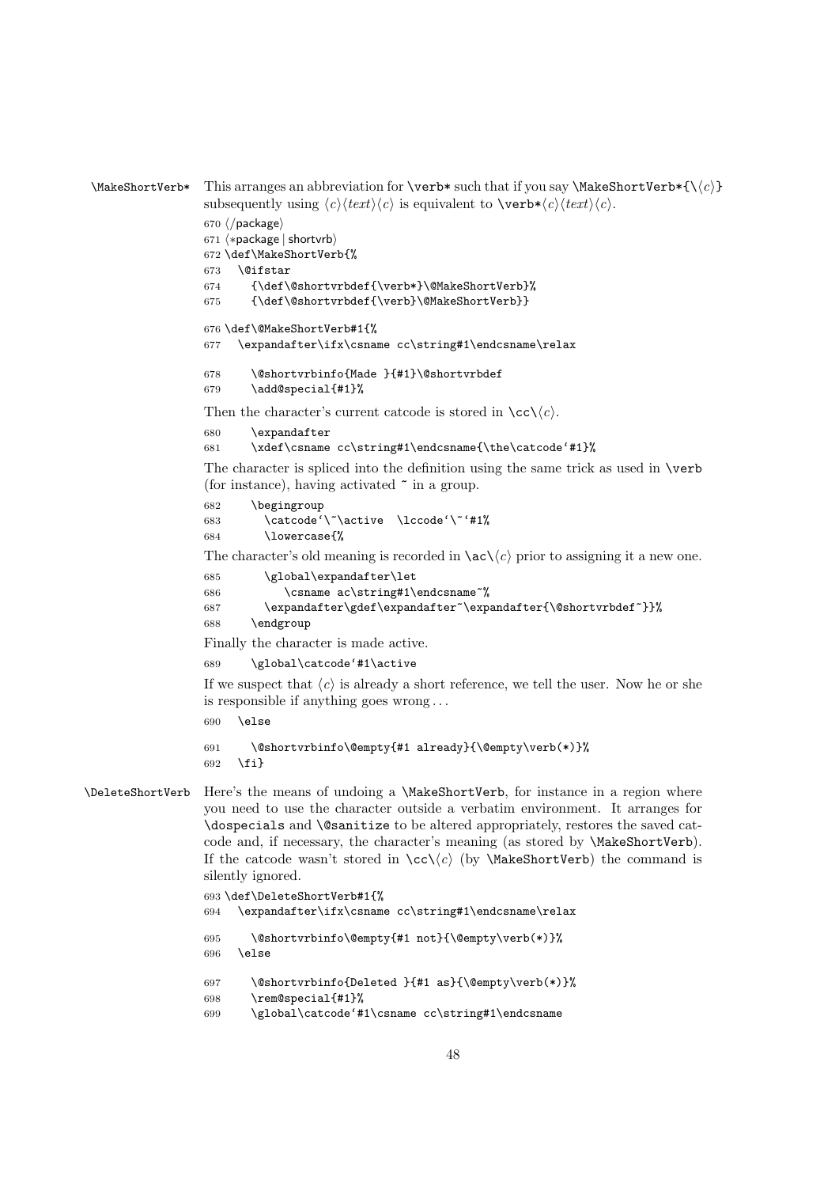**\MakeShortVerb*** This arranges an abbreviation for `\verb*` such that if you say `\MakeShortVerb*{\⟨c⟩}` subsequently using ⟨c⟩⟨text⟩⟨c⟩ is equivalent to `\verb*⟨c⟩⟨text⟩⟨c⟩`.

```
670 ⟨/package⟩
671 ⟨*package | shortvrb⟩
672 \def\MakeShortVerb{%
673   \@ifstar
674     {\def\@shortvrbdef{\verb*}\@MakeShortVerb}%
675     {\def\@shortvrbdef{\verb}\@MakeShortVerb}}
676 \def\@MakeShortVerb#1{%
677   \expandafter\ifx\csname cc\string#1\endcsname\relax
678     \@shortvrbinfo{Made }{#1}\@shortvrbdef
679     \add@special{#1}%
```

Then the character's current catcode is stored in `\cc\⟨c⟩`.

```
680     \expandafter
681     \xdef\csname cc\string#1\endcsname{\the\catcode`#1}%
```

The character is spliced into the definition using the same trick as used in `\verb` (for instance), having activated `~` in a group.

```
682     \begingroup
683       \catcode`\~\active  \lccode`\~`#1%
684       \lowercase{%
```

The character's old meaning is recorded in `\ac\⟨c⟩` prior to assigning it a new one.

```
685       \global\expandafter\let
686          \csname ac\string#1\endcsname~%
687       \expandafter\gdef\expandafter~\expandafter{\@shortvrbdef~}}%
688     \endgroup
```

Finally the character is made active.

```
689     \global\catcode`#1\active
```

If we suspect that ⟨c⟩ is already a short reference, we tell the user. Now he or she is responsible if anything goes wrong . . .

```
690   \else
691     \@shortvrbinfo\@empty{#1 already}{\@empty\verb(*)}%
692   \fi}
```

**\DeleteShortVerb** Here's the means of undoing a `\MakeShortVerb`, for instance in a region where you need to use the character outside a verbatim environment. It arranges for `\dospecials` and `\@sanitize` to be altered appropriately, restores the saved catcode and, if necessary, the character's meaning (as stored by `\MakeShortVerb`). If the catcode wasn't stored in `\cc\⟨c⟩` (by `\MakeShortVerb`) the command is silently ignored.

```
693 \def\DeleteShortVerb#1{%
694   \expandafter\ifx\csname cc\string#1\endcsname\relax
695     \@shortvrbinfo\@empty{#1 not}{\@empty\verb(*)}%
696   \else
697     \@shortvrbinfo{Deleted }{#1 as}{\@empty\verb(*)}%
698     \rem@special{#1}%
699     \global\catcode`#1\csname cc\string#1\endcsname
```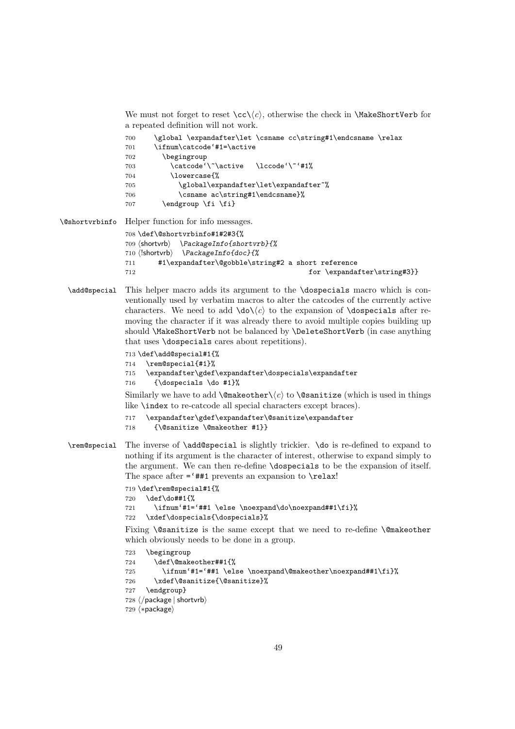We must not forget to reset \cc\⟨c⟩, otherwise the check in \MakeShortVerb for a repeated definition will not work.

```
700     \global \expandafter\let \csname cc\string#1\endcsname \relax
701     \ifnum\catcode`#1=\active
702       \begingroup
703         \catcode`\~\active   \lccode`\~`#1%
704         \lowercase{%
705           \global\expandafter\let\expandafter~%
706           \csname ac\string#1\endcsname}%
707       \endgroup \fi \fi}
```

**\@shortvrbinfo** Helper function for info messages.

```
708 \def\@shortvrbinfo#1#2#3{%
709 ⟨shortvrb⟩   \PackageInfo{shortvrb}{%
710 ⟨!shortvrb⟩   \PackageInfo{doc}{%
711      #1\expandafter\@gobble\string#2 a short reference
712                                           for \expandafter\string#3}}
```

**\add@special** This helper macro adds its argument to the \dospecials macro which is conventionally used by verbatim macros to alter the catcodes of the currently active characters. We need to add \do\⟨c⟩ to the expansion of \dospecials after removing the character if it was already there to avoid multiple copies building up should \MakeShortVerb not be balanced by \DeleteShortVerb (in case anything that uses \dospecials cares about repetitions).

```
713 \def\add@special#1{%
714   \rem@special{#1}%
715   \expandafter\gdef\expandafter\dospecials\expandafter
716     {\dospecials \do #1}%
```

Similarly we have to add \@makeother\⟨c⟩ to \@sanitize (which is used in things like \index to re-catcode all special characters except braces).

```
717   \expandafter\gdef\expandafter\@sanitize\expandafter
718     {\@sanitize \@makeother #1}}
```

**\rem@special** The inverse of \add@special is slightly trickier. \do is re-defined to expand to nothing if its argument is the character of interest, otherwise to expand simply to the argument. We can then re-define \dospecials to be the expansion of itself. The space after =`##1 prevents an expansion to \relax!

```
719 \def\rem@special#1{%
720   \def\do##1{%
721     \ifnum`#1=`##1 \else \noexpand\do\noexpand##1\fi}%
722   \xdef\dospecials{\dospecials}%
```

Fixing \@sanitize is the same except that we need to re-define \@makeother which obviously needs to be done in a group.

```
723   \begingroup
724     \def\@makeother##1{%
725       \ifnum`#1=`##1 \else \noexpand\@makeother\noexpand##1\fi}%
726     \xdef\@sanitize{\@sanitize}%
727   \endgroup}
728 ⟨/package | shortvrb⟩
729 ⟨*package⟩
```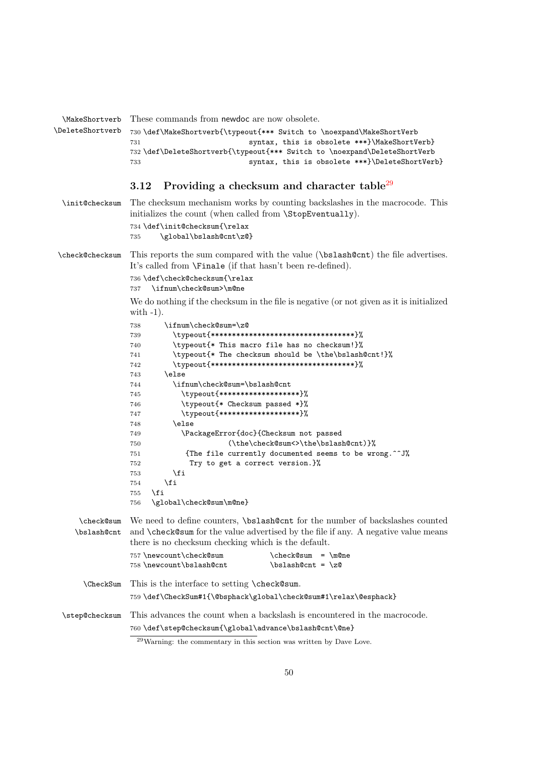\MakeShortverb \DeleteShortverb These commands from newdoc are now obsolete.

```
730 \def\MakeShortverb{\typeout{*** Switch to \noexpand\MakeShortVerb
731                          syntax, this is obsolete ***}\MakeShortVerb}
732 \def\DeleteShortverb{\typeout{*** Switch to \noexpand\DeleteShortVerb
733                          syntax, this is obsolete ***}\DeleteShortVerb}
```

### 3.12 Providing a checksum and character table[29]

\init@checksum The checksum mechanism works by counting backslashes in the macrocode. This initializes the count (when called from \StopEventually).

```
734 \def\init@checksum{\relax
735     \global\bslash@cnt\z@}
```

\check@checksum This reports the sum compared with the value (\bslash@cnt) the file advertises. It's called from \Finale (if that hasn't been re-defined).

```
736 \def\check@checksum{\relax
737   \ifnum\check@sum>\m@ne
```

We do nothing if the checksum in the file is negative (or not given as it is initialized with -1).

```
738     \ifnum\check@sum=\z@
739       \typeout{**********************************}%
740       \typeout{* This macro file has no checksum!}%
741       \typeout{* The checksum should be \the\bslash@cnt!}%
742       \typeout{**********************************}%
743     \else
744       \ifnum\check@sum=\bslash@cnt
745         \typeout{*******************}%
746         \typeout{* Checksum passed *}%
747         \typeout{*******************}%
748       \else
749         \PackageError{doc}{Checksum not passed
750                     (\the\check@sum<>\the\bslash@cnt)}%
751          {The file currently documented seems to be wrong.^^J%
752           Try to get a correct version.}%
753       \fi
754     \fi
755   \fi
756   \global\check@sum\m@ne}
```

\check@sum \bslash@cnt We need to define counters, \bslash@cnt for the number of backslashes counted and \check@sum for the value advertised by the file if any. A negative value means there is no checksum checking which is the default.

```
757 \newcount\check@sum           \check@sum  = \m@ne
758 \newcount\bslash@cnt          \bslash@cnt = \z@
```

\CheckSum This is the interface to setting \check@sum.

```
759 \def\CheckSum#1{\@bsphack\global\check@sum#1\relax\@esphack}
```

\step@checksum This advances the count when a backslash is encountered in the macrocode.

```
760 \def\step@checksum{\global\advance\bslash@cnt\@ne}
```

[29] Warning: the commentary in this section was written by Dave Love.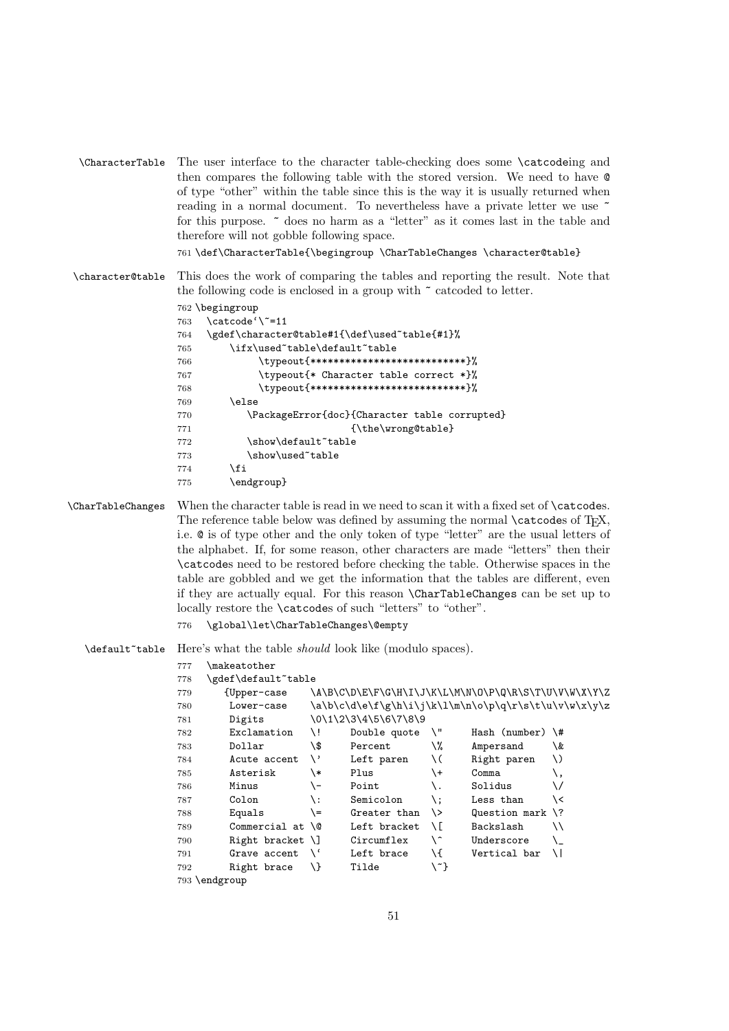`\CharacterTable` The user interface to the character table-checking does some `\catcode`ing and then compares the following table with the stored version. We need to have `@` of type "other" within the table since this is the way it is usually returned when reading in a normal document. To nevertheless have a private letter we use `~` for this purpose. `~` does no harm as a "letter" as it comes last in the table and therefore will not gobble following space.

```
761 \def\CharacterTable{\begingroup \CharTableChanges \character@table}
```

`\character@table` This does the work of comparing the tables and reporting the result. Note that the following code is enclosed in a group with `~` catcoded to letter.

```
762 \begingroup
763   \catcode`\~=11
764   \gdef\character@table#1{\def\used~table{#1}%
765       \ifx\used~table\default~table
766            \typeout{***************************}%
767            \typeout{* Character table correct *}%
768            \typeout{***************************}%
769       \else
770          \PackageError{doc}{Character table corrupted}
771                            {\the\wrong@table}
772          \show\default~table
773          \show\used~table
774       \fi
775       \endgroup}
```

`\CharTableChanges` When the character table is read in we need to scan it with a fixed set of `\catcode`s. The reference table below was defined by assuming the normal `\catcode`s of TeX, i.e. `@` is of type other and the only token of type "letter" are the usual letters of the alphabet. If, for some reason, other characters are made "letters" then their `\catcode`s need to be restored before checking the table. Otherwise spaces in the table are gobbled and we get the information that the tables are different, even if they are actually equal. For this reason `\CharTableChanges` can be set up to locally restore the `\catcode`s of such "letters" to "other".

```
776   \global\let\CharTableChanges\@empty
```

`\default~table` Here's what the table *should* look like (modulo spaces).

```
777   \makeatother
778   \gdef\default~table
779     {Upper-case    \A\B\C\D\E\F\G\H\I\J\K\L\M\N\O\P\Q\R\S\T\U\V\W\X\Y\Z
780      Lower-case    \a\b\c\d\e\f\g\h\i\j\k\l\m\n\o\p\q\r\s\t\u\v\w\x\y\z
781      Digits        \0\1\2\3\4\5\6\7\8\9
782      Exclamation   \!     Double quote  \"     Hash (number) \#
783      Dollar        \$     Percent       \%     Ampersand     \&
784      Acute accent  \'     Left paren    \(     Right paren   \)
785      Asterisk      \*     Plus          \+     Comma         \,
786      Minus         \-     Point         \.     Solidus       \/
787      Colon         \:     Semicolon     \;     Less than     \<
788      Equals        \=     Greater than  \>     Question mark \?
789      Commercial at \@     Left bracket  \[     Backslash     \\
790      Right bracket \]     Circumflex    \^     Underscore    \_
791      Grave accent  \`     Left brace    \{     Vertical bar  \|
792      Right brace   \}     Tilde         \~}
793 \endgroup
```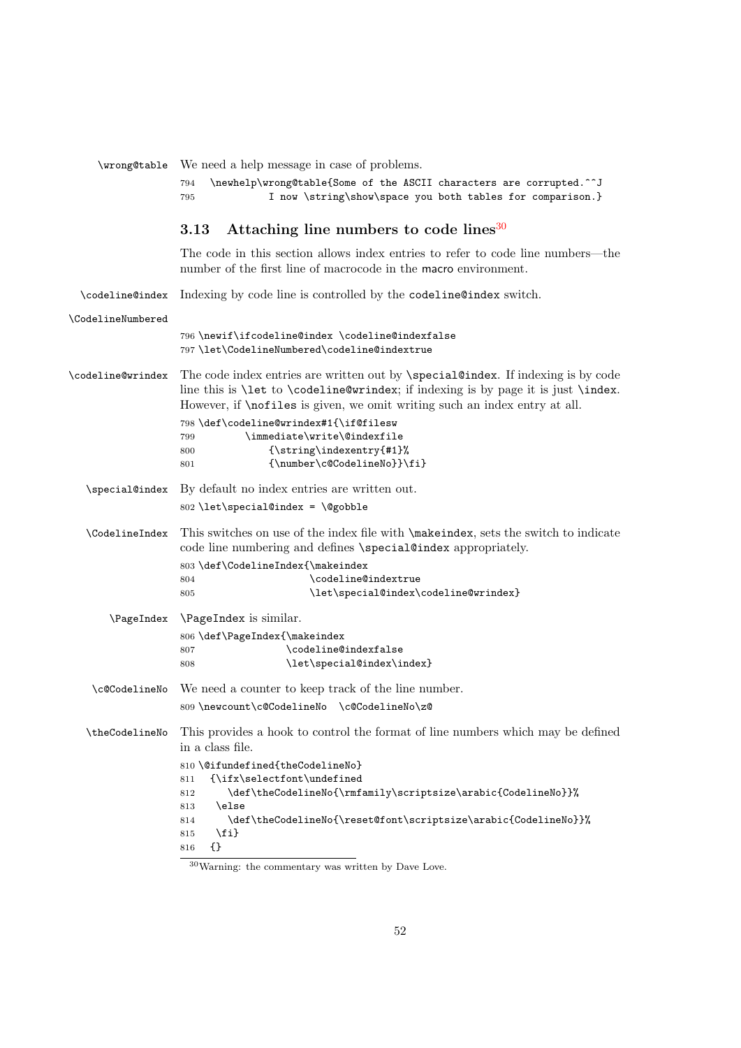\wrong@table We need a help message in case of problems.

```
794   \newhelp\wrong@table{Some of the ASCII characters are corrupted.^^J
795             I now \string\show\space you both tables for comparison.}
```

## 3.13 Attaching line numbers to code lines[30]

The code in this section allows index entries to refer to code line numbers—the number of the first line of macrocode in the macro environment.

\codeline@index \CodelineNumbered Indexing by code line is controlled by the codeline@index switch.

```
796 \newif\ifcodeline@index \codeline@indexfalse
797 \let\CodelineNumbered\codeline@indextrue
```

\codeline@wrindex The code index entries are written out by \special@index. If indexing is by code line this is \let to \codeline@wrindex; if indexing is by page it is just \index. However, if \nofiles is given, we omit writing such an index entry at all.

```
798 \def\codeline@wrindex#1{\if@filesw
799         \immediate\write\@indexfile
800             {\string\indexentry{#1}%
801             {\number\c@CodelineNo}}\fi}
```

\special@index By default no index entries are written out.

```
802 \let\special@index = \@gobble
```

\CodelineIndex This switches on use of the index file with \makeindex, sets the switch to indicate code line numbering and defines \special@index appropriately.

```
803 \def\CodelineIndex{\makeindex
804                    \codeline@indextrue
805                    \let\special@index\codeline@wrindex}
```

\PageIndex \PageIndex is similar.

```
806 \def\PageIndex{\makeindex
807                \codeline@indexfalse
808                \let\special@index\index}
```

\c@CodelineNo We need a counter to keep track of the line number.

```
809 \newcount\c@CodelineNo  \c@CodelineNo\z@
```

\theCodelineNo This provides a hook to control the format of line numbers which may be defined in a class file.

```
810 \@ifundefined{theCodelineNo}
811   {\ifx\selectfont\undefined
812      \def\theCodelineNo{\rmfamily\scriptsize\arabic{CodelineNo}}%
813    \else
814      \def\theCodelineNo{\reset@font\scriptsize\arabic{CodelineNo}}%
815    \fi}
816   {}
```

[30] Warning: the commentary was written by Dave Love.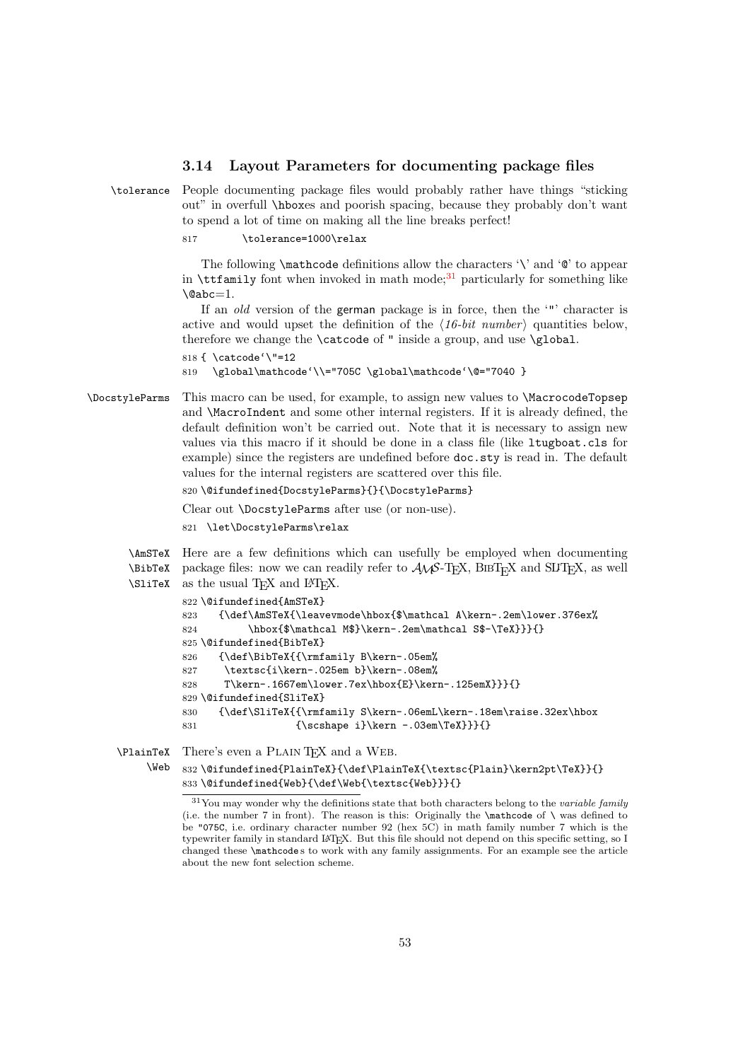### 3.14 Layout Parameters for documenting package files

\tolerance People documenting package files would probably rather have things "sticking out" in overfull \hboxes and poorish spacing, because they probably don't want to spend a lot of time on making all the line breaks perfect!

```
817       \tolerance=1000\relax
```

The following \mathcode definitions allow the characters '\' and '@' to appear in \ttfamily font when invoked in math mode;[31] particularly for something like \@abc=1.

If an *old* version of the german package is in force, then the '"' character is active and would upset the definition of the ⟨*16-bit number*⟩ quantities below, therefore we change the \catcode of " inside a group, and use \global.

```
818 { \catcode`\"=12
819   \global\mathcode`\\="705C \global\mathcode`\@="7040 }
```

\DocstyleParms This macro can be used, for example, to assign new values to \MacrocodeTopsep and \MacroIndent and some other internal registers. If it is already defined, the default definition won't be carried out. Note that it is necessary to assign new values via this macro if it should be done in a class file (like ltugboat.cls for example) since the registers are undefined before doc.sty is read in. The default values for the internal registers are scattered over this file.

```
820 \@ifundefined{DocstyleParms}{}{\DocstyleParms}
```

Clear out \DocstyleParms after use (or non-use).

```
821  \let\DocstyleParms\relax
```

\AmSTeX \BibTeX \SliTeX Here are a few definitions which can usefully be employed when documenting package files: now we can readily refer to AMS-TeX, BibTeX and SliTeX, as well as the usual TeX and LaTeX.

```
822 \@ifundefined{AmSTeX}
823    {\def\AmSTeX{\leavevmode\hbox{$\mathcal A\kern-.2em\lower.376ex%
824         \hbox{$\mathcal M$}\kern-.2em\mathcal S$-\TeX}}}{}
825 \@ifundefined{BibTeX}
826    {\def\BibTeX{{\rmfamily B\kern-.05em%
827     \textsc{i\kern-.025em b}\kern-.08em%
828     T\kern-.1667em\lower.7ex\hbox{E}\kern-.125emX}}}{}
829 \@ifundefined{SliTeX}
830    {\def\SliTeX{{\rmfamily S\kern-.06emL\kern-.18em\raise.32ex\hbox
831                {\scshape i}\kern -.03em\TeX}}}{}
```

\PlainTeX \Web There's even a Plain TeX and a Web.

```
832 \@ifundefined{PlainTeX}{\def\PlainTeX{\textsc{Plain}\kern2pt\TeX}}{}
833 \@ifundefined{Web}{\def\Web{\textsc{Web}}}{}
```

[31] You may wonder why the definitions state that both characters belong to the *variable family* (i.e. the number 7 in front). The reason is this: Originally the \mathcode of \ was defined to be "075C, i.e. ordinary character number 92 (hex 5C) in math family number 7 which is the typewriter family in standard LaTeX. But this file should not depend on this specific setting, so I changed these \mathcodes to work with any family assignments. For an example see the article about the new font selection scheme.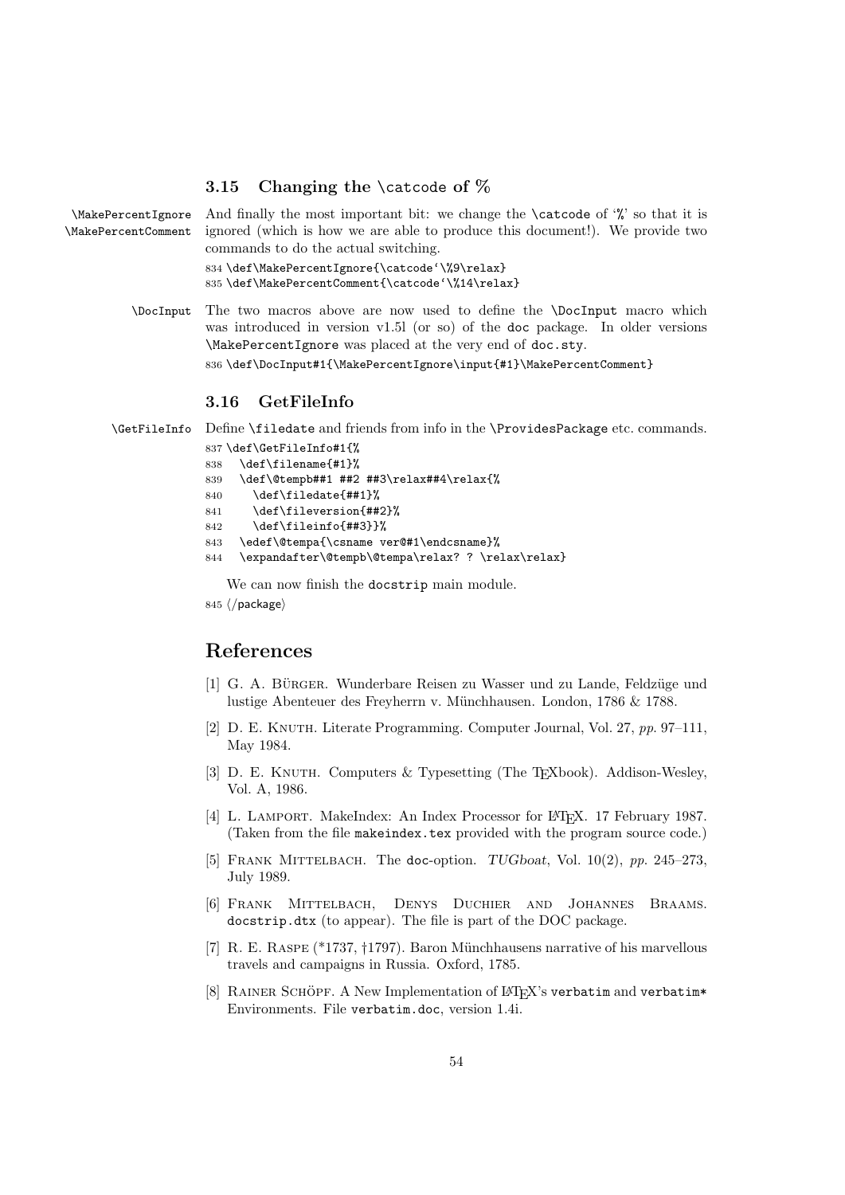### 3.15 Changing the \catcode of %

\MakePercentIgnore
\MakePercentComment

And finally the most important bit: we change the \catcode of '%' so that it is ignored (which is how we are able to produce this document!). We provide two commands to do the actual switching.

```
834 \def\MakePercentIgnore{\catcode`\%9\relax}
835 \def\MakePercentComment{\catcode`\%14\relax}
```

\DocInput

The two macros above are now used to define the \DocInput macro which was introduced in version v1.5l (or so) of the doc package. In older versions \MakePercentIgnore was placed at the very end of doc.sty.

```
836 \def\DocInput#1{\MakePercentIgnore\input{#1}\MakePercentComment}
```

### 3.16 GetFileInfo

\GetFileInfo

Define \filedate and friends from info in the \ProvidesPackage etc. commands.

```
837 \def\GetFileInfo#1{%
838   \def\filename{#1}%
839   \def\@tempb##1 ##2 ##3\relax##4\relax{%
840     \def\filedate{##1}%
841     \def\fileversion{##2}%
842     \def\fileinfo{##3}}%
843   \edef\@tempa{\csname ver@#1\endcsname}%
844   \expandafter\@tempb\@tempa\relax? ? \relax\relax}
```

We can now finish the docstrip main module.

845 ⟨/package⟩

## References

[1] G. A. Bürger. Wunderbare Reisen zu Wasser und zu Lande, Feldzüge und lustige Abenteuer des Freyherrn v. Münchhausen. London, 1786 & 1788.

[2] D. E. Knuth. Literate Programming. Computer Journal, Vol. 27, *pp.* 97–111, May 1984.

[3] D. E. Knuth. Computers & Typesetting (The TeXbook). Addison-Wesley, Vol. A, 1986.

[4] L. Lamport. MakeIndex: An Index Processor for LaTeX. 17 February 1987. (Taken from the file makeindex.tex provided with the program source code.)

[5] Frank Mittelbach. The doc-option. *TUGboat*, Vol. 10(2), *pp.* 245–273, July 1989.

[6] Frank Mittelbach, Denys Duchier and Johannes Braams. docstrip.dtx (to appear). The file is part of the DOC package.

[7] R. E. Raspe (*1737, †1797). Baron Münchhausens narrative of his marvellous travels and campaigns in Russia. Oxford, 1785.

[8] Rainer Schöpf. A New Implementation of LaTeX's verbatim and verbatim* Environments. File verbatim.doc, version 1.4i.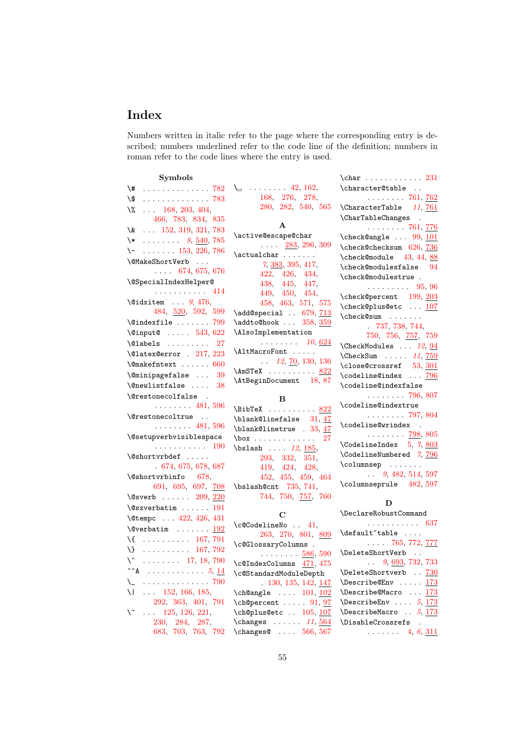# Index

Numbers written in italic refer to the page where the corresponding entry is described; numbers underlined refer to the code line of the definition; numbers in roman refer to the code lines where the entry is used.

### Symbols

\# . . . . . . . . . . . . . . 782
\$ . . . . . . . . . . . . . . 783
\% . . . 168, 203, 404, 466, 783, 834, 835
\& . . . 152, 319, 321, 783
\* . . . . . . . . *8*, 540, 785
\- . . . . . . . 153, 226, 786
\@MakeShortVerb . . . . . . . 674, 675, 676
\@SpecialIndexHelper@ . . . . . . . . . . . 414
\@idxitem . . . *9*, 476, 484, 520, 592, 599
\@indexfile . . . . . . . 799
\@input@ . . . . . 543, 622
\@labels . . . . . . . . . 27
\@latex@error . 217, 223
\@makefntext . . . . . . 660
\@minipagefalse . . . 39
\@newlistfalse . . . . 38
\@restonecolfalse . . . . . . . . . 481, 596
\@restonecoltrue . . . . . . . . . . 481, 596
\@setupverbvisiblespace . . . . . . . . . . . 190
\@shortvrbdef . . . . . . 674, 675, 678, 687
\@shortvrbinfo 678, 691, 695, 697, 708
\@sverb . . . . . . 209, 220
\@sxverbatim . . . . . . 191
\@tempc . . . 422, 426, 431
\@verbatim . . . . . . . 192
\{ . . . . . . . . . . 167, 791
\} . . . . . . . . . . 167, 792
\^ . . . . . . . . 17, 18, 790
^^A . . . . . . . . . . . . *5*, 14
\_ . . . . . . . . . . . . . . 790
\| . . . 152, 166, 185, 292, 363, 401, 791
\~ . . . 125, 126, 221, 230, 284, 287, 683, 703, 763, 792
\␣ . . . . . . . . 42, 162, 168, 276, 278, 280, 282, 540, 565

### A

\active@escape@char . . . . 283, 296, 309
\actualchar . . . . . . . *7*, 383, 395, 417, 422, 426, 434, 438, 445, 447, 449, 450, 454, 458, 463, 571, 575
\add@special . . 679, 713
\addto@hook . . . 358, 359
\AlsoImplementation . . . . . . . . *10*, 624
\AltMacroFont . . . . . . . *12*, 70, 130, 136
\AmSTeX . . . . . . . . . . 822
\AtBeginDocument 18, 87

### B

\BibTeX . . . . . . . . . . 822
\blank@linefalse 31, 47
\blank@linetrue . 33, 47
\box . . . . . . . . . . . . . 27
\bslash . . . . *12*, 185, 293, 332, 351, 419, 424, 428, 452, 455, 459, 464
\bslash@cnt 735, 741, 744, 750, 757, 760

### C

\c@CodelineNo . . 41, 263, 270, 801, 809
\c@GlossaryColumns . . . . . . . . 586, 590
\c@IndexColumns 471, 475
\c@StandardModuleDepth . . 130, 135, 142, 147
\ch@angle . . . . 101, 102
\ch@percent . . . . . 91, 97
\ch@plus@etc . . 105, 107
\changes . . . . . . *11*, 564
\changes@ . . . . 566, 567
\char . . . . . . . . . . . . 231
\character@table . . . . . . . . . . 761, 762
\CharacterTable *11*, 761
\CharTableChanges . . . . . . . . . 761, 776
\check@angle . . . 99, 101
\check@checksum 626, 736
\check@module 43, 44, 88
\check@modulesfalse 94
\check@modulestrue . . . . . . . . . . 95, 96
\check@percent 199, 203
\check@plus@etc . . . 107
\check@sum . . . . . . . . 737, 738, 744, 750, 756, 757, 759
\CheckModules . . . *12*, 94
\CheckSum . . . . . *11*, 759
\close@crossref 53, 301
\codeline@index . . . 796
\codeline@indexfalse . . . . . . . . 796, 807
\codeline@indextrue . . . . . . . . 797, 804
\codeline@wrindex . . . . . . . . . 798, 805
\CodelineIndex . 5, *7*, 803
\CodelineNumbered *7*, 796
\columnsep . . . . . . . . . *9*, 482, 514, 597
\columnseprule 482, 597

### D

\DeclareRobustCommand . . . . . . . . . . . 637
\default~table . . . . . . . . 765, 772, 777
\DeleteShortVerb . . . . *9*, 693, 732, 733
\DeleteShortverb . . 730
\Describe@Env . . . . . 173
\Describe@Macro . . . 173
\DescribeEnv . . . . *5*, 173
\DescribeMacro . . *5*, 173
\DisableCrossrefs . . . . . . . . 4, *6*, 311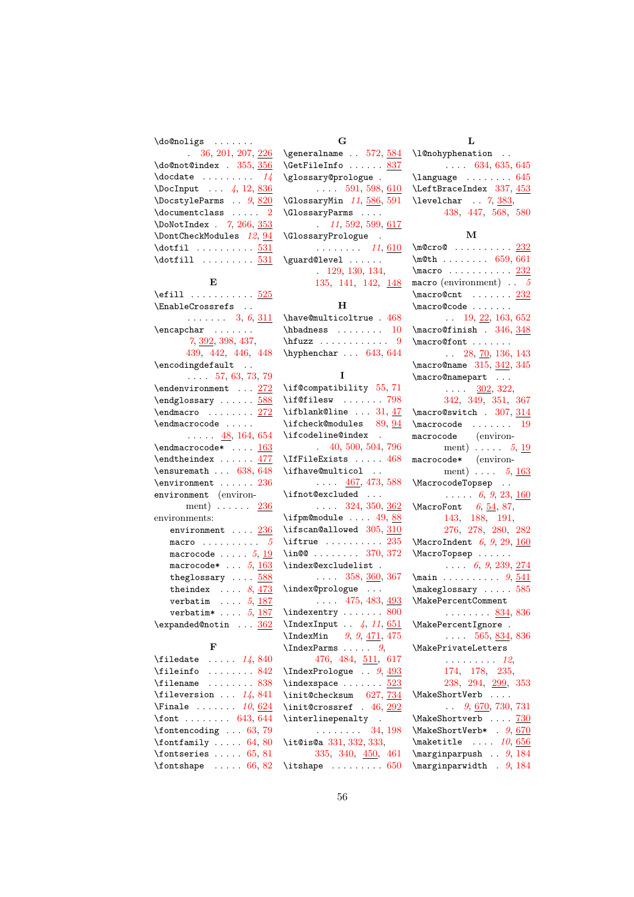\do@noligs . . . . . . . 36, 201, 207, 226
\do@not@index . 355, 356
\docdate . . . . . . . . . *14*
\DocInput . . . *4*, 12, 836
\DocstyleParms . . *9*, 820
\documentclass . . . . . 2
\DoNotIndex . *7*, 266, 353
\DontCheckModules *12*, 94
\dotfil . . . . . . . . . . 531
\dotfill . . . . . . . . . 531

## E

\efill . . . . . . . . . . . 525
\EnableCrossrefs . . . . . . . . . 3, *6*, 311
\encapchar . . . . . . . *7*, 392, 398, 437, 439, 442, 446, 448
\encodingdefault . . . . . . 57, 63, 73, 79
\endenvironment . . . 272
\endglossary . . . . . . 588
\endmacro . . . . . . . . 272
\endmacrocode . . . . . . . . . . 48, 164, 654
\endmacrocode* . . . . 163
\endtheindex . . . . . . 477
\ensuremath . . . 638, 648
\environment . . . . . . 236
environment (environment) . . . . . . 236
environments:
- environment . . . . 236
- macro . . . . . . . . . . *5*
- macrocode . . . . . *5*, 19
- macrocode* . . . *5*, 163
- theglossary . . . . 588
- theindex . . . . *8*, 473
- verbatim . . . . *5*, 187
- verbatim* . . . . *5*, 187

\expanded@notin . . . 362

## F

\filedate . . . . . *14*, 840
\fileinfo . . . . . . . . 842
\filename . . . . . . . . 838
\fileversion . . . *14*, 841
\Finale . . . . . . . *10*, 624
\font . . . . . . . . 643, 644
\fontencoding . . . 63, 79
\fontfamily . . . . . 64, 80
\fontseries . . . . . 65, 81
\fontshape . . . . . 66, 82

## G

\generalname . . 572, 584
\GetFileInfo . . . . . . 837
\glossary@prologue . . . . . 591, 598, 610
\GlossaryMin *11*, 586, 591
\GlossaryParms . . . . . *11*, 592, 599, 617
\GlossaryPrologue . . . . . . . . . *11*, 610
\guard@level . . . . . . . 129, 130, 134, 135, 141, 142, 148

## H

\have@multicoltrue . 468
\hbadness . . . . . . . . 10
\hfuzz . . . . . . . . . . . . 9
\hyphenchar . . . 643, 644

## I

\if@compatibility 55, 71
\if@filesw . . . . . . . 798
\ifblank@line . . . 31, 47
\ifcheck@modules 89, 94
\ifcodeline@index . . 40, 500, 504, 796
\IfFileExists . . . . . 468
\ifhave@multicol . . . . . . 467, 473, 588
\ifnot@excluded . . . . . . . 324, 350, 362
\ifpm@module . . . . 49, 88
\ifscan@allowed 305, 310
\iftrue . . . . . . . . . . 235
\in@@ . . . . . . . . 370, 372
\index@excludelist . . . . . . 358, 360, 367
\index@prologue . . . . . . . 475, 483, 493
\indexentry . . . . . . . 800
\IndexInput . . *4*, *11*, 651
\IndexMin *9*, *9*, 471, 475
\IndexParms . . . . . *9*, 476, 484, 511, 617
\IndexPrologue . . *9*, 493
\indexspace . . . . . . . 523
\init@checksum 627, 734
\init@crossref . 46, 292
\interlinepenalty . . . . . . . . . 34, 198
\it@is@a 331, 332, 333, 335, 340, 450, 461
\itshape . . . . . . . . . 650

## L

\l@nohyphenation . . . . . . 634, 635, 645
\language . . . . . . . . 645
\LeftBraceIndex 337, 453
\levelchar . . *7*, 383, 438, 447, 568, 580

## M

\m@cro@ . . . . . . . . . . 232
\m@th . . . . . . . . 659, 661
\macro . . . . . . . . . . . 232
macro (environment) . . *5*
\macro@cnt . . . . . . . 232
\macro@code . . . . . . . . . 19, 22, 163, 652
\macro@finish . 346, 348
\macro@font . . . . . . . . . 28, 70, 136, 143
\macro@name 315, 342, 345
\macro@namepart . . . . . . . 302, 322, 342, 349, 351, 367
\macro@switch . 307, 314
\macrocode . . . . . . . 19
macrocode (environment) . . . . . *5*, 19
macrocode* (environment) . . . . *5*, 163
\MacrocodeTopsep . . . . . . . *6*, *9*, 23, 160
\MacroFont *6*, 54, 87, 143, 188, 191, 276, 278, 280, 282
\MacroIndent *6*, *9*, 29, 160
\MacroTopsep . . . . . . . . . *6*, *9*, 239, 274
\main . . . . . . . . . . *9*, 541
\makeglossary . . . . . 585
\MakePercentComment . . . . . . . . 834, 836
\MakePercentIgnore . . . . . . 565, 834, 836
\MakePrivateLetters . . . . . . . . . *12*, 174, 178, 235, 238, 294, 299, 353
\MakeShortVerb . . . . . . *9*, 670, 730, 731
\MakeShortverb . . . . 730
\MakeShortVerb* . . *9*, 670
\maketitle . . . . *10*, 656
\marginparpush . . *9*, 184
\marginparwidth . *9*, 184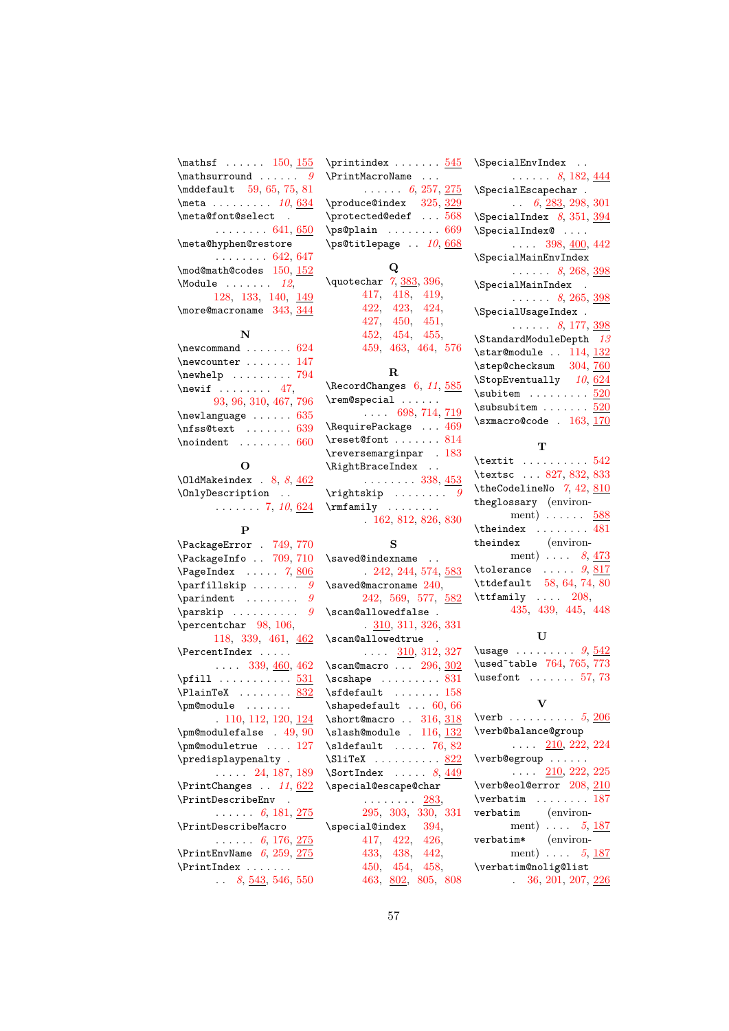\mathsf . . . . . . 150, 155
\mathsurround . . . . . . 9
\mddefault 59, 65, 75, 81
\meta . . . . . . . . . 10, 634
\meta@font@select . . . . . . . . . 641, 650
\meta@hyphen@restore . . . . . . . . 642, 647
\mod@math@codes 150, 152
\Module . . . . . . . 12, 128, 133, 140, 149
\more@macroname 343, 344

**N**

\newcommand . . . . . . . 624
\newcounter . . . . . . . 147
\newhelp . . . . . . . . . 794
\newif . . . . . . . . 47, 93, 96, 310, 467, 796
\newlanguage . . . . . . 635
\nfss@text . . . . . . . 639
\noindent . . . . . . . . 660

**O**

\OldMakeindex . 8, 8, 462
\OnlyDescription . . . . . . . . . 7, 10, 624

**P**

\PackageError . 749, 770
\PackageInfo . . 709, 710
\PageIndex . . . . . 7, 806
\parfillskip . . . . . . . 9
\parindent . . . . . . . . 9
\parskip . . . . . . . . . . 9
\percentchar 98, 106, 118, 339, 461, 462
\PercentIndex . . . . . . . . . 339, 460, 462
\pfill . . . . . . . . . . . 531
\PlainTeX . . . . . . . . 832
\pm@module . . . . . . . 110, 112, 120, 124
\pm@modulefalse . 49, 90
\pm@moduletrue . . . . 127
\predisplaypenalty . . . . . . 24, 187, 189
\PrintChanges . . 11, 622
\PrintDescribeEnv . . . . . . . 6, 181, 275
\PrintDescribeMacro . . . . . . 6, 176, 275
\PrintEnvName 6, 259, 275
\PrintIndex . . . . . . . . . 8, 543, 546, 550
\printindex . . . . . . . 545
\PrintMacroName . . . . . . . . . 6, 257, 275
\produce@index 325, 329
\protected@edef . . . 568
\ps@plain . . . . . . . . 669
\ps@titlepage . . 10, 668

**Q**

\quotechar 7, 383, 396, 417, 418, 419, 422, 423, 424, 427, 450, 451, 452, 454, 455, 459, 463, 464, 576

**R**

\RecordChanges 6, 11, 585
\rem@special . . . . . . . . . . 698, 714, 719
\RequirePackage . . . 469
\reset@font . . . . . . . 814
\reversemarginpar . 183
\RightBraceIndex . . . . . . . . . . 338, 453
\rightskip . . . . . . . . 9
\rmfamily . . . . . . . . 162, 812, 826, 830

**S**

\saved@indexname . . . 242, 244, 574, 583
\saved@macroname 240, 242, 569, 577, 582
\scan@allowedfalse . . 310, 311, 326, 331
\scan@allowedtrue . . . . . 310, 312, 327
\scan@macro . . . 296, 302
\scshape . . . . . . . . . 831
\sfdefault . . . . . . . 158
\shapedefault . . . 60, 66
\short@macro . . 316, 318
\slash@module . 116, 132
\sldefault . . . . . 76, 82
\SliTeX . . . . . . . . . . 822
\SortIndex . . . . . 8, 449
\special@escape@char . . . . . . . . 283, 295, 303, 330, 331
\special@index 394, 417, 422, 426, 433, 438, 442, 450, 454, 458, 463, 802, 805, 808
\SpecialEnvIndex . . . . . . . . 8, 182, 444
\SpecialEscapechar . . . 6, 283, 298, 301
\SpecialIndex 8, 351, 394
\SpecialIndex@ . . . . . . . . 398, 400, 442
\SpecialMainEnvIndex . . . . . . 8, 268, 398
\SpecialMainIndex . . . . . . . 8, 265, 398
\SpecialUsageIndex . . . . . . . 8, 177, 398
\StandardModuleDepth 13
\star@module . . 114, 132
\step@checksum 304, 760
\StopEventually 10, 624
\subitem . . . . . . . . . 520
\subsubitem . . . . . . . 520
\sxmacro@code . 163, 170

**T**

\textit . . . . . . . . . . 542
\textsc . . . 827, 832, 833
\theCodelineNo 7, 42, 810
theglossary (environment) . . . . . . 588
\theindex . . . . . . . . 481
theindex (environment) . . . . 8, 473
\tolerance . . . . . 9, 817
\ttdefault 58, 64, 74, 80
\ttfamily . . . . 208, 435, 439, 445, 448

**U**

\usage . . . . . . . . . 9, 542
\used~table 764, 765, 773
\usefont . . . . . . . 57, 73

**V**

\verb . . . . . . . . . . 5, 206
\verb@balance@group . . . . 210, 222, 224
\verb@egroup . . . . . . . . . . 210, 222, 225
\verb@eol@error 208, 210
\verbatim . . . . . . . . 187
verbatim (environment) . . . . 5, 187
verbatim* (environment) . . . . 5, 187
\verbatim@nolig@list . 36, 201, 207, 226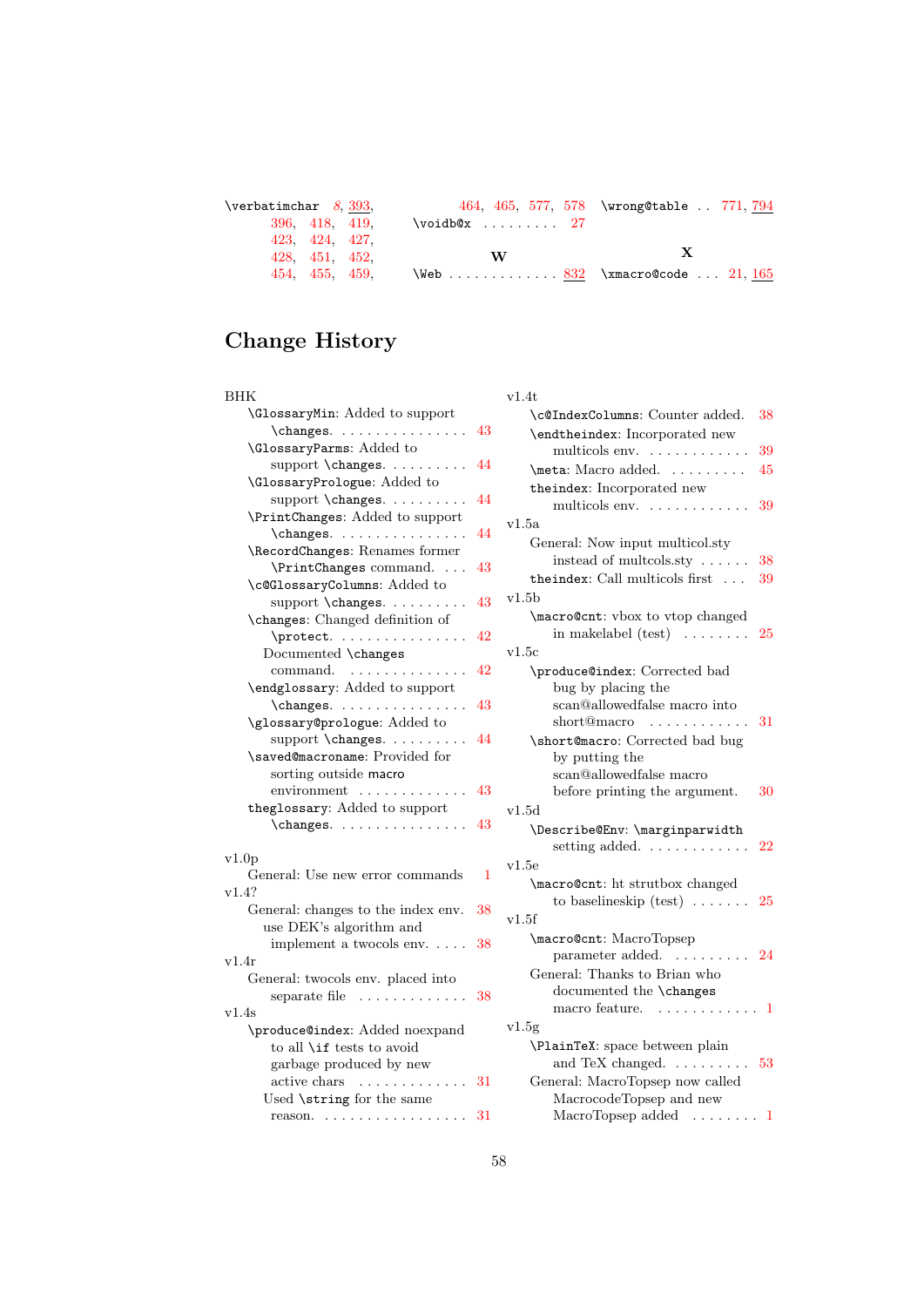\verbatimchar 8, 393, 396, 418, 419, 423, 424, 427, 428, 451, 452, 454, 455, 459, 464, 465, 577, 578

\voidb@x . . . . . . . . . 27

**W**

\Web . . . . . . . . . . . . . 832

\wrong@table . . 771, 794

**X**

\xmacro@code . . . 21, 165

# Change History

BHK

- \GlossaryMin: Added to support \changes. . . . . . . . . . . . . . . . 43
- \GlossaryParms: Added to support \changes. . . . . . . . . . 44
- \GlossaryPrologue: Added to support \changes. . . . . . . . . . 44
- \PrintChanges: Added to support \changes. . . . . . . . . . . . . . . . 44
- \RecordChanges: Renames former \PrintChanges command. . . . 43
- \c@GlossaryColumns: Added to support \changes. . . . . . . . . . 43
- \changes: Changed definition of \protect. . . . . . . . . . . . . . . . 42
  - Documented \changes command. . . . . . . . . . . . . . . . 42
- \endglossary: Added to support \changes. . . . . . . . . . . . . . . . 43
- \glossary@prologue: Added to support \changes. . . . . . . . . . 44
- \saved@macroname: Provided for sorting outside macro environment . . . . . . . . . . . . . 43
- theglossary: Added to support \changes. . . . . . . . . . . . . . . . 43

v1.0p

- General: Use new error commands . . 1

v1.4?

- General: changes to the index env. 38
  - use DEK's algorithm and implement a twocols env. . . . . 38

v1.4r

- General: twocols env. placed into separate file . . . . . . . . . . . . . 38

v1.4s

- \produce@index: Added noexpand to all \if tests to avoid garbage produced by new active chars . . . . . . . . . . . . . 31
  - Used \string for the same reason. . . . . . . . . . . . . . . . . . 31

v1.4t

- \c@IndexColumns: Counter added. 38
- \endtheindex: Incorporated new multicols env. . . . . . . . . . . . . 39
- \meta: Macro added. . . . . . . . . . 45
- theindex: Incorporated new multicols env. . . . . . . . . . . . . 39

v1.5a

- General: Now input multicol.sty instead of multcols.sty . . . . . . 38
- theindex: Call multicols first . . . 39

v1.5b

- \macro@cnt: vbox to vtop changed in makelabel (test) . . . . . . . . 25

v1.5c

- \produce@index: Corrected bad bug by placing the scan@allowedfalse macro into short@macro . . . . . . . . . . . . 31
- \short@macro: Corrected bad bug by putting the scan@allowedfalse macro before printing the argument. 30

v1.5d

- \Describe@Env: \marginparwidth setting added. . . . . . . . . . . . 22

v1.5e

- \macro@cnt: ht strutbox changed to baselineskip (test) . . . . . . . 25

v1.5f

- \macro@cnt: MacroTopsep parameter added. . . . . . . . . . 24
- General: Thanks to Brian who documented the \changes macro feature. . . . . . . . . . . . . 1

v1.5g

- \PlainTeX: space between plain and TeX changed. . . . . . . . . . 53
- General: MacroTopsep now called MacrocodeTopsep and new MacroTopsep added . . . . . . . . 1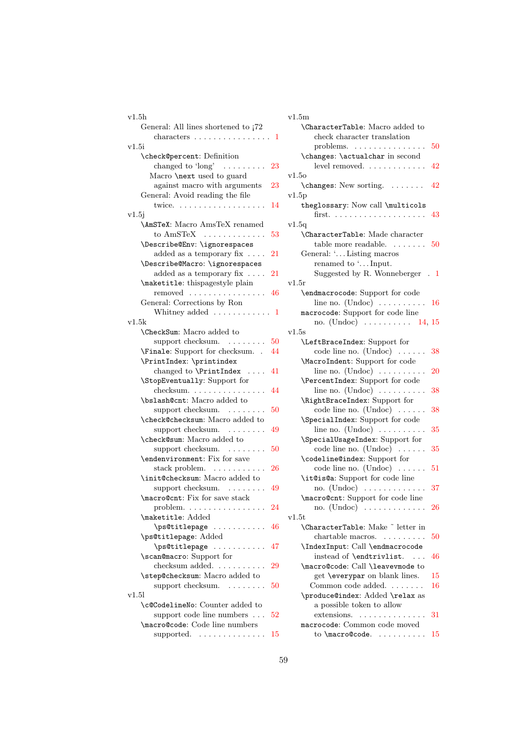v1.5h

- General: All lines shortened to ¡72 characters . . . . . . . . . . . . . . . . 1

v1.5i

- `\check@percent`: Definition changed to 'long' . . . . . . . . . 23
  - Macro `\next` used to guard against macro with arguments 23
- General: Avoid reading the file twice. . . . . . . . . . . . . . . . . . 14

v1.5j

- `\AmSTeX`: Macro AmsTeX renamed to AmSTeX . . . . . . . . . . . . 53
- `\Describe@Env`: `\ignorespaces` added as a temporary fix . . . . 21
- `\Describe@Macro`: `\ignorespaces` added as a temporary fix . . . . 21
- `\maketitle`: thispagestyle plain removed . . . . . . . . . . . . . . . . 46
- General: Corrections by Ron Whitney added . . . . . . . . . . . 1

v1.5k

- `\CheckSum`: Macro added to support checksum. . . . . . . . . 50
- `\Finale`: Support for checksum. . 44
- `\PrintIndex`: `\printindex` changed to `\PrintIndex` . . . . 41
- `\StopEventually`: Support for checksum. . . . . . . . . . . . . . . . 44
- `\bslash@cnt`: Macro added to support checksum. . . . . . . . . 50
- `\check@checksum`: Macro added to support checksum. . . . . . . . . 49
- `\check@sum`: Macro added to support checksum. . . . . . . . . 50
- `\endenvironment`: Fix for save stack problem. . . . . . . . . . . . 26
- `\init@checksum`: Macro added to support checksum. . . . . . . . . 49
- `\macro@cnt`: Fix for save stack problem. . . . . . . . . . . . . . . . . 24
- `\maketitle`: Added `\ps@titlepage` . . . . . . . . . . . 46
- `\ps@titlepage`: Added `\ps@titlepage` . . . . . . . . . . . 47
- `\scan@macro`: Support for checksum added. . . . . . . . . . . 29
- `\step@checksum`: Macro added to support checksum. . . . . . . . . 50

v1.5l

- `\c@CodelineNo`: Counter added to support code line numbers . . . 52
- `\macro@code`: Code line numbers supported. . . . . . . . . . . . . . . 15

v1.5m

- `\CharacterTable`: Macro added to check character translation problems. . . . . . . . . . . . . . . . 50
- `\changes`: `\actualchar` in second level removed. . . . . . . . . . . . . 42

v1.5o

- `\changes`: New sorting. . . . . . . . 42

v1.5p

- `theglossary`: Now call `\multicols` first. . . . . . . . . . . . . . . . . . . . 43

v1.5q

- `\CharacterTable`: Made character table more readable. . . . . . . . 50
- General: '. . . Listing macros renamed to '. . . Input. Suggested by R. Wonneberger . 1

v1.5r

- `\endmacrocode`: Support for code line no. (Undoc) . . . . . . . . . . 16
- `macrocode`: Support for code line no. (Undoc) . . . . . . . . . . 14, 15

v1.5s

- `\LeftBraceIndex`: Support for code line no. (Undoc) . . . . . . 38
- `\MacroIndent`: Support for code line no. (Undoc) . . . . . . . . . . 20
- `\PercentIndex`: Support for code line no. (Undoc) . . . . . . . . . . 38
- `\RightBraceIndex`: Support for code line no. (Undoc) . . . . . . 38
- `\SpecialIndex`: Support for code line no. (Undoc) . . . . . . . . . . 35
- `\SpecialUsageIndex`: Support for code line no. (Undoc) . . . . . . 35
- `\codeline@index`: Support for code line no. (Undoc) . . . . . . 51
- `\it@is@a`: Support for code line no. (Undoc) . . . . . . . . . . . . . 37
- `\macro@cnt`: Support for code line no. (Undoc) . . . . . . . . . . . . . 26

v1.5t

- `\CharacterTable`: Make ~ letter in chartable macros. . . . . . . . . . 50
- `\IndexInput`: Call `\endmacrocode` instead of `\endtrivlist`. . . . 46
- `\macro@code`: Call `\leavevmode` to get `\everypar` on blank lines. 15
  - Common code added. . . . . . . . 16
- `\produce@index`: Added `\relax` as a possible token to allow extensions. . . . . . . . . . . . . . . 31
- `macrocode`: Common code moved to `\macro@code`. . . . . . . . . . . 15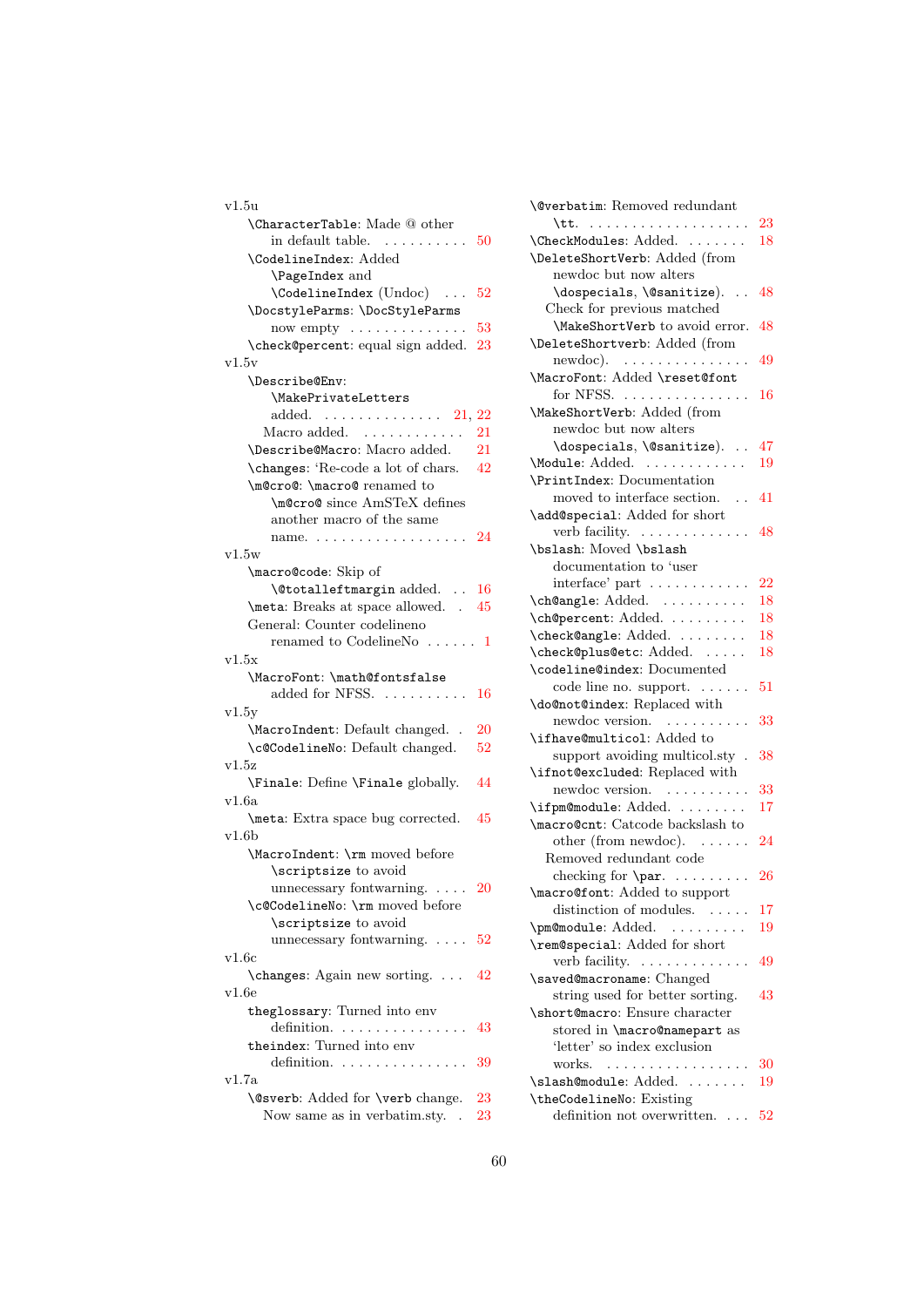v1.5u

- `\CharacterTable`: Made @ other in default table. . . . . . . . . . . 50
- `\CodelineIndex`: Added `\PageIndex` and `\CodelineIndex` (Undoc) . . . 52
- `\DocstyleParms`: `\DocStyleParms` now empty . . . . . . . . . . . . . 53
- `\check@percent`: equal sign added. 23

v1.5v

- `\Describe@Env`: `\MakePrivateLetters` added. . . . . . . . . . . . . . 21, 22
  Macro added. . . . . . . . . . . . 21
- `\Describe@Macro`: Macro added. 21
- `\changes`: 'Re-code a lot of chars. 42
- `\m@cro@`: `\macro@` renamed to `\m@cro@` since AmSTeX defines another macro of the same name. . . . . . . . . . . . . . . . . . 24

v1.5w

- `\macro@code`: Skip of `\@totalleftmargin` added. . . 16
- `\meta`: Breaks at space allowed. . 45
- General: Counter codelineno renamed to CodelineNo . . . . . . 1

v1.5x

- `\MacroFont`: `\math@fontsfalse` added for NFSS. . . . . . . . . . 16

v1.5y

- `\MacroIndent`: Default changed. . 20
- `\c@CodelineNo`: Default changed. 52

v1.5z

- `\Finale`: Define `\Finale` globally. 44

v1.6a

- `\meta`: Extra space bug corrected. 45

v1.6b

- `\MacroIndent`: `\rm` moved before `\scriptsize` to avoid unnecessary fontwarning. . . . . 20
- `\c@CodelineNo`: `\rm` moved before `\scriptsize` to avoid unnecessary fontwarning. . . . . 52

v1.6c

- `\changes`: Again new sorting. . . . 42

v1.6e

- `theglossary`: Turned into env definition. . . . . . . . . . . . . . . 43
- `theindex`: Turned into env definition. . . . . . . . . . . . . . . 39

v1.7a

- `\@sverb`: Added for `\verb` change. 23
  Now same as in verbatim.sty. . 23
- `\@verbatim`: Removed redundant `\tt`. . . . . . . . . . . . . . . . . . . 23
- `\CheckModules`: Added. . . . . . . 18
- `\DeleteShortVerb`: Added (from newdoc but now alters `\dospecials`, `\@sanitize`). . . 48
  Check for previous matched `\MakeShortVerb` to avoid error. 48
- `\DeleteShortverb`: Added (from newdoc). . . . . . . . . . . . . . . 49
- `\MacroFont`: Added `\reset@font` for NFSS. . . . . . . . . . . . . . . 16
- `\MakeShortVerb`: Added (from newdoc but now alters `\dospecials`, `\@sanitize`). . . 47
- `\Module`: Added. . . . . . . . . . . . 19
- `\PrintIndex`: Documentation moved to interface section. . . 41
- `\add@special`: Added for short verb facility. . . . . . . . . . . . . 48
- `\bslash`: Moved `\bslash` documentation to 'user interface' part . . . . . . . . . . . 22
- `\ch@angle`: Added. . . . . . . . . . 18
- `\ch@percent`: Added. . . . . . . . . 18
- `\check@angle`: Added. . . . . . . . 18
- `\check@plus@etc`: Added. . . . . 18
- `\codeline@index`: Documented code line no. support. . . . . . 51
- `\do@not@index`: Replaced with newdoc version. . . . . . . . . . 33
- `\ifhave@multicol`: Added to support avoiding multicol.sty . 38
- `\ifnot@excluded`: Replaced with newdoc version. . . . . . . . . . 33
- `\ifpm@module`: Added. . . . . . . . 17
- `\macro@cnt`: Catcode backslash to other (from newdoc). . . . . . 24
  Removed redundant code checking for `\par`. . . . . . . . . 26
- `\macro@font`: Added to support distinction of modules. . . . . 17
- `\pm@module`: Added. . . . . . . . . 19
- `\rem@special`: Added for short verb facility. . . . . . . . . . . . . 49
- `\saved@macroname`: Changed string used for better sorting. 43
- `\short@macro`: Ensure character stored in `\macro@namepart` as 'letter' so index exclusion works. . . . . . . . . . . . . . . . . 30
- `\slash@module`: Added. . . . . . . 19
- `\theCodelineNo`: Existing definition not overwritten. . . . 52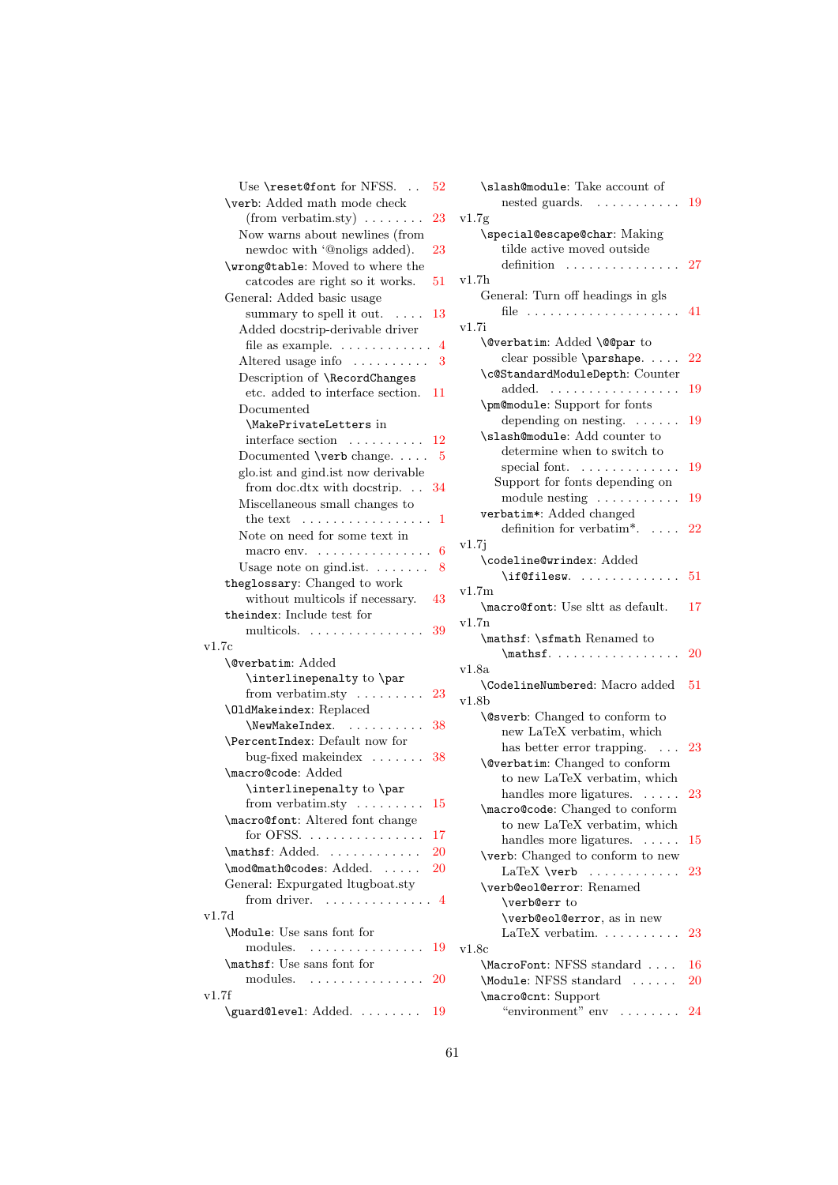Use `\reset@font` for NFSS. . . 52

`\verb`: Added math mode check (from verbatim.sty) . . . . . . . . 23

Now warns about newlines (from newdoc with '@noligs added). 23

`\wrong@table`: Moved to where the catcodes are right so it works. 51

General: Added basic usage summary to spell it out. . . . . 13

Added docstrip-derivable driver file as example. . . . . . . . . . . . 4

Altered usage info . . . . . . . . . . 3

Description of `\RecordChanges` etc. added to interface section. 11

Documented `\MakePrivateLetters` in interface section . . . . . . . . . . 12

Documented `\verb` change. . . . . 5

glo.ist and gind.ist now derivable from doc.dtx with docstrip. . . 34

Miscellaneous small changes to the text . . . . . . . . . . . . . . . . . 1

Note on need for some text in macro env. . . . . . . . . . . . . . . . 6

Usage note on gind.ist. . . . . . . . 8

`theglossary`: Changed to work without multicols if necessary. 43

`theindex`: Include test for multicols. . . . . . . . . . . . . . . . 39

v1.7c

`\@verbatim`: Added `\interlinepenalty` to `\par` from verbatim.sty . . . . . . . . . 23

`\OldMakeindex`: Replaced `\NewMakeIndex`. . . . . . . . . . . 38

`\PercentIndex`: Default now for bug-fixed makeindex . . . . . . . 38

`\macro@code`: Added `\interlinepenalty` to `\par` from verbatim.sty . . . . . . . . . 15

`\macro@font`: Altered font change for OFSS. . . . . . . . . . . . . . . . 17

`\mathsf`: Added. . . . . . . . . . . . 20

`\mod@math@codes`: Added. . . . . 20

General: Expurgated ltugboat.sty from driver. . . . . . . . . . . . . . 4

v1.7d

`\Module`: Use sans font for modules. . . . . . . . . . . . . . . . 19

`\mathsf`: Use sans font for modules. . . . . . . . . . . . . . . . 20

v1.7f

`\guard@level`: Added. . . . . . . . . 19

`\slash@module`: Take account of nested guards. . . . . . . . . . . . 19

v1.7g

`\special@escape@char`: Making tilde active moved outside definition . . . . . . . . . . . . . . . 27

v1.7h

General: Turn off headings in gls file . . . . . . . . . . . . . . . . . . . . 41

v1.7i

`\@verbatim`: Added `\@@par` to clear possible `\parshape`. . . . . 22

`\c@StandardModuleDepth`: Counter added. . . . . . . . . . . . . . . . . . 19

`\pm@module`: Support for fonts depending on nesting. . . . . . . 19

`\slash@module`: Add counter to determine when to switch to special font. . . . . . . . . . . . . . 19

Support for fonts depending on module nesting . . . . . . . . . . . 19

`verbatim*`: Added changed definition for verbatim*. . . . . 22

v1.7j

`\codeline@wrindex`: Added `\if@filesw`. . . . . . . . . . . . . . 51

v1.7m

`\macro@font`: Use sltt as default. 17

v1.7n

`\mathsf`: `\sfmath` Renamed to `\mathsf`. . . . . . . . . . . . . . . . . 20

v1.8a

`\CodelineNumbered`: Macro added 51

v1.8b

`\@sverb`: Changed to conform to new LaTeX verbatim, which has better error trapping. . . . 23

`\@verbatim`: Changed to conform to new LaTeX verbatim, which handles more ligatures. . . . . . 23

`\macro@code`: Changed to conform to new LaTeX verbatim, which handles more ligatures. . . . . . 15

`\verb`: Changed to conform to new LaTeX `\verb` . . . . . . . . . . . . 23

`\verb@eol@error`: Renamed `\verb@err` to `\verb@eol@error`, as in new LaTeX verbatim. . . . . . . . . . . 23

v1.8c

`\MacroFont`: NFSS standard . . . . 16

`\Module`: NFSS standard . . . . . . 20

`\macro@cnt`: Support "environment" env . . . . . . . . 24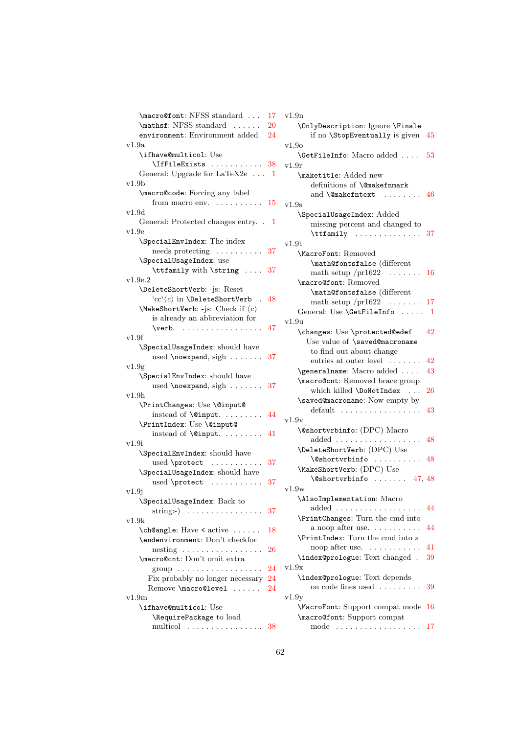\macro@font: NFSS standard . . . 17
\mathsf: NFSS standard . . . . . . 20
environment: Environment added 24

v1.9a
- \ifhave@multicol: Use \IfFileExists . . . . . . . . . . . 38
- General: Upgrade for LaTeX2e . . . 1

v1.9b
- \macro@code: Forcing any label from macro env. . . . . . . . . . . 15

v1.9d
- General: Protected changes entry. . 1

v1.9e
- \SpecialEnvIndex: The index needs protecting . . . . . . . . . . 37
- \SpecialUsageIndex: use \ttfamily with \string . . . . 37

v1.9e.2
- \DeleteShortVerb: -js: Reset 'cc'⟨c⟩ in \DeleteShortVerb . 48
- \MakeShortVerb: -js: Check if ⟨c⟩ is already an abbreviation for \verb. . . . . . . . . . . . . . . . . 47

v1.9f
- \SpecialUsageIndex: should have used \noexpand, sigh . . . . . . . 37

v1.9g
- \SpecialEnvIndex: should have used \noexpand, sigh . . . . . . . 37

v1.9h
- \PrintChanges: Use \@input@ instead of \@input. . . . . . . . . 44
- \PrintIndex: Use \@input@ instead of \@input. . . . . . . . . 41

v1.9i
- \SpecialEnvIndex: should have used \protect . . . . . . . . . . . 37
- \SpecialUsageIndex: should have used \protect . . . . . . . . . . . 37

v1.9j
- \SpecialUsageIndex: Back to string:-) . . . . . . . . . . . . . . . . 37

v1.9k
- \ch@angle: Have < active . . . . . . 18
- \endenvironment: Don't checkfor nesting . . . . . . . . . . . . . . . . . 26
- \macro@cnt: Don't omit extra group . . . . . . . . . . . . . . . . . . 24
  - Fix probably no longer necessary 24
  - Remove \macro@level . . . . . . 24

v1.9m
- \ifhave@multicol: Use \RequirePackage to load multicol . . . . . . . . . . . . . . . . 38

v1.9n
- \OnlyDescription: Ignore \Finale if no \StopEventually is given 45

v1.9o
- \GetFileInfo: Macro added . . . . 53

v1.9r
- \maketitle: Added new definitions of \@makefnmark and \@makefntext . . . . . . . . 46

v1.9s
- \SpecialUsageIndex: Added missing percent and changed to \ttfamily . . . . . . . . . . . . . . 37

v1.9t
- \MacroFont: Removed \math@fontsfalse (different math setup /pr1622 . . . . . . . 16
- \macro@font: Removed \math@fontsfalse (different math setup /pr1622 . . . . . . . 17
- General: Use \GetFileInfo . . . . . 1

v1.9u
- \changes: Use \protected@edef 42
  - Use value of \saved@macroname to find out about change entries at outer level . . . . . . . 42
- \generalname: Macro added . . . . 43
- \macro@cnt: Removed brace group which killed \DoNotIndex . . . 26
- \saved@macroname: Now empty by default . . . . . . . . . . . . . . . . . 43

v1.9v
- \@shortvrbinfo: (DPC) Macro added . . . . . . . . . . . . . . . . . . 48
- \DeleteShortVerb: (DPC) Use \@shortvrbinfo . . . . . . . . . . 48
- \MakeShortVerb: (DPC) Use \@shortvrbinfo . . . . . . . 47, 48

v1.9w
- \AlsoImplementation: Macro added . . . . . . . . . . . . . . . . . . 44
- \PrintChanges: Turn the cmd into a noop after use. . . . . . . . . . 44
- \PrintIndex: Turn the cmd into a noop after use. . . . . . . . . . . 41
- \index@prologue: Text changed . 39

v1.9x
- \index@prologue: Text depends on code lines used . . . . . . . . . 39

v1.9y
- \MacroFont: Support compat mode 16
- \macro@font: Support compat mode . . . . . . . . . . . . . . . . . . 17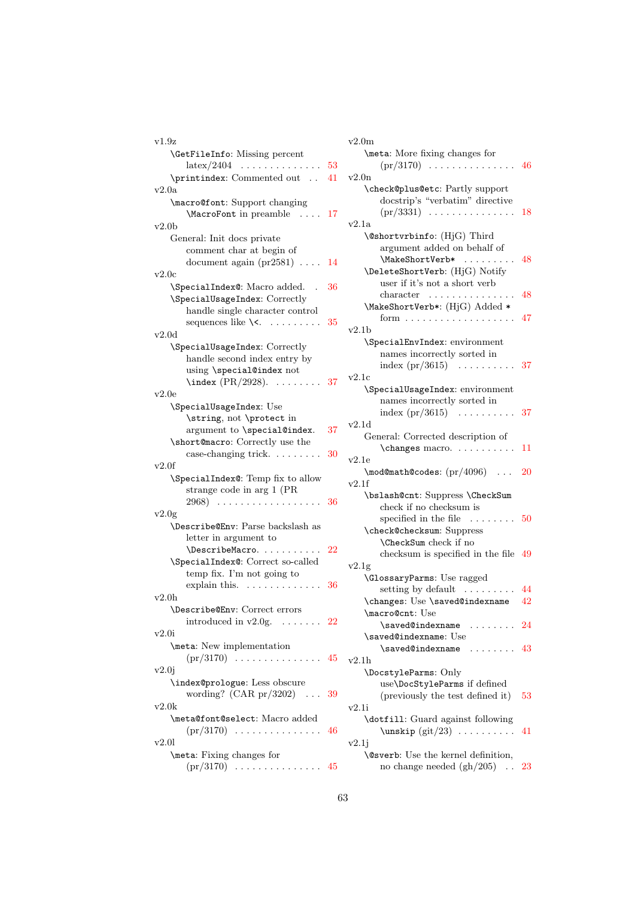v1.9z

- `\GetFileInfo`: Missing percent latex/2404 . . . . . . . . . . . . . . 53
- `\printindex`: Commented out . . 41

v2.0a

- `\macro@font`: Support changing `\MacroFont` in preamble . . . . 17

v2.0b

- General: Init docs private comment char at begin of document again (pr2581) . . . . 14

v2.0c

- `\SpecialIndex@`: Macro added. . 36
- `\SpecialUsageIndex`: Correctly handle single character control sequences like `\<`. . . . . . . . . 35

v2.0d

- `\SpecialUsageIndex`: Correctly handle second index entry by using `\special@index` not `\index` (PR/2928). . . . . . . . 37

v2.0e

- `\SpecialUsageIndex`: Use `\string`, not `\protect` in argument to `\special@index`. 37
- `\short@macro`: Correctly use the case-changing trick. . . . . . . . 30

v2.0f

- `\SpecialIndex@`: Temp fix to allow strange code in arg 1 (PR 2968) . . . . . . . . . . . . . . . . . . 36

v2.0g

- `\Describe@Env`: Parse backslash as letter in argument to `\DescribeMacro`. . . . . . . . . . . 22
- `\SpecialIndex@`: Correct so-called temp fix. I'm not going to explain this. . . . . . . . . . . . . 36

v2.0h

- `\Describe@Env`: Correct errors introduced in v2.0g. . . . . . . 22

v2.0i

- `\meta`: New implementation (pr/3170) . . . . . . . . . . . . . . . 45

v2.0j

- `\index@prologue`: Less obscure wording? (CAR pr/3202) . . . 39

v2.0k

- `\meta@font@select`: Macro added (pr/3170) . . . . . . . . . . . . . . . 46

v2.0l

- `\meta`: Fixing changes for (pr/3170) . . . . . . . . . . . . . . . 45

v2.0m

- `\meta`: More fixing changes for (pr/3170) . . . . . . . . . . . . . . . 46

v2.0n

- `\check@plus@etc`: Partly support docstrip's "verbatim" directive (pr/3331) . . . . . . . . . . . . . . . 18

v2.1a

- `\@shortvrbinfo`: (HjG) Third argument added on behalf of `\MakeShortVerb*` . . . . . . . . . 48
- `\DeleteShortVerb`: (HjG) Notify user if it's not a short verb character . . . . . . . . . . . . . . . 48
- `\MakeShortVerb*`: (HjG) Added `*` form . . . . . . . . . . . . . . . . . . . 47

v2.1b

- `\SpecialEnvIndex`: environment names incorrectly sorted in index (pr/3615) . . . . . . . . . . 37

v2.1c

- `\SpecialUsageIndex`: environment names incorrectly sorted in index (pr/3615) . . . . . . . . . . 37

v2.1d

- General: Corrected description of `\changes` macro. . . . . . . . . . 11

v2.1e

- `\mod@math@codes`: (pr/4096) . . . 20

v2.1f

- `\bslash@cnt`: Suppress `\CheckSum` check if no checksum is specified in the file . . . . . . . . 50
- `\check@checksum`: Suppress `\CheckSum` check if no checksum is specified in the file 49

v2.1g

- `\GlossaryParms`: Use ragged setting by default . . . . . . . . . 44
- `\changes`: Use `\saved@indexname` 42
- `\macro@cnt`: Use `\saved@indexname` . . . . . . . . 24
- `\saved@indexname`: Use `\saved@indexname` . . . . . . . . 43

v2.1h

- `\DocstyleParms`: Only use`\DocStyleParms` if defined (previously the test defined it) 53

v2.1i

- `\dotfill`: Guard against following `\unskip` (git/23) . . . . . . . . . . 41

v2.1j

- `\@sverb`: Use the kernel definition, no change needed (gh/205) . . 23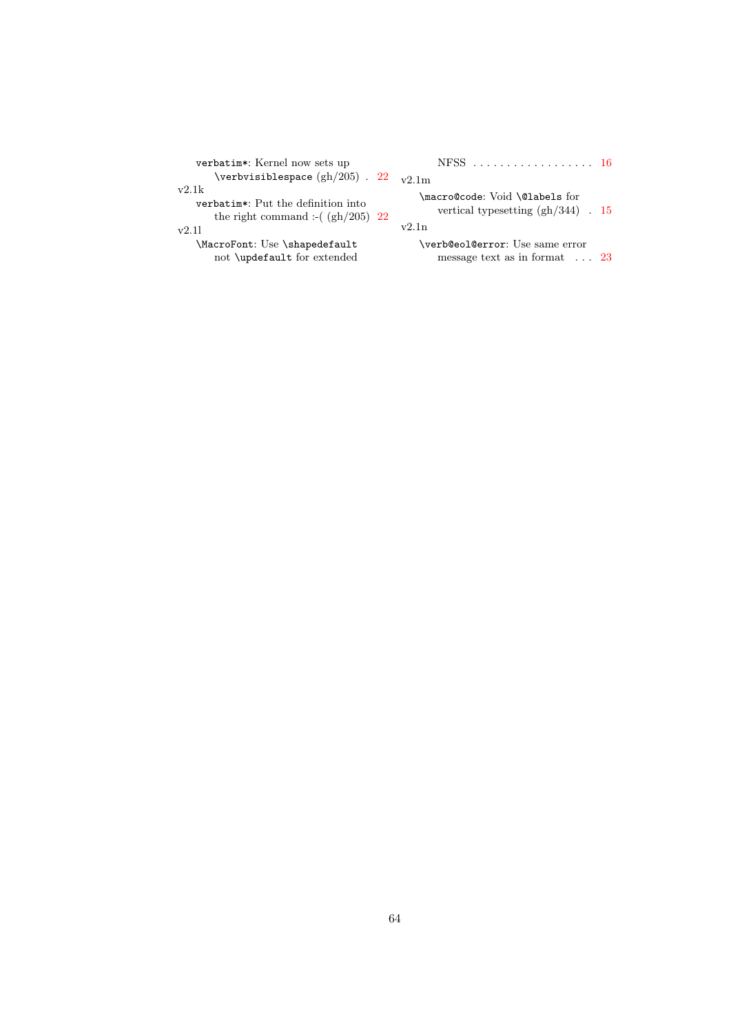verbatim*: Kernel now sets up \verbvisiblespace (gh/205) . 22

v2.1k

verbatim*: Put the definition into the right command :-( (gh/205) 22

v2.1l

\MacroFont: Use \shapedefault not \updefault for extended NFSS . . . . . . . . . . . . . . . . . . 16

v2.1m

\macro@code: Void \@labels for vertical typesetting (gh/344) . 15

v2.1n

\verb@eol@error: Use same error message text as in format . . . 23